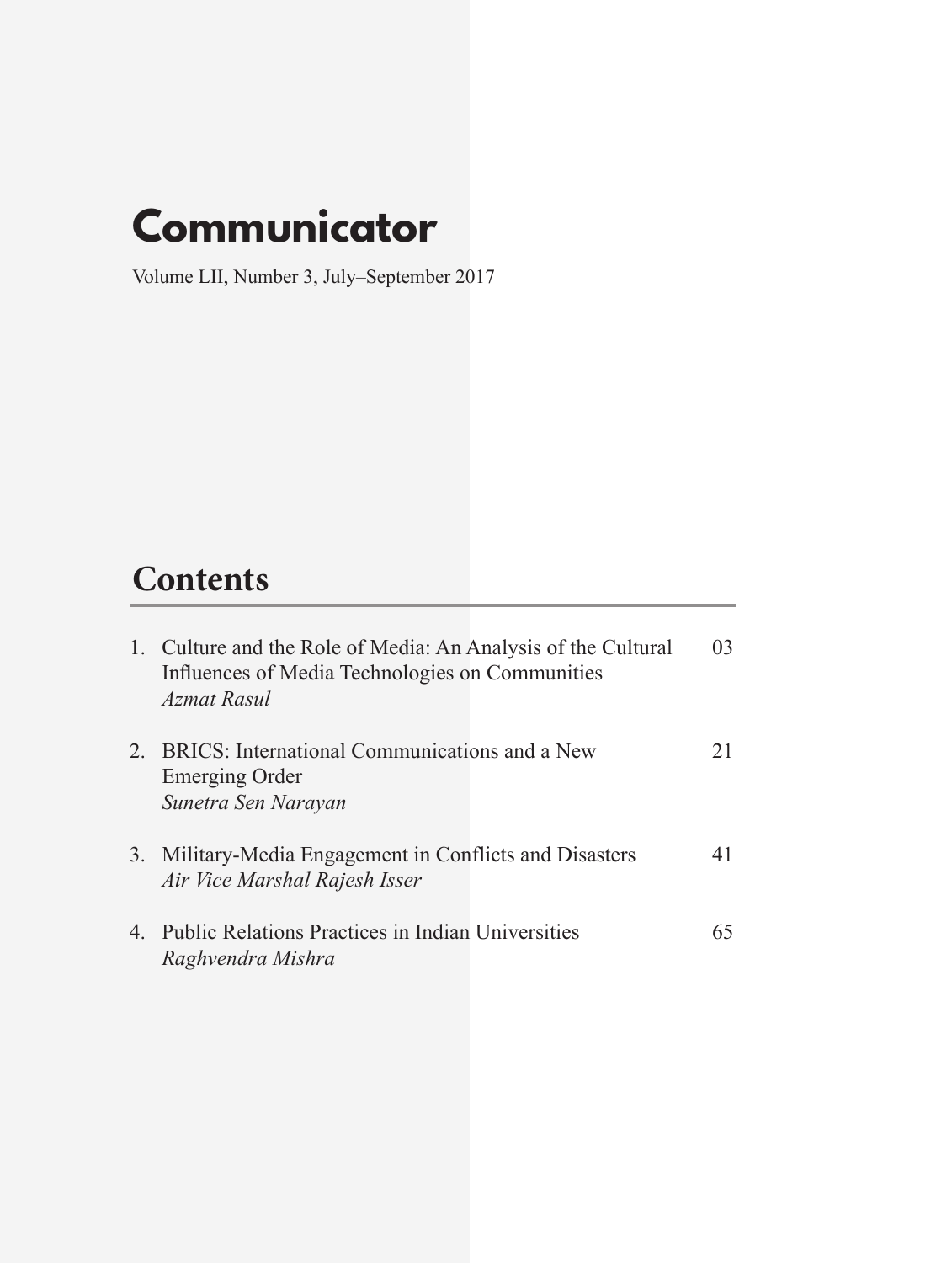# Communicator

Volume LII, Number 3, July–September 2017

## Contents

| | | |
|---|---|---|
| 1. | Culture and the Role of Media: An Analysis of the Cultural Influences of Media Technologies on Communities<br>*Azmat Rasul* | 03 |
| 2. | BRICS: International Communications and a New Emerging Order<br>*Sunetra Sen Narayan* | 21 |
| 3. | Military-Media Engagement in Conflicts and Disasters<br>*Air Vice Marshal Rajesh Isser* | 41 |
| 4. | Public Relations Practices in Indian Universities<br>*Raghvendra Mishra* | 65 |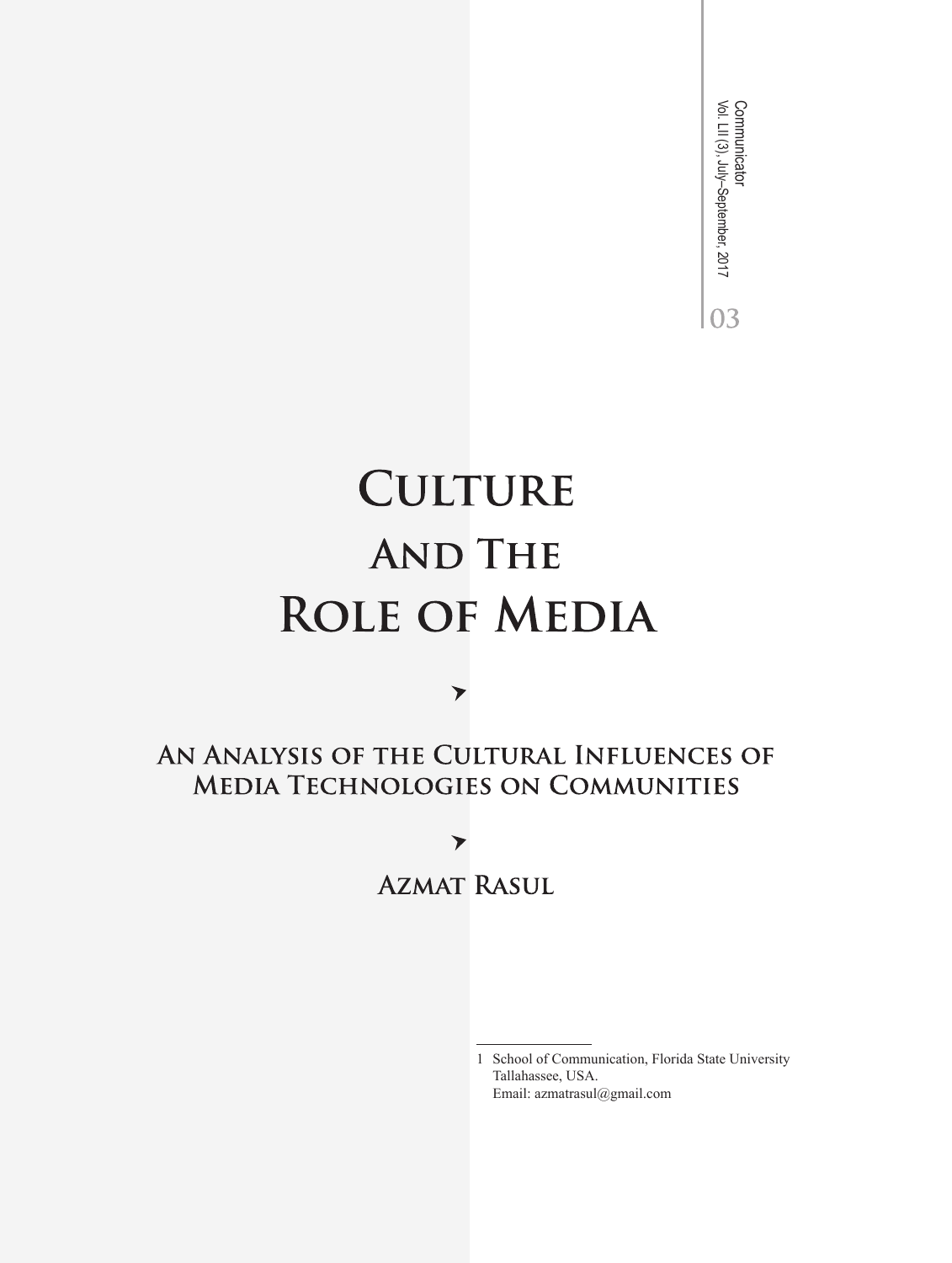# Culture And The Role of Media

## An Analysis of the Cultural Influences of Media Technologies on Communities

**Azmat Rasul**

1 School of Communication, Florida State University Tallahassee, USA.
Email: azmatrasul@gmail.com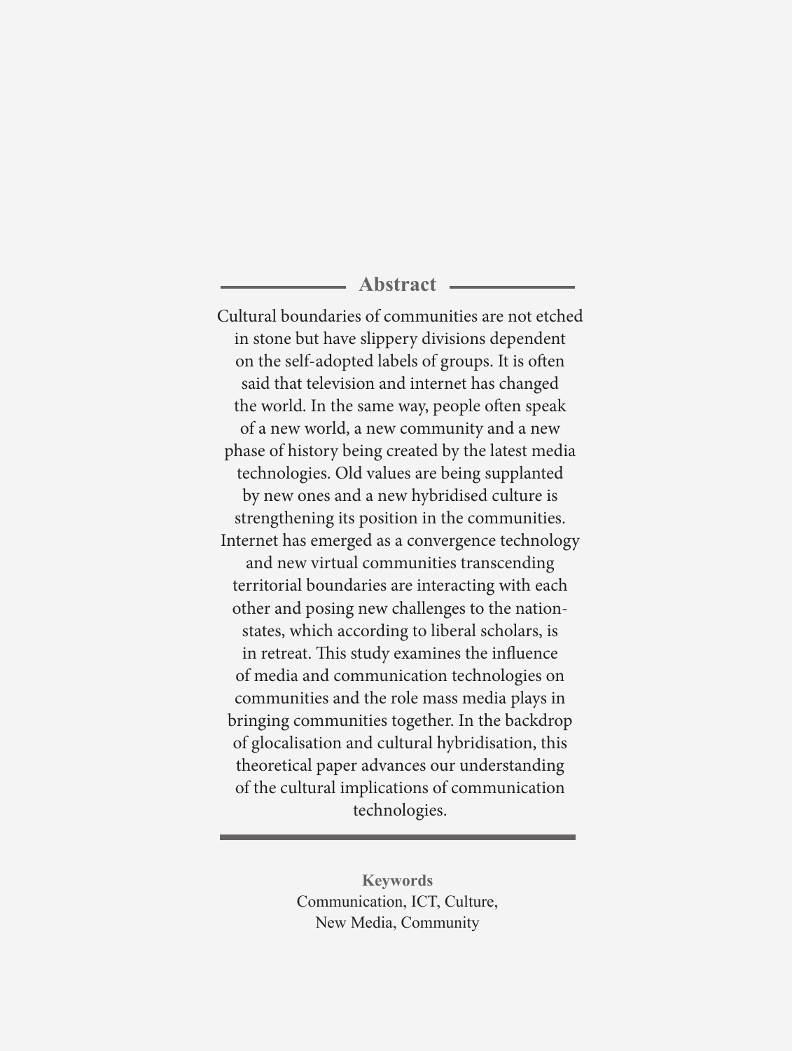## Abstract

Cultural boundaries of communities are not etched in stone but have slippery divisions dependent on the self-adopted labels of groups. It is often said that television and internet has changed the world. In the same way, people often speak of a new world, a new community and a new phase of history being created by the latest media technologies. Old values are being supplanted by new ones and a new hybridised culture is strengthening its position in the communities. Internet has emerged as a convergence technology and new virtual communities transcending territorial boundaries are interacting with each other and posing new challenges to the nation-states, which according to liberal scholars, is in retreat. This study examines the influence of media and communication technologies on communities and the role mass media plays in bringing communities together. In the backdrop of glocalisation and cultural hybridisation, this theoretical paper advances our understanding of the cultural implications of communication technologies.

**Keywords**

Communication, ICT, Culture, New Media, Community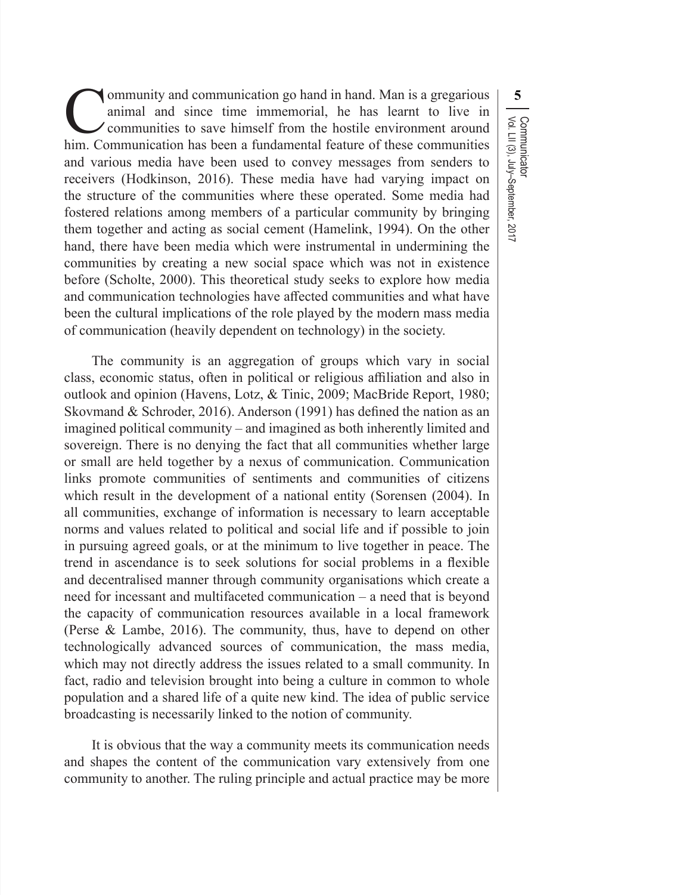Community and communication go hand in hand. Man is a gregarious animal and since time immemorial, he has learnt to live in communities to save himself from the hostile environment around him. Communication has been a fundamental feature of these communities and various media have been used to convey messages from senders to receivers (Hodkinson, 2016). These media have had varying impact on the structure of the communities where these operated. Some media had fostered relations among members of a particular community by bringing them together and acting as social cement (Hamelink, 1994). On the other hand, there have been media which were instrumental in undermining the communities by creating a new social space which was not in existence before (Scholte, 2000). This theoretical study seeks to explore how media and communication technologies have affected communities and what have been the cultural implications of the role played by the modern mass media of communication (heavily dependent on technology) in the society.

The community is an aggregation of groups which vary in social class, economic status, often in political or religious affiliation and also in outlook and opinion (Havens, Lotz, & Tinic, 2009; MacBride Report, 1980; Skovmand & Schroder, 2016). Anderson (1991) has defined the nation as an imagined political community – and imagined as both inherently limited and sovereign. There is no denying the fact that all communities whether large or small are held together by a nexus of communication. Communication links promote communities of sentiments and communities of citizens which result in the development of a national entity (Sorensen (2004). In all communities, exchange of information is necessary to learn acceptable norms and values related to political and social life and if possible to join in pursuing agreed goals, or at the minimum to live together in peace. The trend in ascendance is to seek solutions for social problems in a flexible and decentralised manner through community organisations which create a need for incessant and multifaceted communication – a need that is beyond the capacity of communication resources available in a local framework (Perse & Lambe, 2016). The community, thus, have to depend on other technologically advanced sources of communication, the mass media, which may not directly address the issues related to a small community. In fact, radio and television brought into being a culture in common to whole population and a shared life of a quite new kind. The idea of public service broadcasting is necessarily linked to the notion of community.

It is obvious that the way a community meets its communication needs and shapes the content of the communication vary extensively from one community to another. The ruling principle and actual practice may be more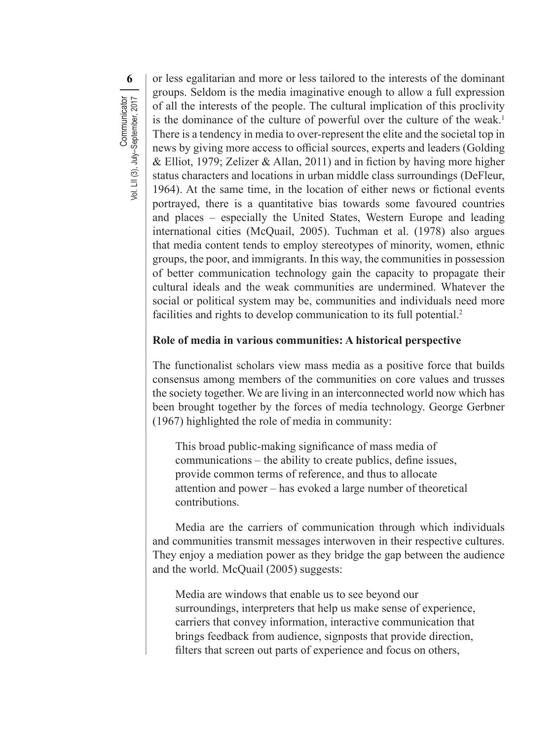or less egalitarian and more or less tailored to the interests of the dominant groups. Seldom is the media imaginative enough to allow a full expression of all the interests of the people. The cultural implication of this proclivity is the dominance of the culture of powerful over the culture of the weak.[1] There is a tendency in media to over-represent the elite and the societal top in news by giving more access to official sources, experts and leaders (Golding & Elliot, 1979; Zelizer & Allan, 2011) and in fiction by having more higher status characters and locations in urban middle class surroundings (DeFleur, 1964). At the same time, in the location of either news or fictional events portrayed, there is a quantitative bias towards some favoured countries and places – especially the United States, Western Europe and leading international cities (McQuail, 2005). Tuchman et al. (1978) also argues that media content tends to employ stereotypes of minority, women, ethnic groups, the poor, and immigrants. In this way, the communities in possession of better communication technology gain the capacity to propagate their cultural ideals and the weak communities are undermined. Whatever the social or political system may be, communities and individuals need more facilities and rights to develop communication to its full potential.[2]

## Role of media in various communities: A historical perspective

The functionalist scholars view mass media as a positive force that builds consensus among members of the communities on core values and trusses the society together. We are living in an interconnected world now which has been brought together by the forces of media technology. George Gerbner (1967) highlighted the role of media in community:

> This broad public-making significance of mass media of communications – the ability to create publics, define issues, provide common terms of reference, and thus to allocate attention and power – has evoked a large number of theoretical contributions.

Media are the carriers of communication through which individuals and communities transmit messages interwoven in their respective cultures. They enjoy a mediation power as they bridge the gap between the audience and the world. McQuail (2005) suggests:

> Media are windows that enable us to see beyond our surroundings, interpreters that help us make sense of experience, carriers that convey information, interactive communication that brings feedback from audience, signposts that provide direction, filters that screen out parts of experience and focus on others,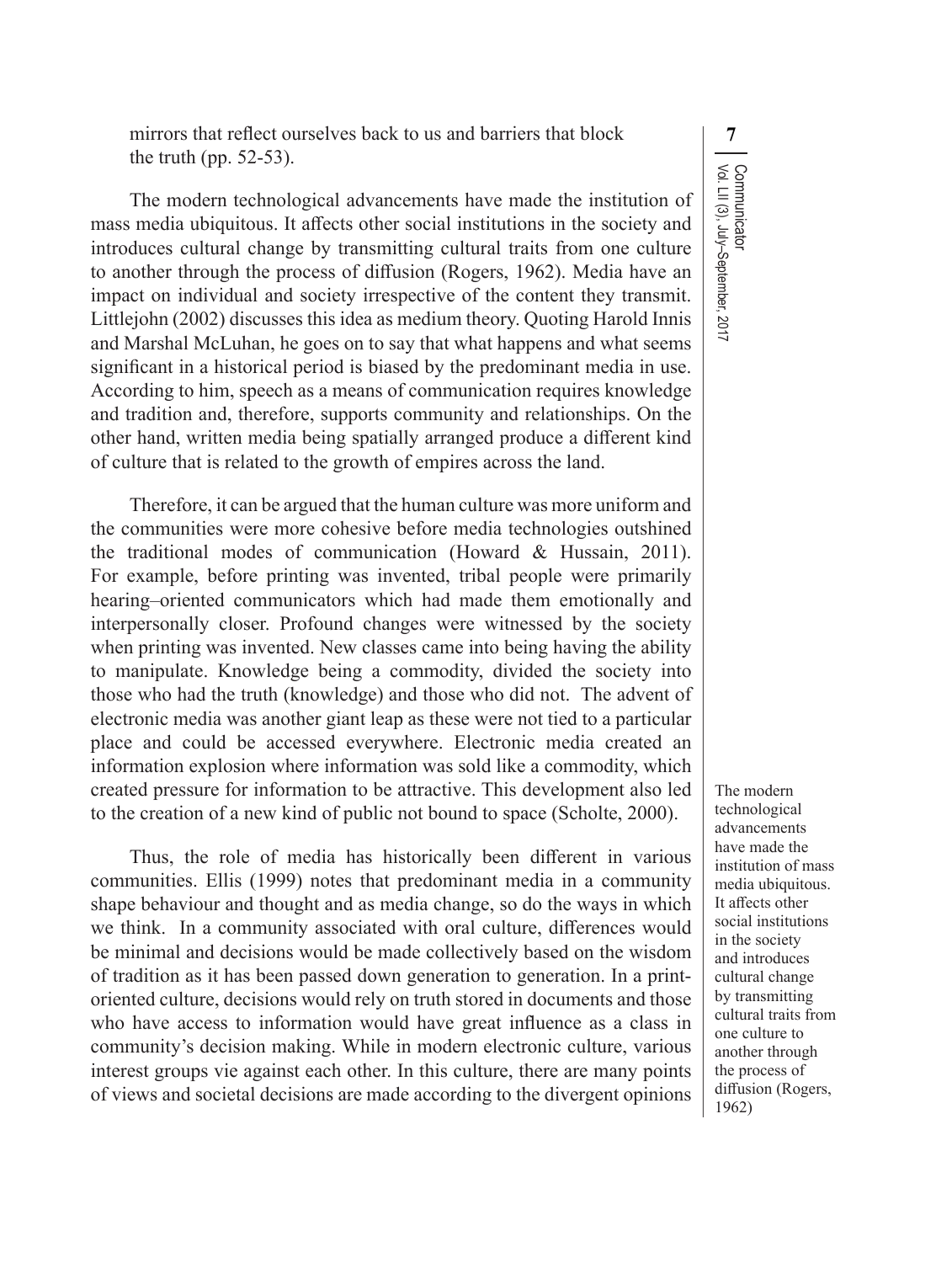mirrors that reflect ourselves back to us and barriers that block the truth (pp. 52-53).

The modern technological advancements have made the institution of mass media ubiquitous. It affects other social institutions in the society and introduces cultural change by transmitting cultural traits from one culture to another through the process of diffusion (Rogers, 1962). Media have an impact on individual and society irrespective of the content they transmit. Littlejohn (2002) discusses this idea as medium theory. Quoting Harold Innis and Marshal McLuhan, he goes on to say that what happens and what seems significant in a historical period is biased by the predominant media in use. According to him, speech as a means of communication requires knowledge and tradition and, therefore, supports community and relationships. On the other hand, written media being spatially arranged produce a different kind of culture that is related to the growth of empires across the land.

Therefore, it can be argued that the human culture was more uniform and the communities were more cohesive before media technologies outshined the traditional modes of communication (Howard & Hussain, 2011). For example, before printing was invented, tribal people were primarily hearing–oriented communicators which had made them emotionally and interpersonally closer. Profound changes were witnessed by the society when printing was invented. New classes came into being having the ability to manipulate. Knowledge being a commodity, divided the society into those who had the truth (knowledge) and those who did not. The advent of electronic media was another giant leap as these were not tied to a particular place and could be accessed everywhere. Electronic media created an information explosion where information was sold like a commodity, which created pressure for information to be attractive. This development also led to the creation of a new kind of public not bound to space (Scholte, 2000).

Thus, the role of media has historically been different in various communities. Ellis (1999) notes that predominant media in a community shape behaviour and thought and as media change, so do the ways in which we think. In a community associated with oral culture, differences would be minimal and decisions would be made collectively based on the wisdom of tradition as it has been passed down generation to generation. In a print-oriented culture, decisions would rely on truth stored in documents and those who have access to information would have great influence as a class in community's decision making. While in modern electronic culture, various interest groups vie against each other. In this culture, there are many points of views and societal decisions are made according to the divergent opinions

> The modern technological advancements have made the institution of mass media ubiquitous. It affects other social institutions in the society and introduces cultural change by transmitting cultural traits from one culture to another through the process of diffusion (Rogers, 1962)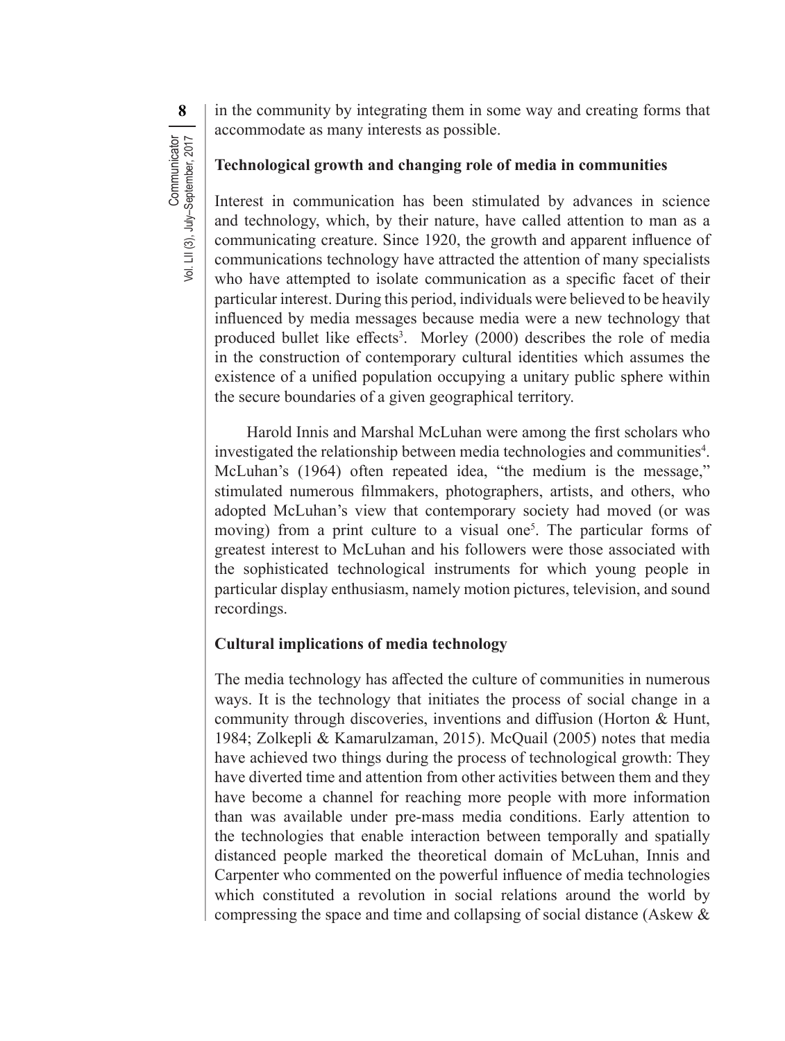in the community by integrating them in some way and creating forms that accommodate as many interests as possible.

## Technological growth and changing role of media in communities

Interest in communication has been stimulated by advances in science and technology, which, by their nature, have called attention to man as a communicating creature. Since 1920, the growth and apparent influence of communications technology have attracted the attention of many specialists who have attempted to isolate communication as a specific facet of their particular interest. During this period, individuals were believed to be heavily influenced by media messages because media were a new technology that produced bullet like effects[3]. Morley (2000) describes the role of media in the construction of contemporary cultural identities which assumes the existence of a unified population occupying a unitary public sphere within the secure boundaries of a given geographical territory.

Harold Innis and Marshal McLuhan were among the first scholars who investigated the relationship between media technologies and communities[4]. McLuhan's (1964) often repeated idea, "the medium is the message," stimulated numerous filmmakers, photographers, artists, and others, who adopted McLuhan's view that contemporary society had moved (or was moving) from a print culture to a visual one[5]. The particular forms of greatest interest to McLuhan and his followers were those associated with the sophisticated technological instruments for which young people in particular display enthusiasm, namely motion pictures, television, and sound recordings.

## Cultural implications of media technology

The media technology has affected the culture of communities in numerous ways. It is the technology that initiates the process of social change in a community through discoveries, inventions and diffusion (Horton & Hunt, 1984; Zolkepli & Kamarulzaman, 2015). McQuail (2005) notes that media have achieved two things during the process of technological growth: They have diverted time and attention from other activities between them and they have become a channel for reaching more people with more information than was available under pre-mass media conditions. Early attention to the technologies that enable interaction between temporally and spatially distanced people marked the theoretical domain of McLuhan, Innis and Carpenter who commented on the powerful influence of media technologies which constituted a revolution in social relations around the world by compressing the space and time and collapsing of social distance (Askew &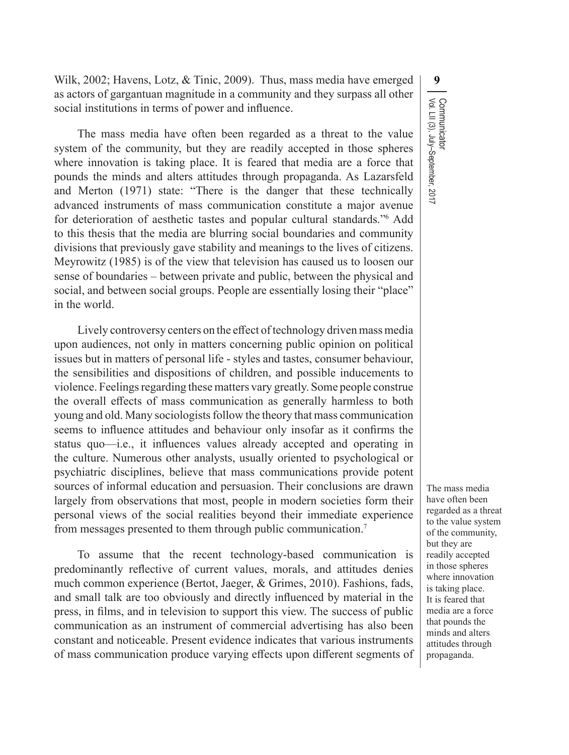Wilk, 2002; Havens, Lotz, & Tinic, 2009). Thus, mass media have emerged as actors of gargantuan magnitude in a community and they surpass all other social institutions in terms of power and influence.

The mass media have often been regarded as a threat to the value system of the community, but they are readily accepted in those spheres where innovation is taking place. It is feared that media are a force that pounds the minds and alters attitudes through propaganda. As Lazarsfeld and Merton (1971) state: "There is the danger that these technically advanced instruments of mass communication constitute a major avenue for deterioration of aesthetic tastes and popular cultural standards."[6] Add to this thesis that the media are blurring social boundaries and community divisions that previously gave stability and meanings to the lives of citizens. Meyrowitz (1985) is of the view that television has caused us to loosen our sense of boundaries – between private and public, between the physical and social, and between social groups. People are essentially losing their "place" in the world.

Lively controversy centers on the effect of technology driven mass media upon audiences, not only in matters concerning public opinion on political issues but in matters of personal life - styles and tastes, consumer behaviour, the sensibilities and dispositions of children, and possible inducements to violence. Feelings regarding these matters vary greatly. Some people construe the overall effects of mass communication as generally harmless to both young and old. Many sociologists follow the theory that mass communication seems to influence attitudes and behaviour only insofar as it confirms the status quo—i.e., it influences values already accepted and operating in the culture. Numerous other analysts, usually oriented to psychological or psychiatric disciplines, believe that mass communications provide potent sources of informal education and persuasion. Their conclusions are drawn largely from observations that most, people in modern societies form their personal views of the social realities beyond their immediate experience from messages presented to them through public communication.[7]

To assume that the recent technology-based communication is predominantly reflective of current values, morals, and attitudes denies much common experience (Bertot, Jaeger, & Grimes, 2010). Fashions, fads, and small talk are too obviously and directly influenced by material in the press, in films, and in television to support this view. The success of public communication as an instrument of commercial advertising has also been constant and noticeable. Present evidence indicates that various instruments of mass communication produce varying effects upon different segments of

The mass media have often been regarded as a threat to the value system of the community, but they are readily accepted in those spheres where innovation is taking place. It is feared that media are a force that pounds the minds and alters attitudes through propaganda.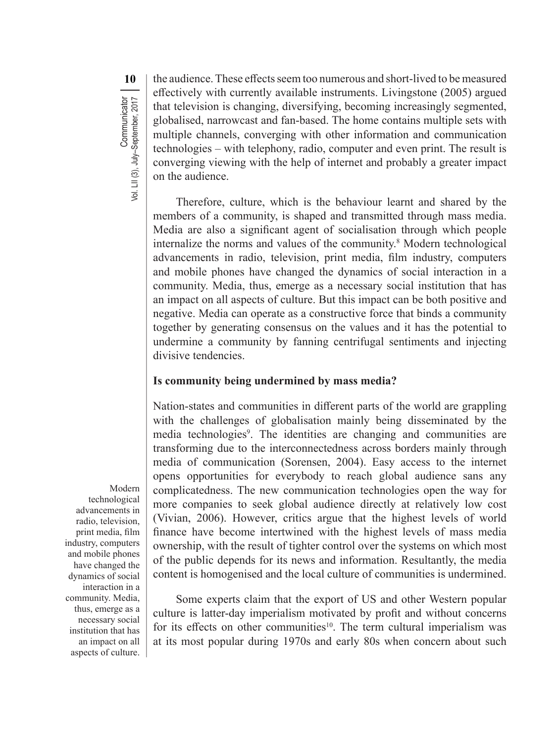the audience. These effects seem too numerous and short-lived to be measured effectively with currently available instruments. Livingstone (2005) argued that television is changing, diversifying, becoming increasingly segmented, globalised, narrowcast and fan-based. The home contains multiple sets with multiple channels, converging with other information and communication technologies – with telephony, radio, computer and even print. The result is converging viewing with the help of internet and probably a greater impact on the audience.

Therefore, culture, which is the behaviour learnt and shared by the members of a community, is shaped and transmitted through mass media. Media are also a significant agent of socialisation through which people internalize the norms and values of the community.[8] Modern technological advancements in radio, television, print media, film industry, computers and mobile phones have changed the dynamics of social interaction in a community. Media, thus, emerge as a necessary social institution that has an impact on all aspects of culture. But this impact can be both positive and negative. Media can operate as a constructive force that binds a community together by generating consensus on the values and it has the potential to undermine a community by fanning centrifugal sentiments and injecting divisive tendencies.

> Modern technological advancements in radio, television, print media, film industry, computers and mobile phones have changed the dynamics of social interaction in a community. Media, thus, emerge as a necessary social institution that has an impact on all aspects of culture.

### Is community being undermined by mass media?

Nation-states and communities in different parts of the world are grappling with the challenges of globalisation mainly being disseminated by the media technologies[9]. The identities are changing and communities are transforming due to the interconnectedness across borders mainly through media of communication (Sorensen, 2004). Easy access to the internet opens opportunities for everybody to reach global audience sans any complicatedness. The new communication technologies open the way for more companies to seek global audience directly at relatively low cost (Vivian, 2006). However, critics argue that the highest levels of world finance have become intertwined with the highest levels of mass media ownership, with the result of tighter control over the systems on which most of the public depends for its news and information. Resultantly, the media content is homogenised and the local culture of communities is undermined.

Some experts claim that the export of US and other Western popular culture is latter-day imperialism motivated by profit and without concerns for its effects on other communities[10]. The term cultural imperialism was at its most popular during 1970s and early 80s when concern about such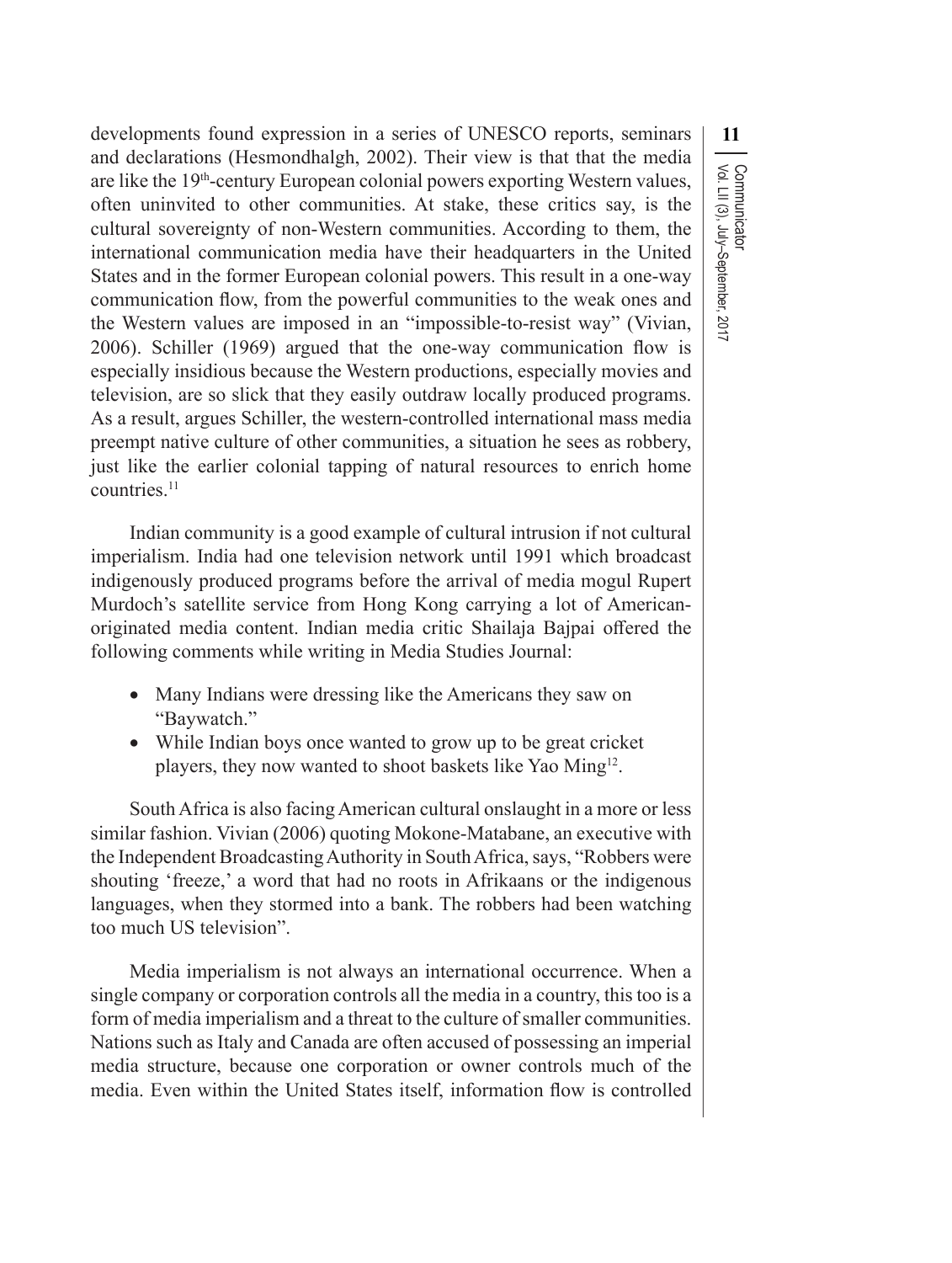developments found expression in a series of UNESCO reports, seminars and declarations (Hesmondhalgh, 2002). Their view is that that the media are like the 19th-century European colonial powers exporting Western values, often uninvited to other communities. At stake, these critics say, is the cultural sovereignty of non-Western communities. According to them, the international communication media have their headquarters in the United States and in the former European colonial powers. This result in a one-way communication flow, from the powerful communities to the weak ones and the Western values are imposed in an "impossible-to-resist way" (Vivian, 2006). Schiller (1969) argued that the one-way communication flow is especially insidious because the Western productions, especially movies and television, are so slick that they easily outdraw locally produced programs. As a result, argues Schiller, the western-controlled international mass media preempt native culture of other communities, a situation he sees as robbery, just like the earlier colonial tapping of natural resources to enrich home countries.[11]

Indian community is a good example of cultural intrusion if not cultural imperialism. India had one television network until 1991 which broadcast indigenously produced programs before the arrival of media mogul Rupert Murdoch's satellite service from Hong Kong carrying a lot of American-originated media content. Indian media critic Shailaja Bajpai offered the following comments while writing in Media Studies Journal:

- Many Indians were dressing like the Americans they saw on "Baywatch."
- While Indian boys once wanted to grow up to be great cricket players, they now wanted to shoot baskets like Yao Ming[12].

South Africa is also facing American cultural onslaught in a more or less similar fashion. Vivian (2006) quoting Mokone-Matabane, an executive with the Independent Broadcasting Authority in South Africa, says, "Robbers were shouting 'freeze,' a word that had no roots in Afrikaans or the indigenous languages, when they stormed into a bank. The robbers had been watching too much US television".

Media imperialism is not always an international occurrence. When a single company or corporation controls all the media in a country, this too is a form of media imperialism and a threat to the culture of smaller communities. Nations such as Italy and Canada are often accused of possessing an imperial media structure, because one corporation or owner controls much of the media. Even within the United States itself, information flow is controlled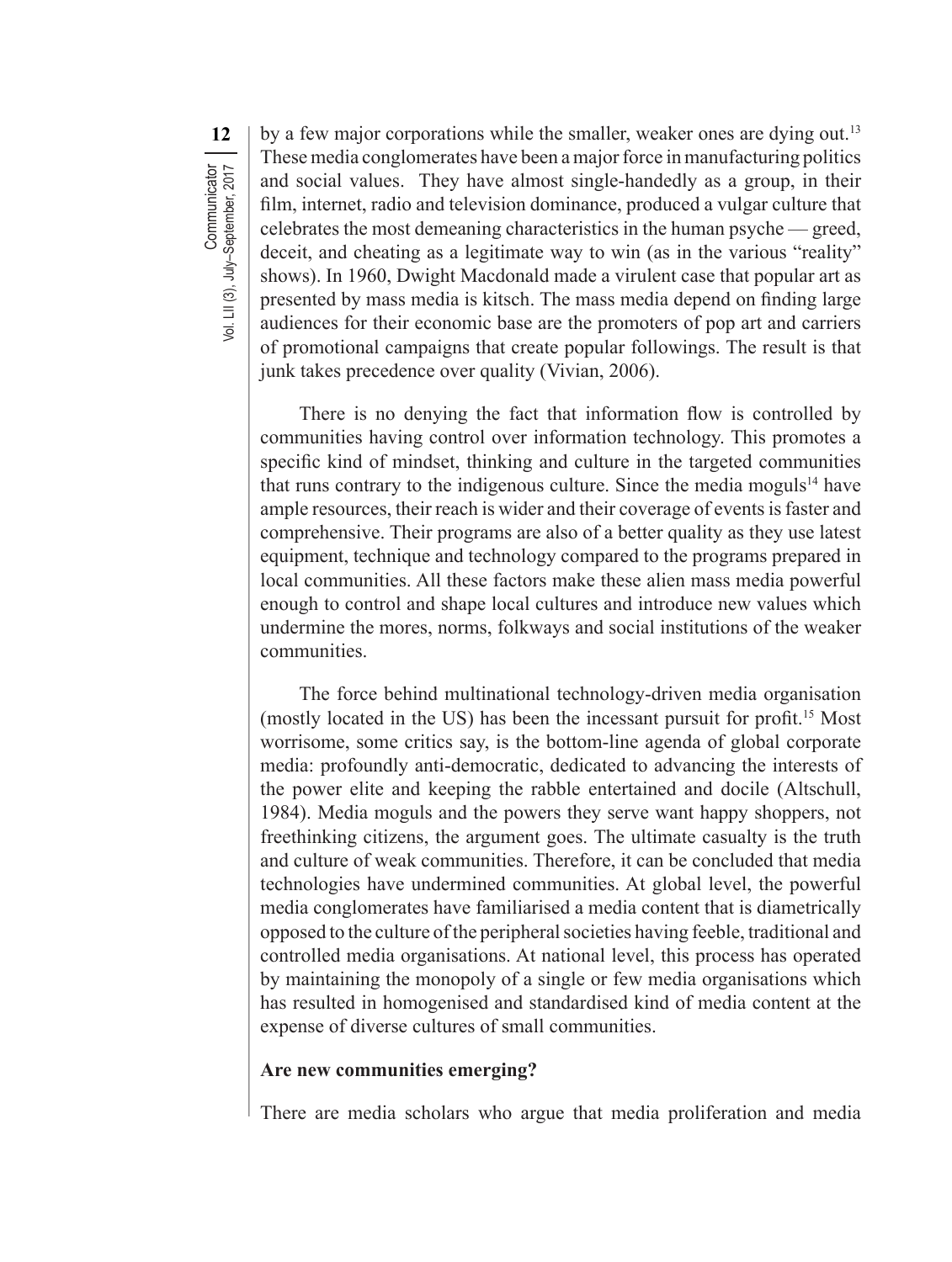by a few major corporations while the smaller, weaker ones are dying out.[13] These media conglomerates have been a major force in manufacturing politics and social values. They have almost single-handedly as a group, in their film, internet, radio and television dominance, produced a vulgar culture that celebrates the most demeaning characteristics in the human psyche — greed, deceit, and cheating as a legitimate way to win (as in the various "reality" shows). In 1960, Dwight Macdonald made a virulent case that popular art as presented by mass media is kitsch. The mass media depend on finding large audiences for their economic base are the promoters of pop art and carriers of promotional campaigns that create popular followings. The result is that junk takes precedence over quality (Vivian, 2006).

There is no denying the fact that information flow is controlled by communities having control over information technology. This promotes a specific kind of mindset, thinking and culture in the targeted communities that runs contrary to the indigenous culture. Since the media moguls[14] have ample resources, their reach is wider and their coverage of events is faster and comprehensive. Their programs are also of a better quality as they use latest equipment, technique and technology compared to the programs prepared in local communities. All these factors make these alien mass media powerful enough to control and shape local cultures and introduce new values which undermine the mores, norms, folkways and social institutions of the weaker communities.

The force behind multinational technology-driven media organisation (mostly located in the US) has been the incessant pursuit for profit.[15] Most worrisome, some critics say, is the bottom-line agenda of global corporate media: profoundly anti-democratic, dedicated to advancing the interests of the power elite and keeping the rabble entertained and docile (Altschull, 1984). Media moguls and the powers they serve want happy shoppers, not freethinking citizens, the argument goes. The ultimate casualty is the truth and culture of weak communities. Therefore, it can be concluded that media technologies have undermined communities. At global level, the powerful media conglomerates have familiarised a media content that is diametrically opposed to the culture of the peripheral societies having feeble, traditional and controlled media organisations. At national level, this process has operated by maintaining the monopoly of a single or few media organisations which has resulted in homogenised and standardised kind of media content at the expense of diverse cultures of small communities.

**Are new communities emerging?**

There are media scholars who argue that media proliferation and media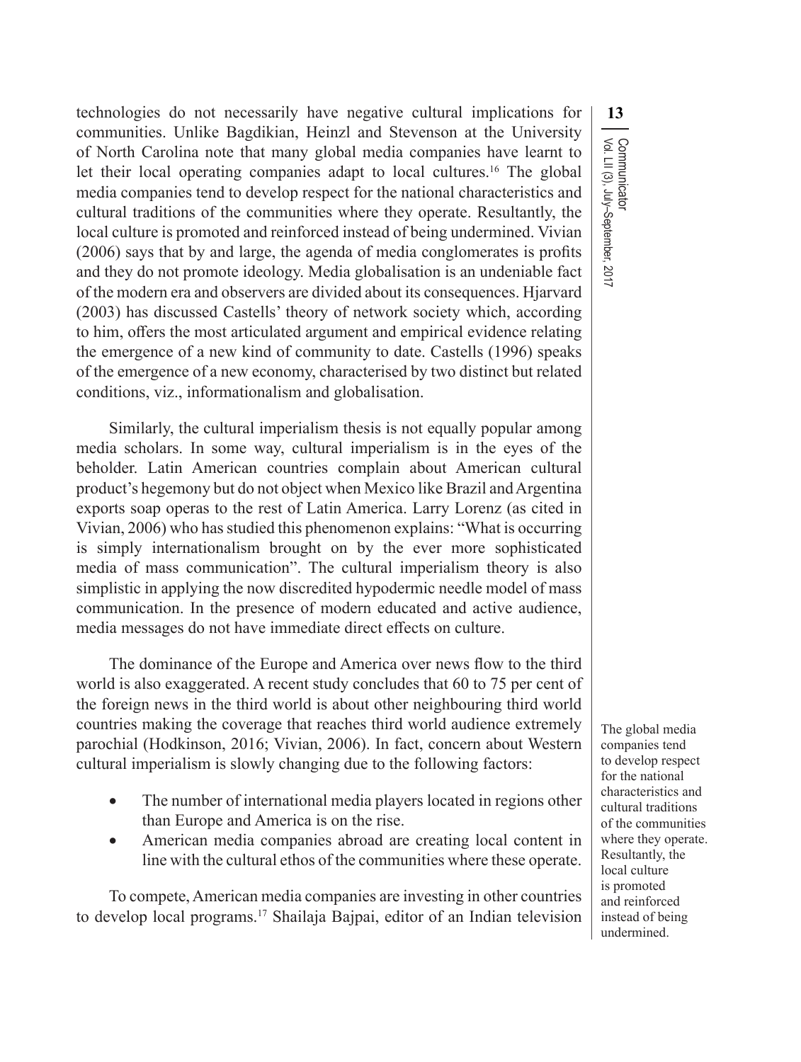technologies do not necessarily have negative cultural implications for communities. Unlike Bagdikian, Heinzl and Stevenson at the University of North Carolina note that many global media companies have learnt to let their local operating companies adapt to local cultures.[16] The global media companies tend to develop respect for the national characteristics and cultural traditions of the communities where they operate. Resultantly, the local culture is promoted and reinforced instead of being undermined. Vivian (2006) says that by and large, the agenda of media conglomerates is profits and they do not promote ideology. Media globalisation is an undeniable fact of the modern era and observers are divided about its consequences. Hjarvard (2003) has discussed Castells' theory of network society which, according to him, offers the most articulated argument and empirical evidence relating the emergence of a new kind of community to date. Castells (1996) speaks of the emergence of a new economy, characterised by two distinct but related conditions, viz., informationalism and globalisation.

Similarly, the cultural imperialism thesis is not equally popular among media scholars. In some way, cultural imperialism is in the eyes of the beholder. Latin American countries complain about American cultural product's hegemony but do not object when Mexico like Brazil and Argentina exports soap operas to the rest of Latin America. Larry Lorenz (as cited in Vivian, 2006) who has studied this phenomenon explains: "What is occurring is simply internationalism brought on by the ever more sophisticated media of mass communication". The cultural imperialism theory is also simplistic in applying the now discredited hypodermic needle model of mass communication. In the presence of modern educated and active audience, media messages do not have immediate direct effects on culture.

The dominance of the Europe and America over news flow to the third world is also exaggerated. A recent study concludes that 60 to 75 per cent of the foreign news in the third world is about other neighbouring third world countries making the coverage that reaches third world audience extremely parochial (Hodkinson, 2016; Vivian, 2006). In fact, concern about Western cultural imperialism is slowly changing due to the following factors:

- The number of international media players located in regions other than Europe and America is on the rise.
- American media companies abroad are creating local content in line with the cultural ethos of the communities where these operate.

To compete, American media companies are investing in other countries to develop local programs.[17] Shailaja Bajpai, editor of an Indian television

The global media companies tend to develop respect for the national characteristics and cultural traditions of the communities where they operate. Resultantly, the local culture is promoted and reinforced instead of being undermined.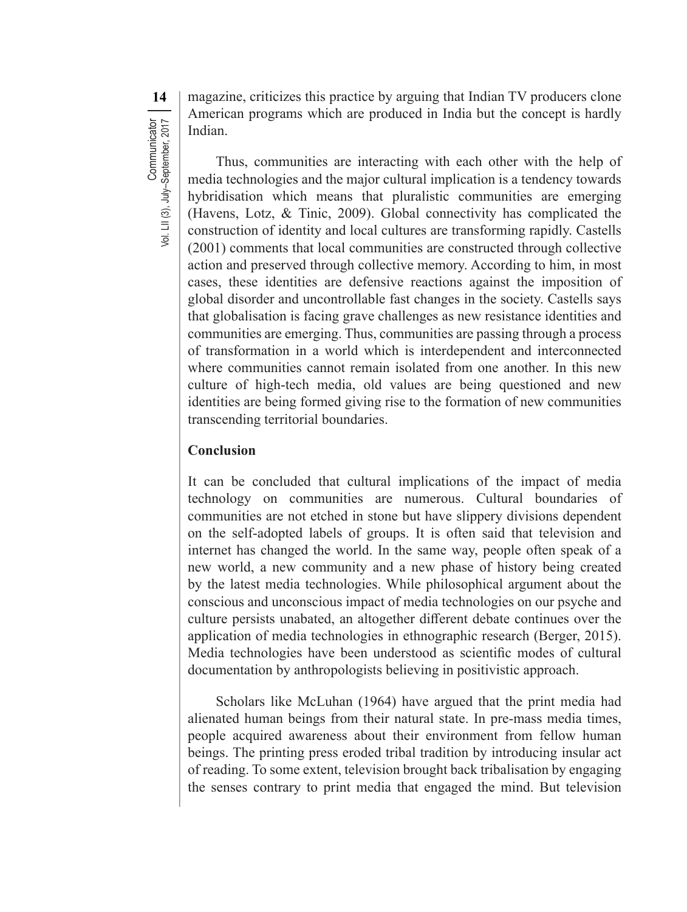magazine, criticizes this practice by arguing that Indian TV producers clone American programs which are produced in India but the concept is hardly Indian.

Thus, communities are interacting with each other with the help of media technologies and the major cultural implication is a tendency towards hybridisation which means that pluralistic communities are emerging (Havens, Lotz, & Tinic, 2009). Global connectivity has complicated the construction of identity and local cultures are transforming rapidly. Castells (2001) comments that local communities are constructed through collective action and preserved through collective memory. According to him, in most cases, these identities are defensive reactions against the imposition of global disorder and uncontrollable fast changes in the society. Castells says that globalisation is facing grave challenges as new resistance identities and communities are emerging. Thus, communities are passing through a process of transformation in a world which is interdependent and interconnected where communities cannot remain isolated from one another. In this new culture of high-tech media, old values are being questioned and new identities are being formed giving rise to the formation of new communities transcending territorial boundaries.

## Conclusion

It can be concluded that cultural implications of the impact of media technology on communities are numerous. Cultural boundaries of communities are not etched in stone but have slippery divisions dependent on the self-adopted labels of groups. It is often said that television and internet has changed the world. In the same way, people often speak of a new world, a new community and a new phase of history being created by the latest media technologies. While philosophical argument about the conscious and unconscious impact of media technologies on our psyche and culture persists unabated, an altogether different debate continues over the application of media technologies in ethnographic research (Berger, 2015). Media technologies have been understood as scientific modes of cultural documentation by anthropologists believing in positivistic approach.

Scholars like McLuhan (1964) have argued that the print media had alienated human beings from their natural state. In pre-mass media times, people acquired awareness about their environment from fellow human beings. The printing press eroded tribal tradition by introducing insular act of reading. To some extent, television brought back tribalisation by engaging the senses contrary to print media that engaged the mind. But television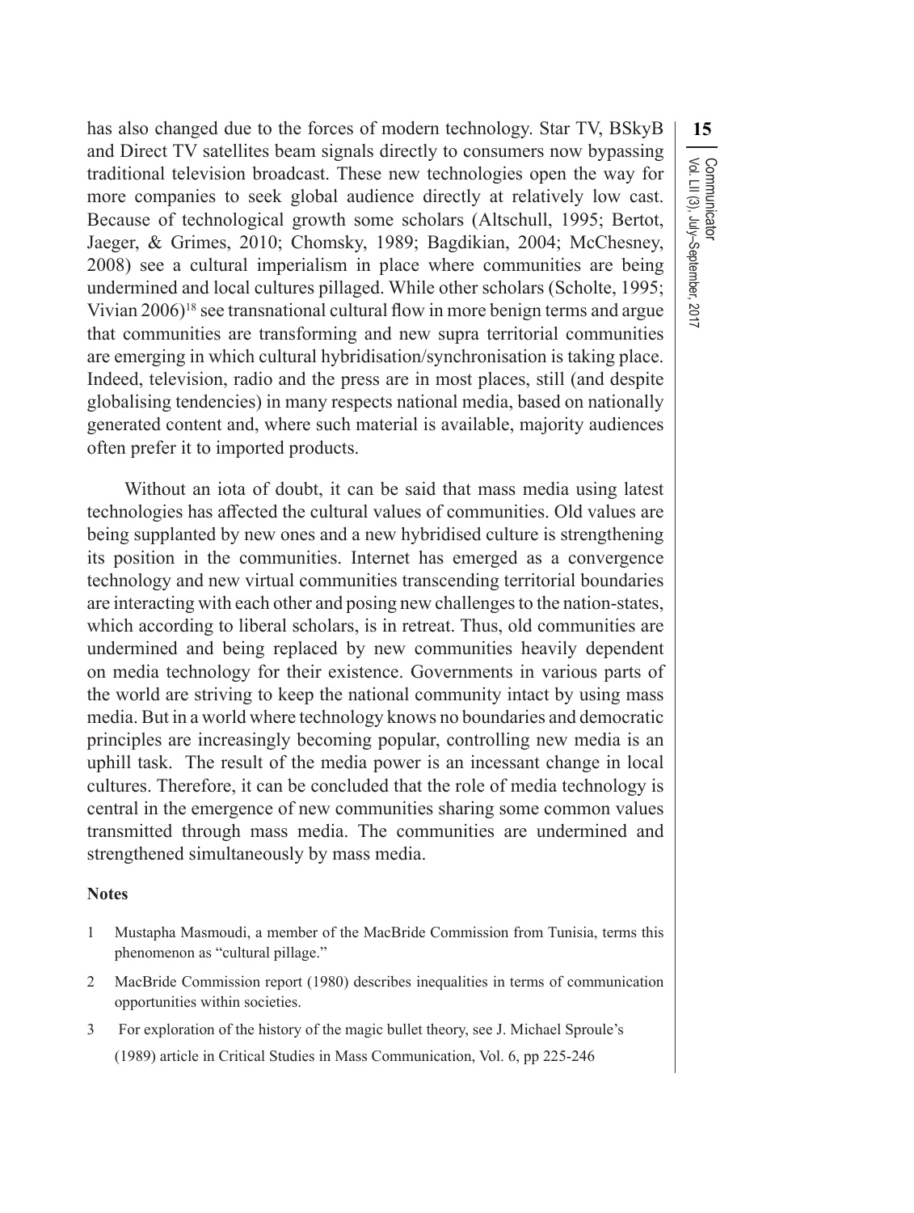has also changed due to the forces of modern technology. Star TV, BSkyB and Direct TV satellites beam signals directly to consumers now bypassing traditional television broadcast. These new technologies open the way for more companies to seek global audience directly at relatively low cast. Because of technological growth some scholars (Altschull, 1995; Bertot, Jaeger, & Grimes, 2010; Chomsky, 1989; Bagdikian, 2004; McChesney, 2008) see a cultural imperialism in place where communities are being undermined and local cultures pillaged. While other scholars (Scholte, 1995; Vivian 2006)[18] see transnational cultural flow in more benign terms and argue that communities are transforming and new supra territorial communities are emerging in which cultural hybridisation/synchronisation is taking place. Indeed, television, radio and the press are in most places, still (and despite globalising tendencies) in many respects national media, based on nationally generated content and, where such material is available, majority audiences often prefer it to imported products.

Without an iota of doubt, it can be said that mass media using latest technologies has affected the cultural values of communities. Old values are being supplanted by new ones and a new hybridised culture is strengthening its position in the communities. Internet has emerged as a convergence technology and new virtual communities transcending territorial boundaries are interacting with each other and posing new challenges to the nation-states, which according to liberal scholars, is in retreat. Thus, old communities are undermined and being replaced by new communities heavily dependent on media technology for their existence. Governments in various parts of the world are striving to keep the national community intact by using mass media. But in a world where technology knows no boundaries and democratic principles are increasingly becoming popular, controlling new media is an uphill task. The result of the media power is an incessant change in local cultures. Therefore, it can be concluded that the role of media technology is central in the emergence of new communities sharing some common values transmitted through mass media. The communities are undermined and strengthened simultaneously by mass media.

**Notes**

1 Mustapha Masmoudi, a member of the MacBride Commission from Tunisia, terms this phenomenon as "cultural pillage."

2 MacBride Commission report (1980) describes inequalities in terms of communication opportunities within societies.

3 For exploration of the history of the magic bullet theory, see J. Michael Sproule's (1989) article in Critical Studies in Mass Communication, Vol. 6, pp 225-246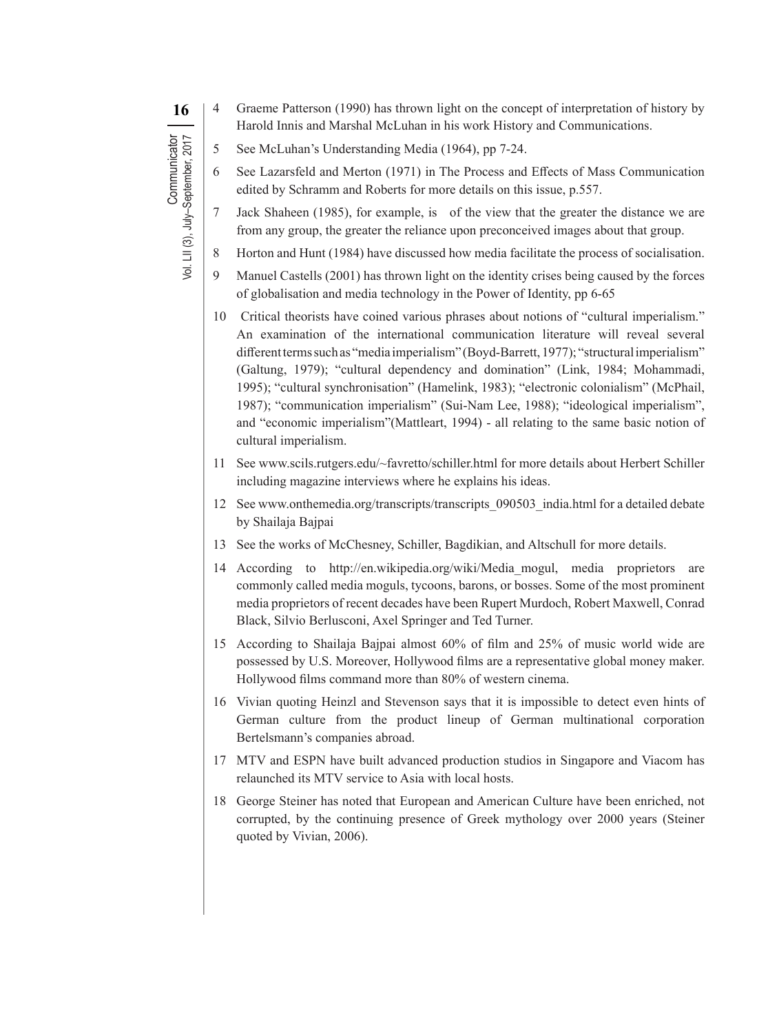4 Graeme Patterson (1990) has thrown light on the concept of interpretation of history by Harold Innis and Marshal McLuhan in his work History and Communications.

5 See McLuhan's Understanding Media (1964), pp 7-24.

6 See Lazarsfeld and Merton (1971) in The Process and Effects of Mass Communication edited by Schramm and Roberts for more details on this issue, p.557.

7 Jack Shaheen (1985), for example, is of the view that the greater the distance we are from any group, the greater the reliance upon preconceived images about that group.

8 Horton and Hunt (1984) have discussed how media facilitate the process of socialisation.

9 Manuel Castells (2001) has thrown light on the identity crises being caused by the forces of globalisation and media technology in the Power of Identity, pp 6-65

10 Critical theorists have coined various phrases about notions of "cultural imperialism." An examination of the international communication literature will reveal several different terms such as "media imperialism" (Boyd-Barrett, 1977); "structural imperialism" (Galtung, 1979); "cultural dependency and domination" (Link, 1984; Mohammadi, 1995); "cultural synchronisation" (Hamelink, 1983); "electronic colonialism" (McPhail, 1987); "communication imperialism" (Sui-Nam Lee, 1988); "ideological imperialism", and "economic imperialism"(Mattleart, 1994) - all relating to the same basic notion of cultural imperialism.

11 See www.scils.rutgers.edu/~favretto/schiller.html for more details about Herbert Schiller including magazine interviews where he explains his ideas.

12 See www.onthemedia.org/transcripts/transcripts_090503_india.html for a detailed debate by Shailaja Bajpai

13 See the works of McChesney, Schiller, Bagdikian, and Altschull for more details.

14 According to http://en.wikipedia.org/wiki/Media_mogul, media proprietors are commonly called media moguls, tycoons, barons, or bosses. Some of the most prominent media proprietors of recent decades have been Rupert Murdoch, Robert Maxwell, Conrad Black, Silvio Berlusconi, Axel Springer and Ted Turner.

15 According to Shailaja Bajpai almost 60% of film and 25% of music world wide are possessed by U.S. Moreover, Hollywood films are a representative global money maker. Hollywood films command more than 80% of western cinema.

16 Vivian quoting Heinzl and Stevenson says that it is impossible to detect even hints of German culture from the product lineup of German multinational corporation Bertelsmann's companies abroad.

17 MTV and ESPN have built advanced production studios in Singapore and Viacom has relaunched its MTV service to Asia with local hosts.

18 George Steiner has noted that European and American Culture have been enriched, not corrupted, by the continuing presence of Greek mythology over 2000 years (Steiner quoted by Vivian, 2006).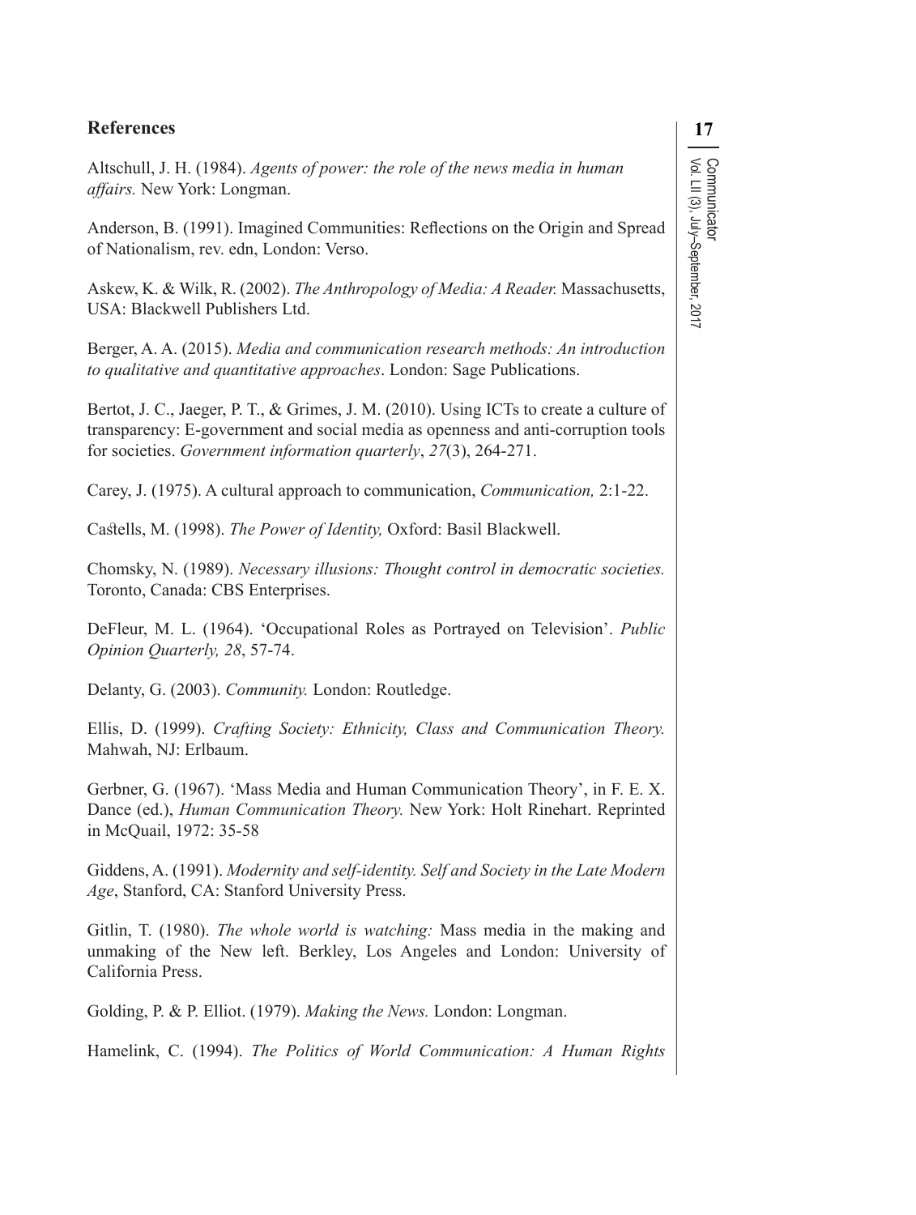## References

Altschull, J. H. (1984). *Agents of power: the role of the news media in human affairs.* New York: Longman.

Anderson, B. (1991). Imagined Communities: Reflections on the Origin and Spread of Nationalism, rev. edn, London: Verso.

Askew, K. & Wilk, R. (2002). *The Anthropology of Media: A Reader.* Massachusetts, USA: Blackwell Publishers Ltd.

Berger, A. A. (2015). *Media and communication research methods: An introduction to qualitative and quantitative approaches*. London: Sage Publications.

Bertot, J. C., Jaeger, P. T., & Grimes, J. M. (2010). Using ICTs to create a culture of transparency: E-government and social media as openness and anti-corruption tools for societies. *Government information quarterly*, *27*(3), 264-271.

Carey, J. (1975). A cultural approach to communication, *Communication,* 2:1-22.

Castells, M. (1998). *The Power of Identity,* Oxford: Basil Blackwell.

Chomsky, N. (1989). *Necessary illusions: Thought control in democratic societies.* Toronto, Canada: CBS Enterprises.

DeFleur, M. L. (1964). 'Occupational Roles as Portrayed on Television'. *Public Opinion Quarterly, 28*, 57-74.

Delanty, G. (2003). *Community.* London: Routledge.

Ellis, D. (1999). *Crafting Society: Ethnicity, Class and Communication Theory.* Mahwah, NJ: Erlbaum.

Gerbner, G. (1967). 'Mass Media and Human Communication Theory', in F. E. X. Dance (ed.), *Human Communication Theory.* New York: Holt Rinehart. Reprinted in McQuail, 1972: 35-58

Giddens, A. (1991). *Modernity and self-identity. Self and Society in the Late Modern Age*, Stanford, CA: Stanford University Press.

Gitlin, T. (1980). *The whole world is watching:* Mass media in the making and unmaking of the New left. Berkley, Los Angeles and London: University of California Press.

Golding, P. & P. Elliot. (1979). *Making the News.* London: Longman.

Hamelink, C. (1994). *The Politics of World Communication: A Human Rights*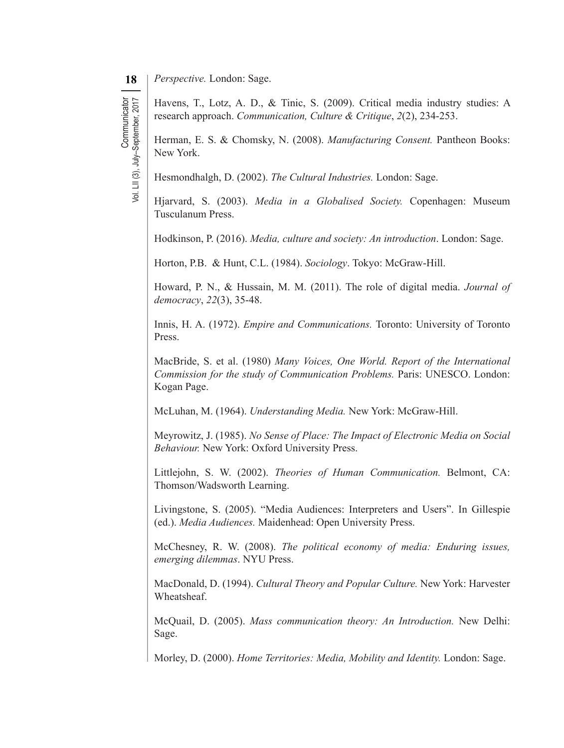*Perspective.* London: Sage.

Havens, T., Lotz, A. D., & Tinic, S. (2009). Critical media industry studies: A research approach. *Communication, Culture & Critique*, *2*(2), 234-253.

Herman, E. S. & Chomsky, N. (2008). *Manufacturing Consent.* Pantheon Books: New York.

Hesmondhalgh, D. (2002). *The Cultural Industries.* London: Sage.

Hjarvard, S. (2003). *Media in a Globalised Society.* Copenhagen: Museum Tusculanum Press.

Hodkinson, P. (2016). *Media, culture and society: An introduction*. London: Sage.

Horton, P.B. & Hunt, C.L. (1984). *Sociology*. Tokyo: McGraw-Hill.

Howard, P. N., & Hussain, M. M. (2011). The role of digital media. *Journal of democracy*, *22*(3), 35-48.

Innis, H. A. (1972). *Empire and Communications.* Toronto: University of Toronto Press.

MacBride, S. et al. (1980) *Many Voices, One World. Report of the International Commission for the study of Communication Problems.* Paris: UNESCO. London: Kogan Page.

McLuhan, M. (1964). *Understanding Media.* New York: McGraw-Hill.

Meyrowitz, J. (1985). *No Sense of Place: The Impact of Electronic Media on Social Behaviour.* New York: Oxford University Press.

Littlejohn, S. W. (2002). *Theories of Human Communication.* Belmont, CA: Thomson/Wadsworth Learning.

Livingstone, S. (2005). "Media Audiences: Interpreters and Users". In Gillespie (ed.). *Media Audiences.* Maidenhead: Open University Press.

McChesney, R. W. (2008). *The political economy of media: Enduring issues, emerging dilemmas*. NYU Press.

MacDonald, D. (1994). *Cultural Theory and Popular Culture.* New York: Harvester Wheatsheaf.

McQuail, D. (2005). *Mass communication theory: An Introduction.* New Delhi: Sage.

Morley, D. (2000). *Home Territories: Media, Mobility and Identity.* London: Sage.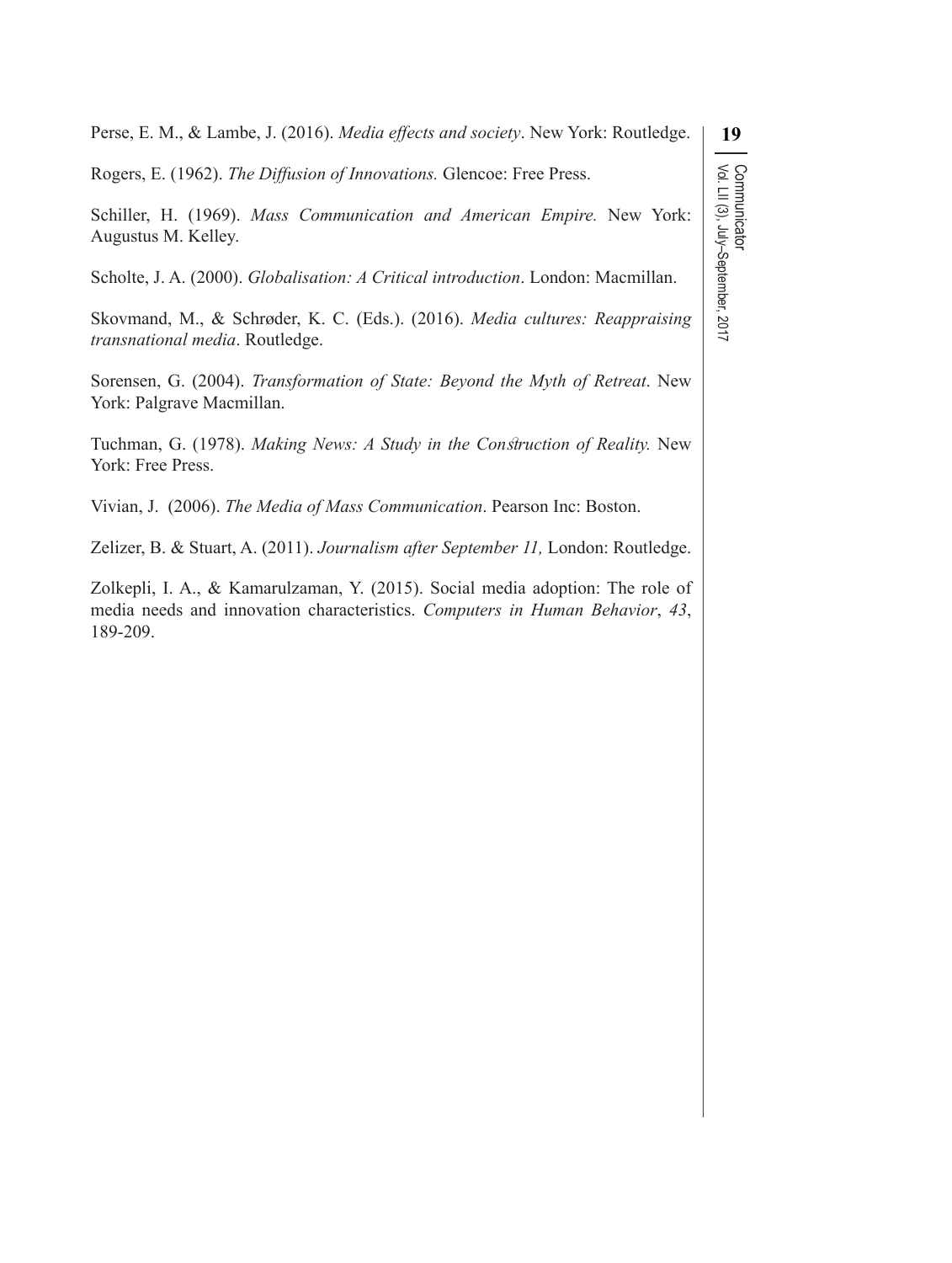Perse, E. M., & Lambe, J. (2016). *Media effects and society*. New York: Routledge.

Rogers, E. (1962). *The Diffusion of Innovations.* Glencoe: Free Press.

Schiller, H. (1969). *Mass Communication and American Empire.* New York: Augustus M. Kelley.

Scholte, J. A. (2000). *Globalisation: A Critical introduction*. London: Macmillan.

Skovmand, M., & Schrøder, K. C. (Eds.). (2016). *Media cultures: Reappraising transnational media*. Routledge.

Sorensen, G. (2004). *Transformation of State: Beyond the Myth of Retreat*. New York: Palgrave Macmillan.

Tuchman, G. (1978). *Making News: A Study in the Construction of Reality.* New York: Free Press.

Vivian, J. (2006). *The Media of Mass Communication*. Pearson Inc: Boston.

Zelizer, B. & Stuart, A. (2011). *Journalism after September 11,* London: Routledge.

Zolkepli, I. A., & Kamarulzaman, Y. (2015). Social media adoption: The role of media needs and innovation characteristics. *Computers in Human Behavior*, *43*, 189-209.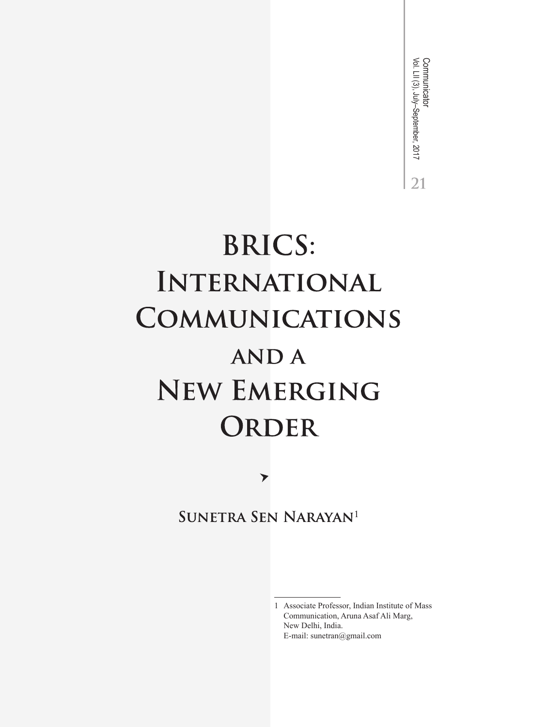# BRICS: International Communications and a New Emerging Order

**Sunetra Sen Narayan**[1]

---

1 Associate Professor, Indian Institute of Mass Communication, Aruna Asaf Ali Marg, New Delhi, India.
E-mail: sunetran@gmail.com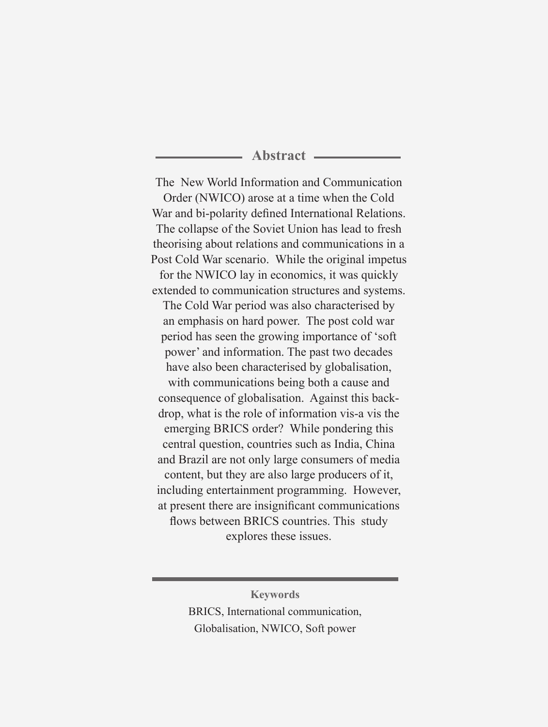## Abstract

The New World Information and Communication Order (NWICO) arose at a time when the Cold War and bi-polarity defined International Relations. The collapse of the Soviet Union has lead to fresh theorising about relations and communications in a Post Cold War scenario. While the original impetus for the NWICO lay in economics, it was quickly extended to communication structures and systems. The Cold War period was also characterised by an emphasis on hard power. The post cold war period has seen the growing importance of 'soft power' and information. The past two decades have also been characterised by globalisation, with communications being both a cause and consequence of globalisation. Against this back-drop, what is the role of information vis-a vis the emerging BRICS order? While pondering this central question, countries such as India, China and Brazil are not only large consumers of media content, but they are also large producers of it, including entertainment programming. However, at present there are insignificant communications flows between BRICS countries. This study explores these issues.

**Keywords**

BRICS, International communication, Globalisation, NWICO, Soft power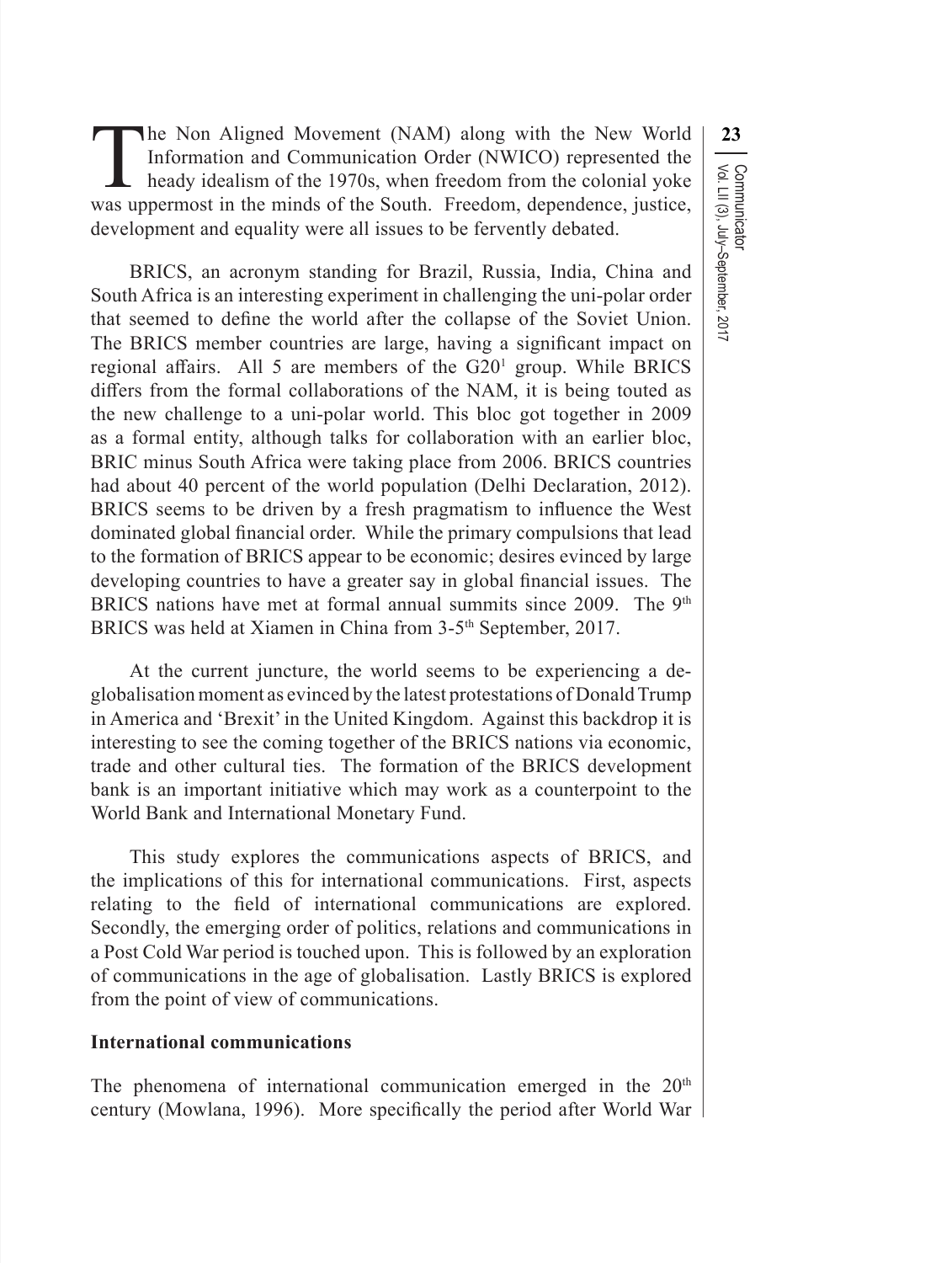The Non Aligned Movement (NAM) along with the New World Information and Communication Order (NWICO) represented the heady idealism of the 1970s, when freedom from the colonial yoke was uppermost in the minds of the South. Freedom, dependence, justice, development and equality were all issues to be fervently debated.

BRICS, an acronym standing for Brazil, Russia, India, China and South Africa is an interesting experiment in challenging the uni-polar order that seemed to define the world after the collapse of the Soviet Union. The BRICS member countries are large, having a significant impact on regional affairs. All 5 are members of the G20[1] group. While BRICS differs from the formal collaborations of the NAM, it is being touted as the new challenge to a uni-polar world. This bloc got together in 2009 as a formal entity, although talks for collaboration with an earlier bloc, BRIC minus South Africa were taking place from 2006. BRICS countries had about 40 percent of the world population (Delhi Declaration, 2012). BRICS seems to be driven by a fresh pragmatism to influence the West dominated global financial order. While the primary compulsions that lead to the formation of BRICS appear to be economic; desires evinced by large developing countries to have a greater say in global financial issues. The BRICS nations have met at formal annual summits since 2009. The 9th BRICS was held at Xiamen in China from 3-5th September, 2017.

At the current juncture, the world seems to be experiencing a de-globalisation moment as evinced by the latest protestations of Donald Trump in America and 'Brexit' in the United Kingdom. Against this backdrop it is interesting to see the coming together of the BRICS nations via economic, trade and other cultural ties. The formation of the BRICS development bank is an important initiative which may work as a counterpoint to the World Bank and International Monetary Fund.

This study explores the communications aspects of BRICS, and the implications of this for international communications. First, aspects relating to the field of international communications are explored. Secondly, the emerging order of politics, relations and communications in a Post Cold War period is touched upon. This is followed by an exploration of communications in the age of globalisation. Lastly BRICS is explored from the point of view of communications.

## International communications

The phenomena of international communication emerged in the 20th century (Mowlana, 1996). More specifically the period after World War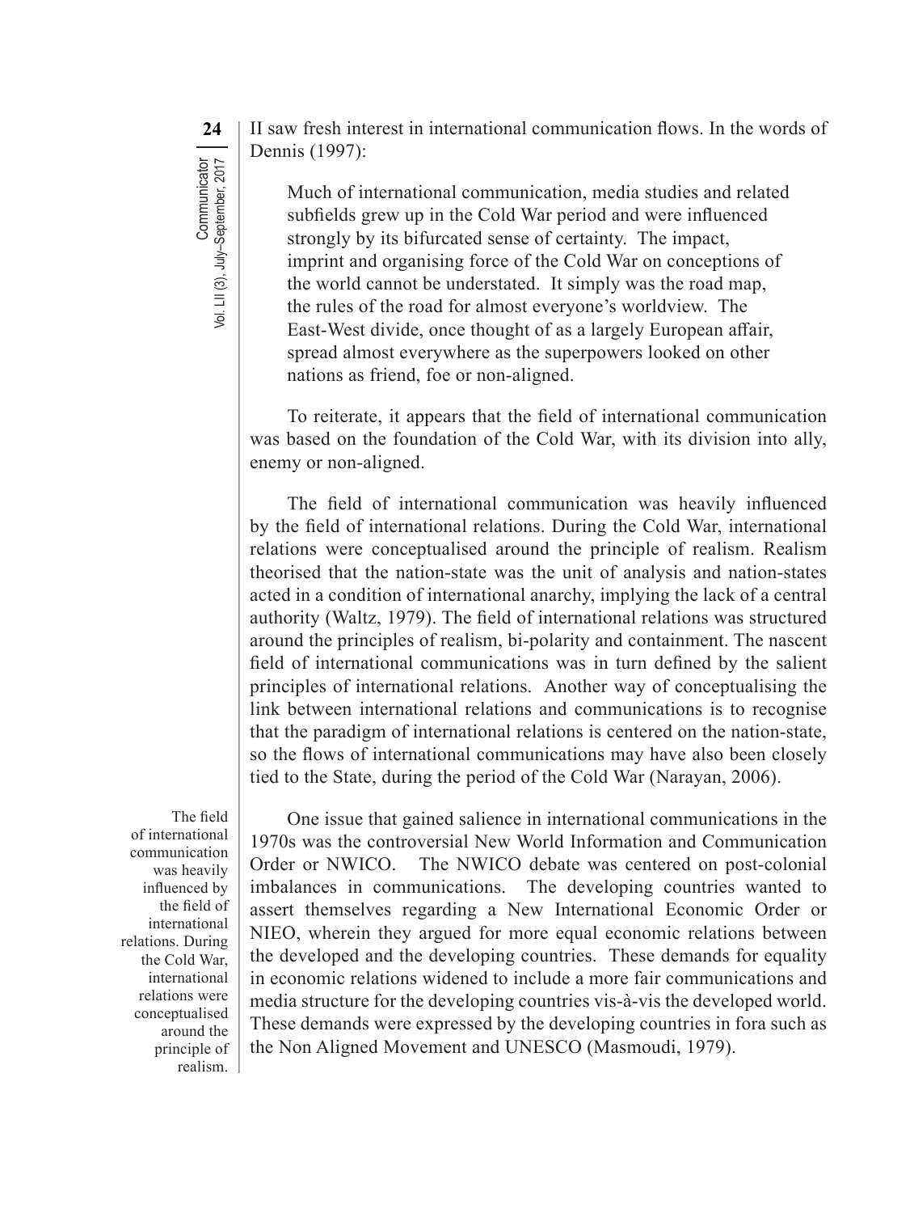II saw fresh interest in international communication flows. In the words of Dennis (1997):

> Much of international communication, media studies and related subfields grew up in the Cold War period and were influenced strongly by its bifurcated sense of certainty. The impact, imprint and organising force of the Cold War on conceptions of the world cannot be understated. It simply was the road map, the rules of the road for almost everyone's worldview. The East-West divide, once thought of as a largely European affair, spread almost everywhere as the superpowers looked on other nations as friend, foe or non-aligned.

To reiterate, it appears that the field of international communication was based on the foundation of the Cold War, with its division into ally, enemy or non-aligned.

The field of international communication was heavily influenced by the field of international relations. During the Cold War, international relations were conceptualised around the principle of realism. Realism theorised that the nation-state was the unit of analysis and nation-states acted in a condition of international anarchy, implying the lack of a central authority (Waltz, 1979). The field of international relations was structured around the principles of realism, bi-polarity and containment. The nascent field of international communications was in turn defined by the salient principles of international relations. Another way of conceptualising the link between international relations and communications is to recognise that the paradigm of international relations is centered on the nation-state, so the flows of international communications may have also been closely tied to the State, during the period of the Cold War (Narayan, 2006).

> The field of international communication was heavily influenced by the field of international relations. During the Cold War, international relations were conceptualised around the principle of realism.

One issue that gained salience in international communications in the 1970s was the controversial New World Information and Communication Order or NWICO. The NWICO debate was centered on post-colonial imbalances in communications. The developing countries wanted to assert themselves regarding a New International Economic Order or NIEO, wherein they argued for more equal economic relations between the developed and the developing countries. These demands for equality in economic relations widened to include a more fair communications and media structure for the developing countries vis-à-vis the developed world. These demands were expressed by the developing countries in fora such as the Non Aligned Movement and UNESCO (Masmoudi, 1979).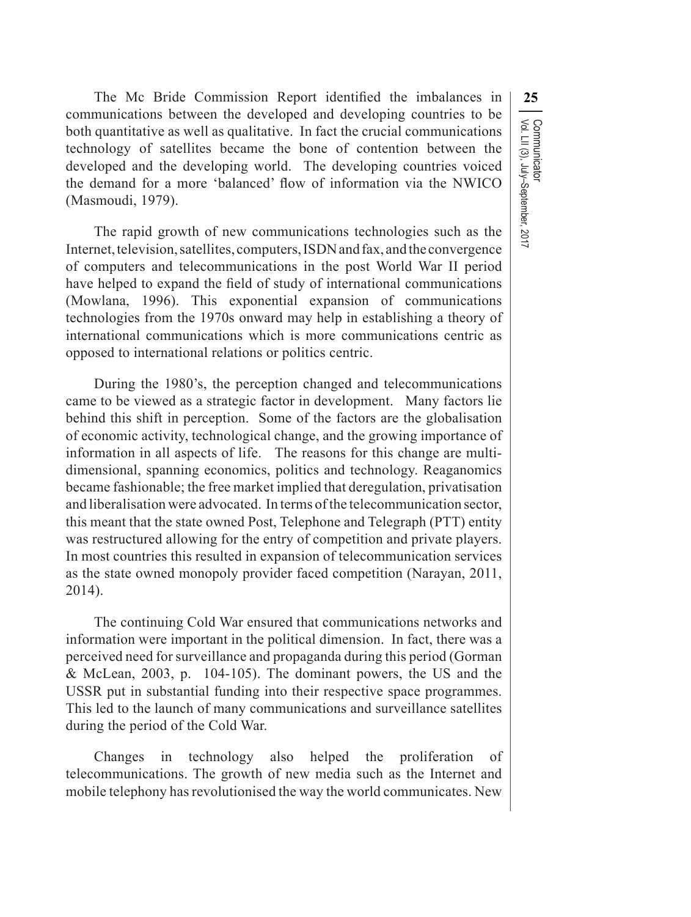The Mc Bride Commission Report identified the imbalances in communications between the developed and developing countries to be both quantitative as well as qualitative. In fact the crucial communications technology of satellites became the bone of contention between the developed and the developing world. The developing countries voiced the demand for a more 'balanced' flow of information via the NWICO (Masmoudi, 1979).

The rapid growth of new communications technologies such as the Internet, television, satellites, computers, ISDN and fax, and the convergence of computers and telecommunications in the post World War II period have helped to expand the field of study of international communications (Mowlana, 1996). This exponential expansion of communications technologies from the 1970s onward may help in establishing a theory of international communications which is more communications centric as opposed to international relations or politics centric.

During the 1980's, the perception changed and telecommunications came to be viewed as a strategic factor in development. Many factors lie behind this shift in perception. Some of the factors are the globalisation of economic activity, technological change, and the growing importance of information in all aspects of life. The reasons for this change are multi-dimensional, spanning economics, politics and technology. Reaganomics became fashionable; the free market implied that deregulation, privatisation and liberalisation were advocated. In terms of the telecommunication sector, this meant that the state owned Post, Telephone and Telegraph (PTT) entity was restructured allowing for the entry of competition and private players. In most countries this resulted in expansion of telecommunication services as the state owned monopoly provider faced competition (Narayan, 2011, 2014).

The continuing Cold War ensured that communications networks and information were important in the political dimension. In fact, there was a perceived need for surveillance and propaganda during this period (Gorman & McLean, 2003, p. 104-105). The dominant powers, the US and the USSR put in substantial funding into their respective space programmes. This led to the launch of many communications and surveillance satellites during the period of the Cold War.

Changes in technology also helped the proliferation of telecommunications. The growth of new media such as the Internet and mobile telephony has revolutionised the way the world communicates. New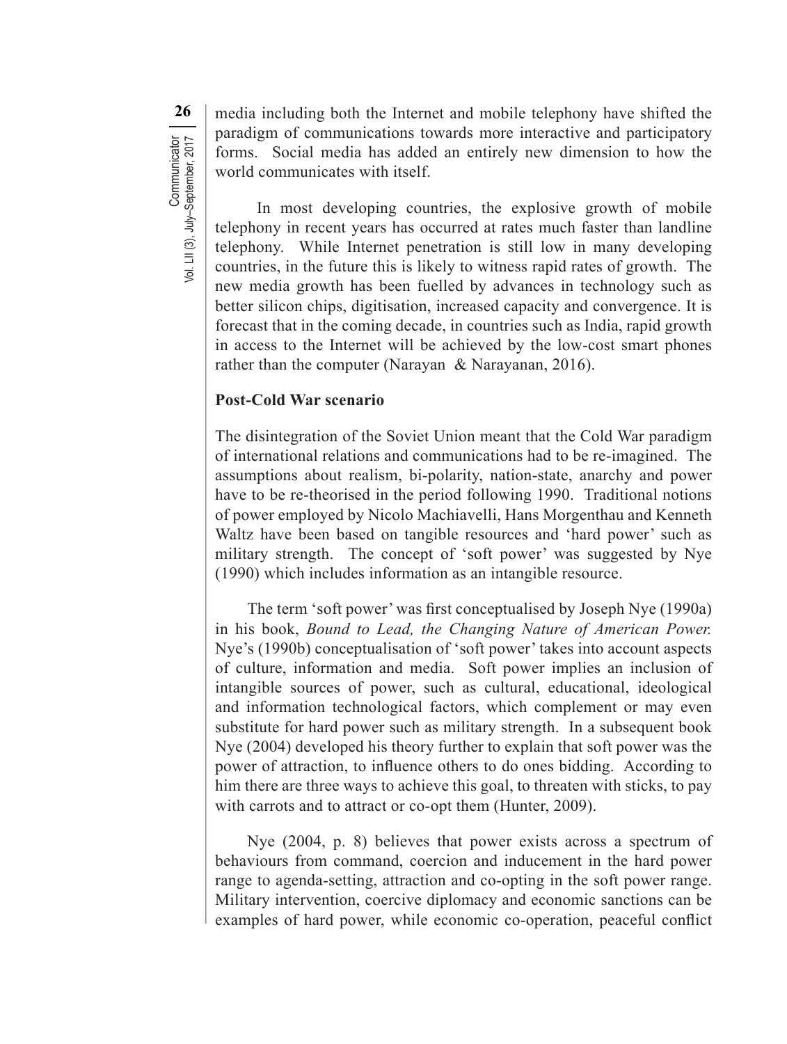media including both the Internet and mobile telephony have shifted the paradigm of communications towards more interactive and participatory forms. Social media has added an entirely new dimension to how the world communicates with itself.

In most developing countries, the explosive growth of mobile telephony in recent years has occurred at rates much faster than landline telephony. While Internet penetration is still low in many developing countries, in the future this is likely to witness rapid rates of growth. The new media growth has been fuelled by advances in technology such as better silicon chips, digitisation, increased capacity and convergence. It is forecast that in the coming decade, in countries such as India, rapid growth in access to the Internet will be achieved by the low-cost smart phones rather than the computer (Narayan & Narayanan, 2016).

### Post-Cold War scenario

The disintegration of the Soviet Union meant that the Cold War paradigm of international relations and communications had to be re-imagined. The assumptions about realism, bi-polarity, nation-state, anarchy and power have to be re-theorised in the period following 1990. Traditional notions of power employed by Nicolo Machiavelli, Hans Morgenthau and Kenneth Waltz have been based on tangible resources and 'hard power' such as military strength. The concept of 'soft power' was suggested by Nye (1990) which includes information as an intangible resource.

The term 'soft power' was first conceptualised by Joseph Nye (1990a) in his book, *Bound to Lead, the Changing Nature of American Power.* Nye's (1990b) conceptualisation of 'soft power' takes into account aspects of culture, information and media. Soft power implies an inclusion of intangible sources of power, such as cultural, educational, ideological and information technological factors, which complement or may even substitute for hard power such as military strength. In a subsequent book Nye (2004) developed his theory further to explain that soft power was the power of attraction, to influence others to do ones bidding. According to him there are three ways to achieve this goal, to threaten with sticks, to pay with carrots and to attract or co-opt them (Hunter, 2009).

Nye (2004, p. 8) believes that power exists across a spectrum of behaviours from command, coercion and inducement in the hard power range to agenda-setting, attraction and co-opting in the soft power range. Military intervention, coercive diplomacy and economic sanctions can be examples of hard power, while economic co-operation, peaceful conflict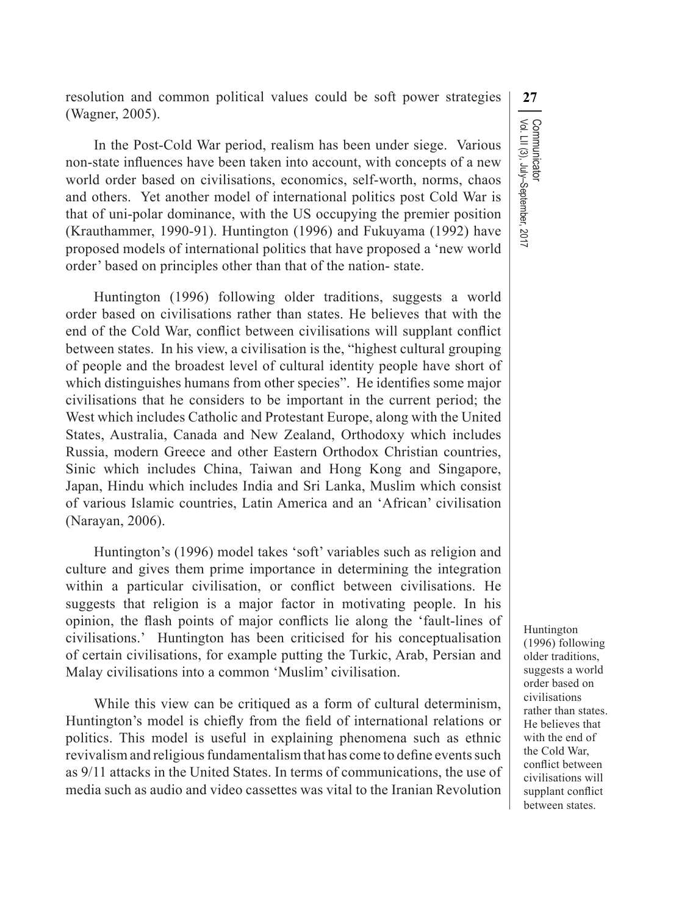resolution and common political values could be soft power strategies (Wagner, 2005).

In the Post-Cold War period, realism has been under siege. Various non-state influences have been taken into account, with concepts of a new world order based on civilisations, economics, self-worth, norms, chaos and others. Yet another model of international politics post Cold War is that of uni-polar dominance, with the US occupying the premier position (Krauthammer, 1990-91). Huntington (1996) and Fukuyama (1992) have proposed models of international politics that have proposed a 'new world order' based on principles other than that of the nation- state.

Huntington (1996) following older traditions, suggests a world order based on civilisations rather than states. He believes that with the end of the Cold War, conflict between civilisations will supplant conflict between states. In his view, a civilisation is the, "highest cultural grouping of people and the broadest level of cultural identity people have short of which distinguishes humans from other species". He identifies some major civilisations that he considers to be important in the current period; the West which includes Catholic and Protestant Europe, along with the United States, Australia, Canada and New Zealand, Orthodoxy which includes Russia, modern Greece and other Eastern Orthodox Christian countries, Sinic which includes China, Taiwan and Hong Kong and Singapore, Japan, Hindu which includes India and Sri Lanka, Muslim which consist of various Islamic countries, Latin America and an 'African' civilisation (Narayan, 2006).

Huntington's (1996) model takes 'soft' variables such as religion and culture and gives them prime importance in determining the integration within a particular civilisation, or conflict between civilisations. He suggests that religion is a major factor in motivating people. In his opinion, the flash points of major conflicts lie along the 'fault-lines of civilisations.' Huntington has been criticised for his conceptualisation of certain civilisations, for example putting the Turkic, Arab, Persian and Malay civilisations into a common 'Muslim' civilisation.

While this view can be critiqued as a form of cultural determinism, Huntington's model is chiefly from the field of international relations or politics. This model is useful in explaining phenomena such as ethnic revivalism and religious fundamentalism that has come to define events such as 9/11 attacks in the United States. In terms of communications, the use of media such as audio and video cassettes was vital to the Iranian Revolution

> Huntington (1996) following older traditions, suggests a world order based on civilisations rather than states. He believes that with the end of the Cold War, conflict between civilisations will supplant conflict between states.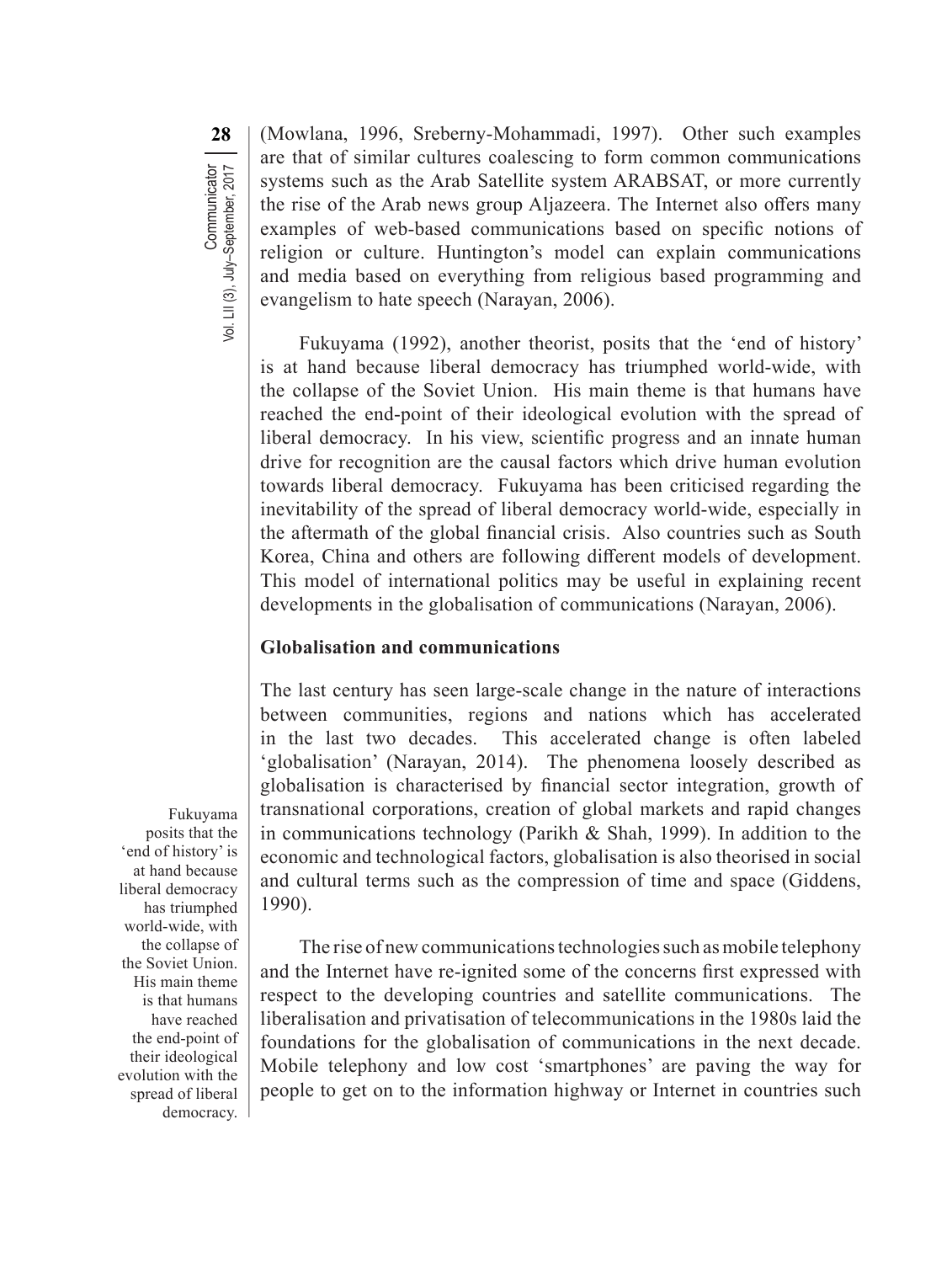(Mowlana, 1996, Sreberny-Mohammadi, 1997). Other such examples are that of similar cultures coalescing to form common communications systems such as the Arab Satellite system ARABSAT, or more currently the rise of the Arab news group Aljazeera. The Internet also offers many examples of web-based communications based on specific notions of religion or culture. Huntington's model can explain communications and media based on everything from religious based programming and evangelism to hate speech (Narayan, 2006).

Fukuyama (1992), another theorist, posits that the 'end of history' is at hand because liberal democracy has triumphed world-wide, with the collapse of the Soviet Union. His main theme is that humans have reached the end-point of their ideological evolution with the spread of liberal democracy. In his view, scientific progress and an innate human drive for recognition are the causal factors which drive human evolution towards liberal democracy. Fukuyama has been criticised regarding the inevitability of the spread of liberal democracy world-wide, especially in the aftermath of the global financial crisis. Also countries such as South Korea, China and others are following different models of development. This model of international politics may be useful in explaining recent developments in the globalisation of communications (Narayan, 2006).

Fukuyama posits that the 'end of history' is at hand because liberal democracy has triumphed world-wide, with the collapse of the Soviet Union. His main theme is that humans have reached the end-point of their ideological evolution with the spread of liberal democracy.

## Globalisation and communications

The last century has seen large-scale change in the nature of interactions between communities, regions and nations which has accelerated in the last two decades. This accelerated change is often labeled 'globalisation' (Narayan, 2014). The phenomena loosely described as globalisation is characterised by financial sector integration, growth of transnational corporations, creation of global markets and rapid changes in communications technology (Parikh & Shah, 1999). In addition to the economic and technological factors, globalisation is also theorised in social and cultural terms such as the compression of time and space (Giddens, 1990).

The rise of new communications technologies such as mobile telephony and the Internet have re-ignited some of the concerns first expressed with respect to the developing countries and satellite communications. The liberalisation and privatisation of telecommunications in the 1980s laid the foundations for the globalisation of communications in the next decade. Mobile telephony and low cost 'smartphones' are paving the way for people to get on to the information highway or Internet in countries such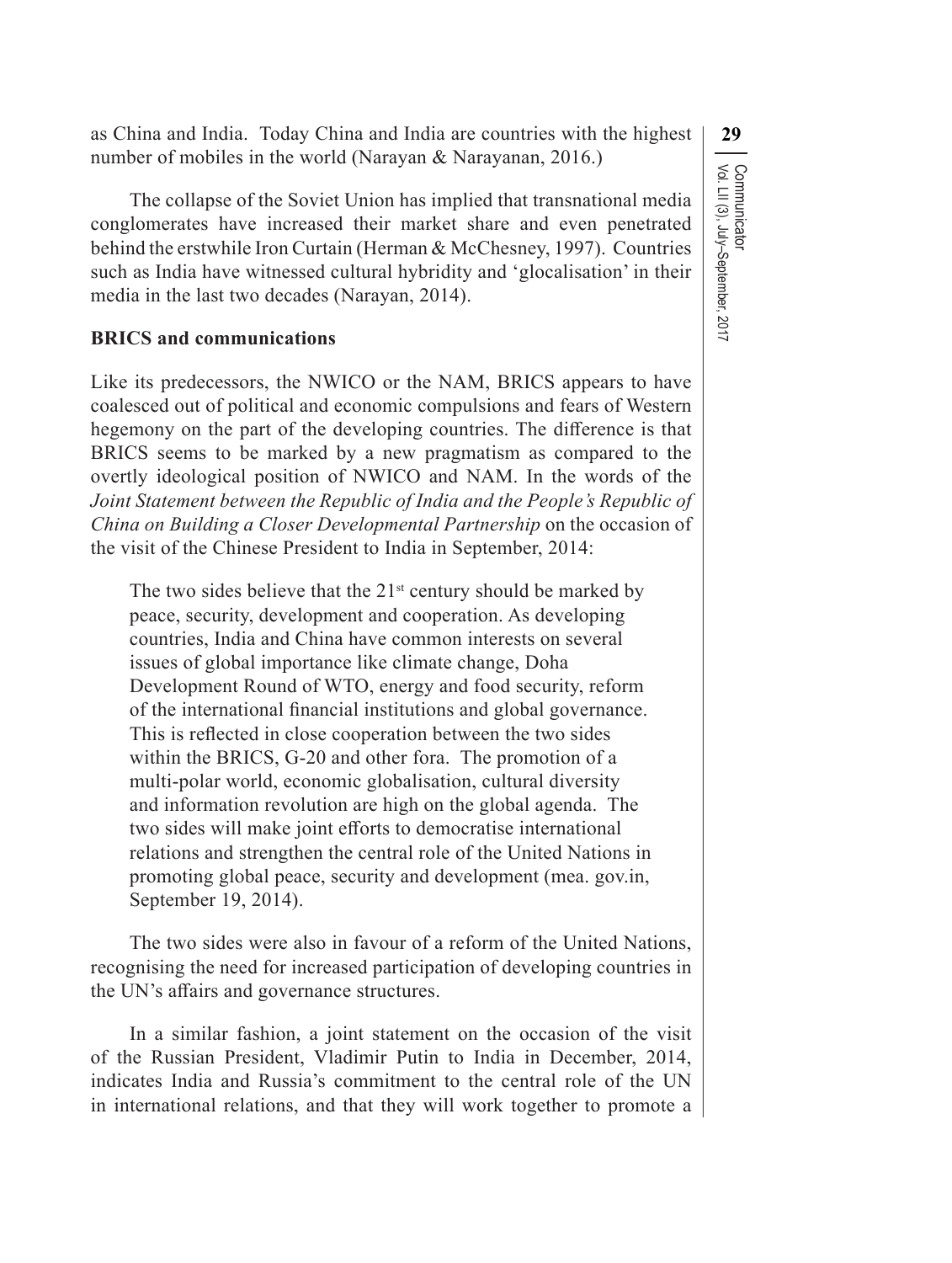as China and India. Today China and India are countries with the highest number of mobiles in the world (Narayan & Narayanan, 2016.)

The collapse of the Soviet Union has implied that transnational media conglomerates have increased their market share and even penetrated behind the erstwhile Iron Curtain (Herman & McChesney, 1997). Countries such as India have witnessed cultural hybridity and 'glocalisation' in their media in the last two decades (Narayan, 2014).

**BRICS and communications**

Like its predecessors, the NWICO or the NAM, BRICS appears to have coalesced out of political and economic compulsions and fears of Western hegemony on the part of the developing countries. The difference is that BRICS seems to be marked by a new pragmatism as compared to the overtly ideological position of NWICO and NAM. In the words of the *Joint Statement between the Republic of India and the People's Republic of China on Building a Closer Developmental Partnership* on the occasion of the visit of the Chinese President to India in September, 2014:

> The two sides believe that the 21st century should be marked by peace, security, development and cooperation. As developing countries, India and China have common interests on several issues of global importance like climate change, Doha Development Round of WTO, energy and food security, reform of the international financial institutions and global governance. This is reflected in close cooperation between the two sides within the BRICS, G-20 and other fora. The promotion of a multi-polar world, economic globalisation, cultural diversity and information revolution are high on the global agenda. The two sides will make joint efforts to democratise international relations and strengthen the central role of the United Nations in promoting global peace, security and development (mea. gov.in, September 19, 2014).

The two sides were also in favour of a reform of the United Nations, recognising the need for increased participation of developing countries in the UN's affairs and governance structures.

In a similar fashion, a joint statement on the occasion of the visit of the Russian President, Vladimir Putin to India in December, 2014, indicates India and Russia's commitment to the central role of the UN in international relations, and that they will work together to promote a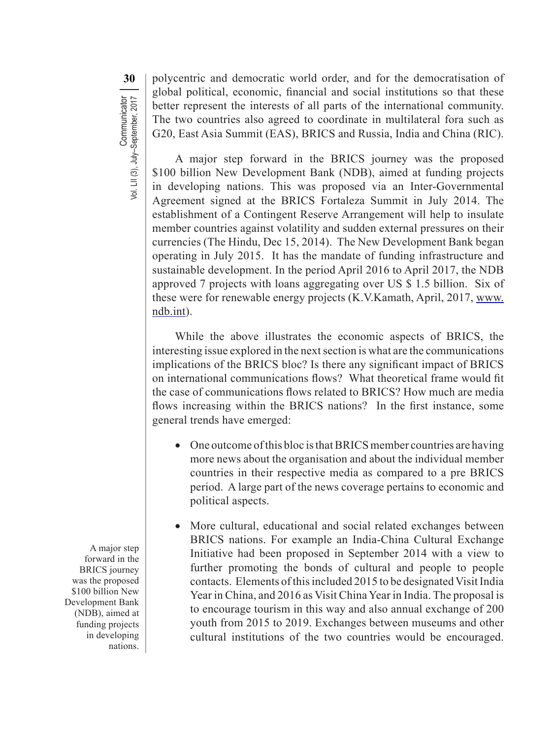polycentric and democratic world order, and for the democratisation of global political, economic, financial and social institutions so that these better represent the interests of all parts of the international community. The two countries also agreed to coordinate in multilateral fora such as G20, East Asia Summit (EAS), BRICS and Russia, India and China (RIC).

A major step forward in the BRICS journey was the proposed $100 billion New Development Bank (NDB), aimed at funding projects in developing nations. This was proposed via an Inter-Governmental Agreement signed at the BRICS Fortaleza Summit in July 2014. The establishment of a Contingent Reserve Arrangement will help to insulate member countries against volatility and sudden external pressures on their currencies (The Hindu, Dec 15, 2014). The New Development Bank began operating in July 2015. It has the mandate of funding infrastructure and sustainable development. In the period April 2016 to April 2017, the NDB approved 7 projects with loans aggregating over US $ 1.5 billion. Six of these were for renewable energy projects (K.V.Kamath, April, 2017, www.ndb.int).

A major step forward in the BRICS journey was the proposed $100 billion New Development Bank (NDB), aimed at funding projects in developing nations.

While the above illustrates the economic aspects of BRICS, the interesting issue explored in the next section is what are the communications implications of the BRICS bloc? Is there any significant impact of BRICS on international communications flows? What theoretical frame would fit the case of communications flows related to BRICS? How much are media flows increasing within the BRICS nations? In the first instance, some general trends have emerged:

- One outcome of this bloc is that BRICS member countries are having more news about the organisation and about the individual member countries in their respective media as compared to a pre BRICS period. A large part of the news coverage pertains to economic and political aspects.
- More cultural, educational and social related exchanges between BRICS nations. For example an India-China Cultural Exchange Initiative had been proposed in September 2014 with a view to further promoting the bonds of cultural and people to people contacts. Elements of this included 2015 to be designated Visit India Year in China, and 2016 as Visit China Year in India. The proposal is to encourage tourism in this way and also annual exchange of 200 youth from 2015 to 2019. Exchanges between museums and other cultural institutions of the two countries would be encouraged.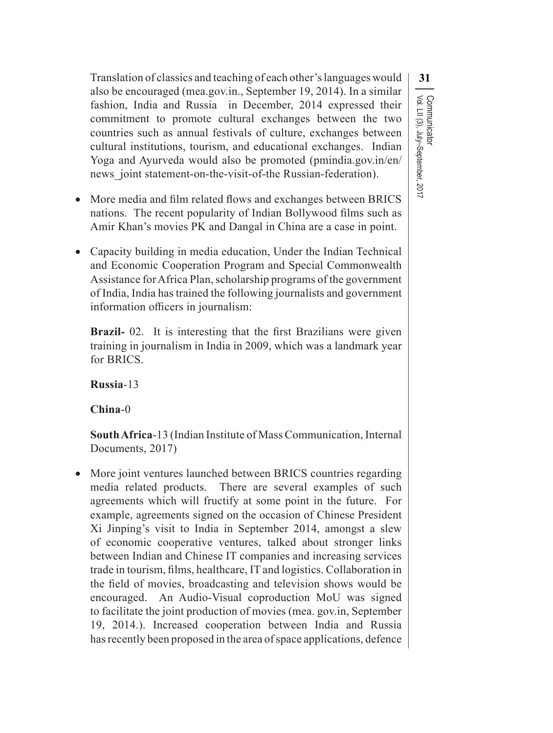Translation of classics and teaching of each other's languages would also be encouraged (mea.gov.in., September 19, 2014). In a similar fashion, India and Russia in December, 2014 expressed their commitment to promote cultural exchanges between the two countries such as annual festivals of culture, exchanges between cultural institutions, tourism, and educational exchanges. Indian Yoga and Ayurveda would also be promoted (pmindia.gov.in/en/news_joint statement-on-the-visit-of-the Russian-federation).

- More media and film related flows and exchanges between BRICS nations. The recent popularity of Indian Bollywood films such as Amir Khan's movies PK and Dangal in China are a case in point.

- Capacity building in media education, Under the Indian Technical and Economic Cooperation Program and Special Commonwealth Assistance for Africa Plan, scholarship programs of the government of India, India has trained the following journalists and government information officers in journalism:

  **Brazil-** 02. It is interesting that the first Brazilians were given training in journalism in India in 2009, which was a landmark year for BRICS.

  **Russia**-13

  **China**-0

  **South Africa**-13 (Indian Institute of Mass Communication, Internal Documents, 2017)

- More joint ventures launched between BRICS countries regarding media related products. There are several examples of such agreements which will fructify at some point in the future. For example, agreements signed on the occasion of Chinese President Xi Jinping's visit to India in September 2014, amongst a slew of economic cooperative ventures, talked about stronger links between Indian and Chinese IT companies and increasing services trade in tourism, films, healthcare, IT and logistics. Collaboration in the field of movies, broadcasting and television shows would be encouraged. An Audio-Visual coproduction MoU was signed to facilitate the joint production of movies (mea. gov.in, September 19, 2014.). Increased cooperation between India and Russia has recently been proposed in the area of space applications, defence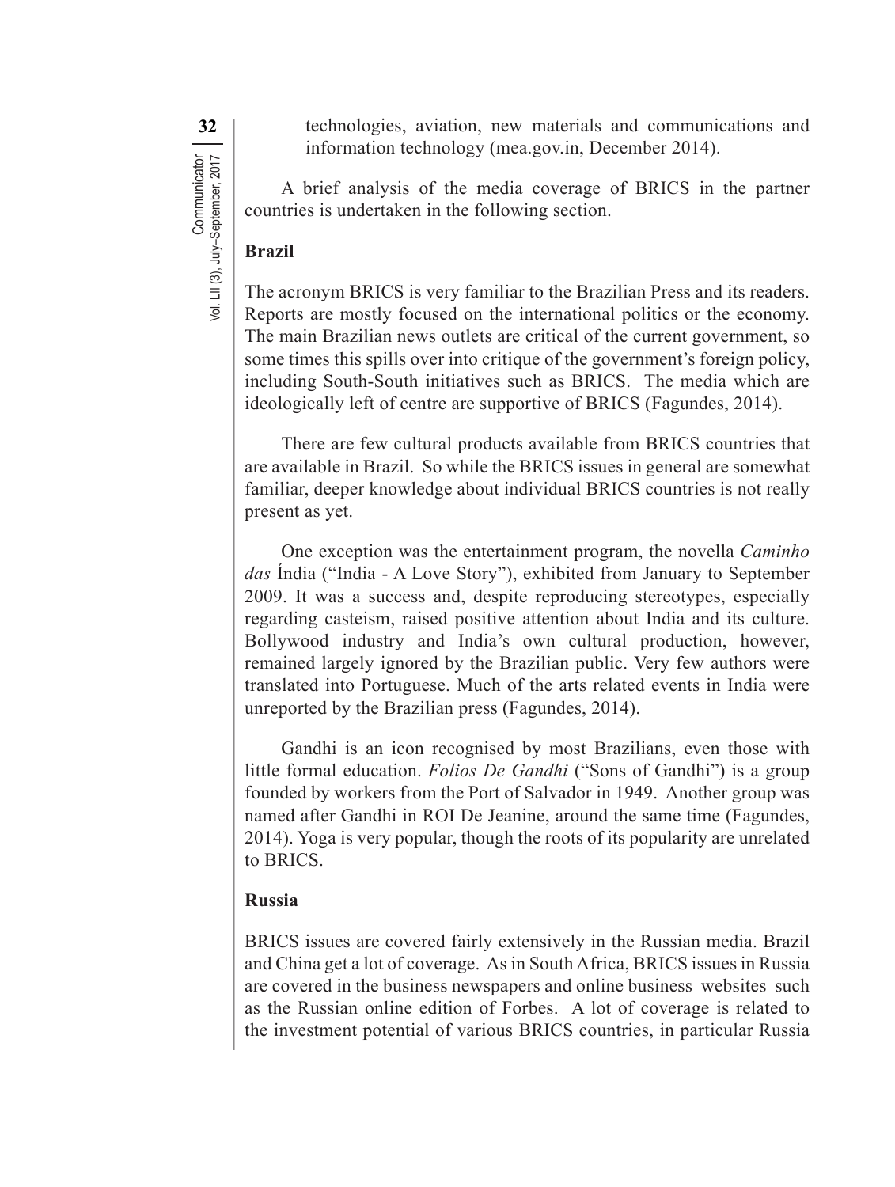technologies, aviation, new materials and communications and information technology (mea.gov.in, December 2014).

A brief analysis of the media coverage of BRICS in the partner countries is undertaken in the following section.

### Brazil

The acronym BRICS is very familiar to the Brazilian Press and its readers. Reports are mostly focused on the international politics or the economy. The main Brazilian news outlets are critical of the current government, so some times this spills over into critique of the government's foreign policy, including South-South initiatives such as BRICS. The media which are ideologically left of centre are supportive of BRICS (Fagundes, 2014).

There are few cultural products available from BRICS countries that are available in Brazil. So while the BRICS issues in general are somewhat familiar, deeper knowledge about individual BRICS countries is not really present as yet.

One exception was the entertainment program, the novella *Caminho das* Índia ("India - A Love Story"), exhibited from January to September 2009. It was a success and, despite reproducing stereotypes, especially regarding casteism, raised positive attention about India and its culture. Bollywood industry and India's own cultural production, however, remained largely ignored by the Brazilian public. Very few authors were translated into Portuguese. Much of the arts related events in India were unreported by the Brazilian press (Fagundes, 2014).

Gandhi is an icon recognised by most Brazilians, even those with little formal education. *Folios De Gandhi* ("Sons of Gandhi") is a group founded by workers from the Port of Salvador in 1949. Another group was named after Gandhi in ROI De Jeanine, around the same time (Fagundes, 2014). Yoga is very popular, though the roots of its popularity are unrelated to BRICS.

### Russia

BRICS issues are covered fairly extensively in the Russian media. Brazil and China get a lot of coverage. As in South Africa, BRICS issues in Russia are covered in the business newspapers and online business websites such as the Russian online edition of Forbes. A lot of coverage is related to the investment potential of various BRICS countries, in particular Russia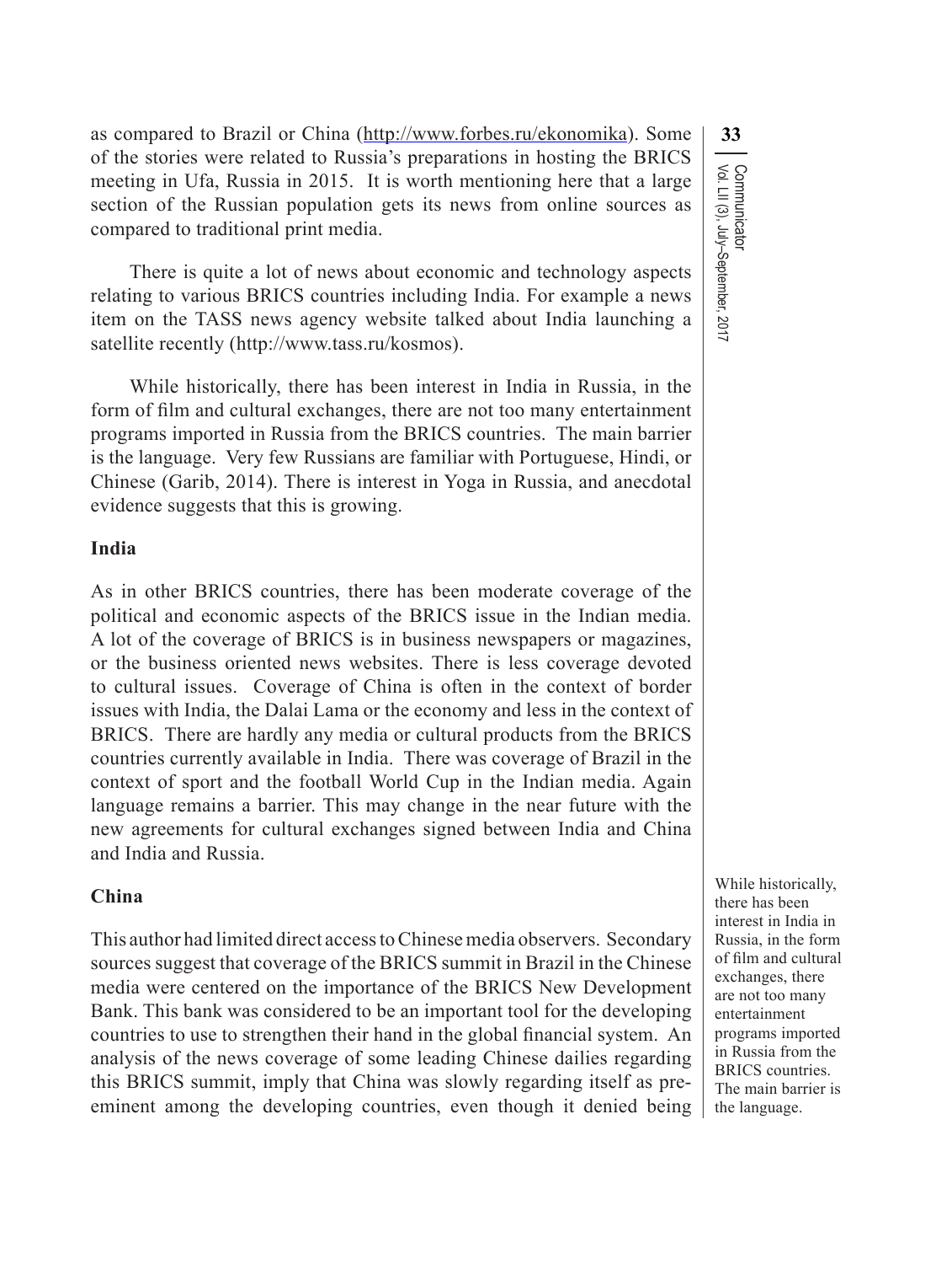as compared to Brazil or China (http://www.forbes.ru/ekonomika). Some of the stories were related to Russia's preparations in hosting the BRICS meeting in Ufa, Russia in 2015. It is worth mentioning here that a large section of the Russian population gets its news from online sources as compared to traditional print media.

There is quite a lot of news about economic and technology aspects relating to various BRICS countries including India. For example a news item on the TASS news agency website talked about India launching a satellite recently (http://www.tass.ru/kosmos).

While historically, there has been interest in India in Russia, in the form of film and cultural exchanges, there are not too many entertainment programs imported in Russia from the BRICS countries. The main barrier is the language. Very few Russians are familiar with Portuguese, Hindi, or Chinese (Garib, 2014). There is interest in Yoga in Russia, and anecdotal evidence suggests that this is growing.

### India

As in other BRICS countries, there has been moderate coverage of the political and economic aspects of the BRICS issue in the Indian media. A lot of the coverage of BRICS is in business newspapers or magazines, or the business oriented news websites. There is less coverage devoted to cultural issues. Coverage of China is often in the context of border issues with India, the Dalai Lama or the economy and less in the context of BRICS. There are hardly any media or cultural products from the BRICS countries currently available in India. There was coverage of Brazil in the context of sport and the football World Cup in the Indian media. Again language remains a barrier. This may change in the near future with the new agreements for cultural exchanges signed between India and China and India and Russia.

### China

This author had limited direct access to Chinese media observers. Secondary sources suggest that coverage of the BRICS summit in Brazil in the Chinese media were centered on the importance of the BRICS New Development Bank. This bank was considered to be an important tool for the developing countries to use to strengthen their hand in the global financial system. An analysis of the news coverage of some leading Chinese dailies regarding this BRICS summit, imply that China was slowly regarding itself as pre-eminent among the developing countries, even though it denied being

While historically, there has been interest in India in Russia, in the form of film and cultural exchanges, there are not too many entertainment programs imported in Russia from the BRICS countries. The main barrier is the language.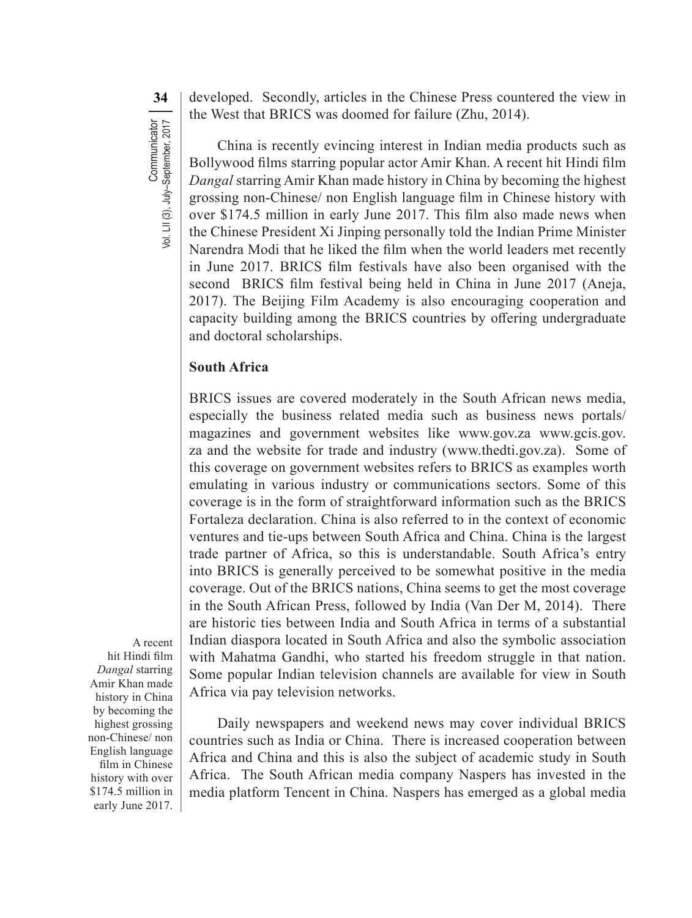developed. Secondly, articles in the Chinese Press countered the view in the West that BRICS was doomed for failure (Zhu, 2014).

China is recently evincing interest in Indian media products such as Bollywood films starring popular actor Amir Khan. A recent hit Hindi film *Dangal* starring Amir Khan made history in China by becoming the highest grossing non-Chinese/ non English language film in Chinese history with over \$174.5 million in early June 2017. This film also made news when the Chinese President Xi Jinping personally told the Indian Prime Minister Narendra Modi that he liked the film when the world leaders met recently in June 2017. BRICS film festivals have also been organised with the second BRICS film festival being held in China in June 2017 (Aneja, 2017). The Beijing Film Academy is also encouraging cooperation and capacity building among the BRICS countries by offering undergraduate and doctoral scholarships.

## South Africa

BRICS issues are covered moderately in the South African news media, especially the business related media such as business news portals/ magazines and government websites like www.gov.za www.gcis.gov.za and the website for trade and industry (www.thedti.gov.za). Some of this coverage on government websites refers to BRICS as examples worth emulating in various industry or communications sectors. Some of this coverage is in the form of straightforward information such as the BRICS Fortaleza declaration. China is also referred to in the context of economic ventures and tie-ups between South Africa and China. China is the largest trade partner of Africa, so this is understandable. South Africa's entry into BRICS is generally perceived to be somewhat positive in the media coverage. Out of the BRICS nations, China seems to get the most coverage in the South African Press, followed by India (Van Der M, 2014). There are historic ties between India and South Africa in terms of a substantial Indian diaspora located in South Africa and also the symbolic association with Mahatma Gandhi, who started his freedom struggle in that nation. Some popular Indian television channels are available for view in South Africa via pay television networks.

> A recent hit Hindi film *Dangal* starring Amir Khan made history in China by becoming the highest grossing non-Chinese/ non English language film in Chinese history with over \$174.5 million in early June 2017.

Daily newspapers and weekend news may cover individual BRICS countries such as India or China. There is increased cooperation between Africa and China and this is also the subject of academic study in South Africa. The South African media company Naspers has invested in the media platform Tencent in China. Naspers has emerged as a global media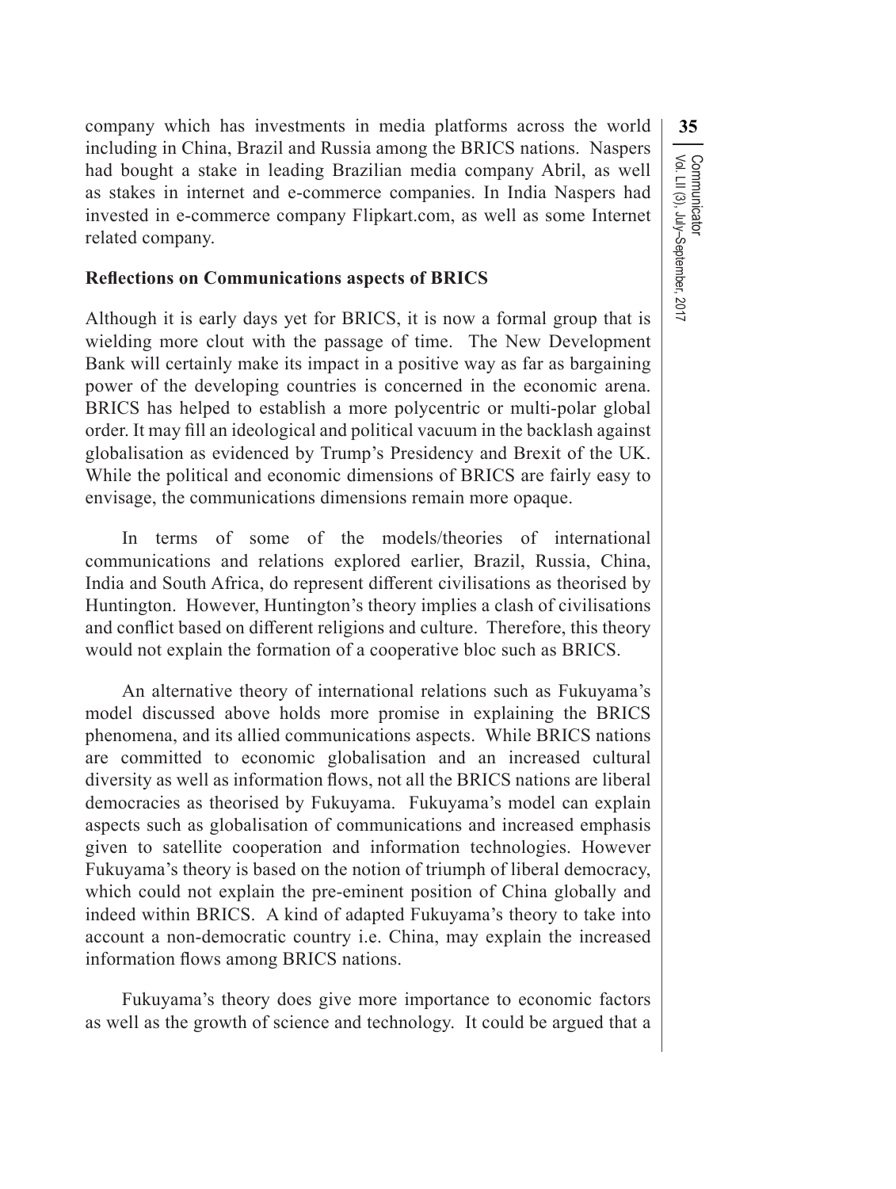company which has investments in media platforms across the world including in China, Brazil and Russia among the BRICS nations. Naspers had bought a stake in leading Brazilian media company Abril, as well as stakes in internet and e-commerce companies. In India Naspers had invested in e-commerce company Flipkart.com, as well as some Internet related company.

**Reflections on Communications aspects of BRICS**

Although it is early days yet for BRICS, it is now a formal group that is wielding more clout with the passage of time. The New Development Bank will certainly make its impact in a positive way as far as bargaining power of the developing countries is concerned in the economic arena. BRICS has helped to establish a more polycentric or multi-polar global order. It may fill an ideological and political vacuum in the backlash against globalisation as evidenced by Trump's Presidency and Brexit of the UK. While the political and economic dimensions of BRICS are fairly easy to envisage, the communications dimensions remain more opaque.

In terms of some of the models/theories of international communications and relations explored earlier, Brazil, Russia, China, India and South Africa, do represent different civilisations as theorised by Huntington. However, Huntington's theory implies a clash of civilisations and conflict based on different religions and culture. Therefore, this theory would not explain the formation of a cooperative bloc such as BRICS.

An alternative theory of international relations such as Fukuyama's model discussed above holds more promise in explaining the BRICS phenomena, and its allied communications aspects. While BRICS nations are committed to economic globalisation and an increased cultural diversity as well as information flows, not all the BRICS nations are liberal democracies as theorised by Fukuyama. Fukuyama's model can explain aspects such as globalisation of communications and increased emphasis given to satellite cooperation and information technologies. However Fukuyama's theory is based on the notion of triumph of liberal democracy, which could not explain the pre-eminent position of China globally and indeed within BRICS. A kind of adapted Fukuyama's theory to take into account a non-democratic country i.e. China, may explain the increased information flows among BRICS nations.

Fukuyama's theory does give more importance to economic factors as well as the growth of science and technology. It could be argued that a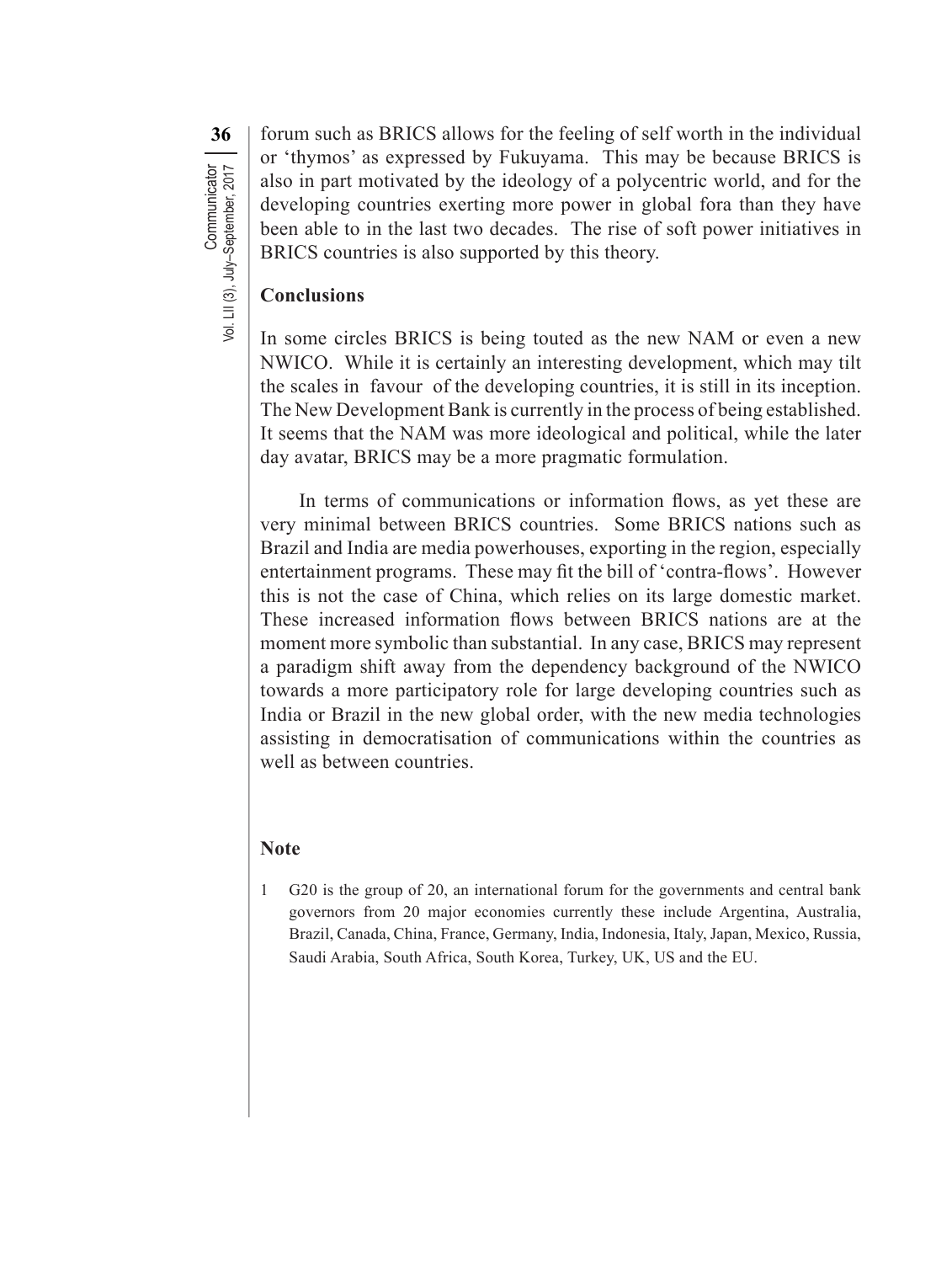forum such as BRICS allows for the feeling of self worth in the individual or 'thymos' as expressed by Fukuyama. This may be because BRICS is also in part motivated by the ideology of a polycentric world, and for the developing countries exerting more power in global fora than they have been able to in the last two decades. The rise of soft power initiatives in BRICS countries is also supported by this theory.

## Conclusions

In some circles BRICS is being touted as the new NAM or even a new NWICO. While it is certainly an interesting development, which may tilt the scales in favour of the developing countries, it is still in its inception. The New Development Bank is currently in the process of being established. It seems that the NAM was more ideological and political, while the later day avatar, BRICS may be a more pragmatic formulation.

In terms of communications or information flows, as yet these are very minimal between BRICS countries. Some BRICS nations such as Brazil and India are media powerhouses, exporting in the region, especially entertainment programs. These may fit the bill of 'contra-flows'. However this is not the case of China, which relies on its large domestic market. These increased information flows between BRICS nations are at the moment more symbolic than substantial. In any case, BRICS may represent a paradigm shift away from the dependency background of the NWICO towards a more participatory role for large developing countries such as India or Brazil in the new global order, with the new media technologies assisting in democratisation of communications within the countries as well as between countries.

## Note

1 G20 is the group of 20, an international forum for the governments and central bank governors from 20 major economies currently these include Argentina, Australia, Brazil, Canada, China, France, Germany, India, Indonesia, Italy, Japan, Mexico, Russia, Saudi Arabia, South Africa, South Korea, Turkey, UK, US and the EU.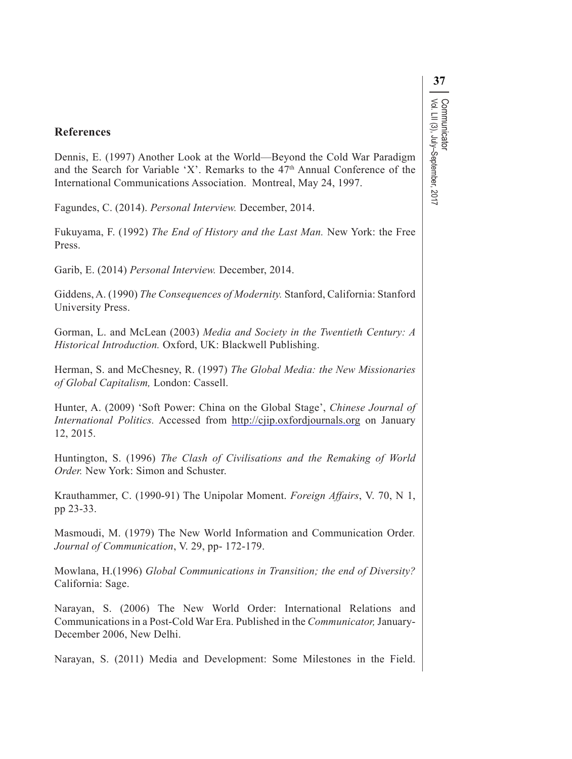## References

Dennis, E. (1997) Another Look at the World—Beyond the Cold War Paradigm and the Search for Variable 'X'. Remarks to the 47th Annual Conference of the International Communications Association. Montreal, May 24, 1997.

Fagundes, C. (2014). *Personal Interview.* December, 2014.

Fukuyama, F. (1992) *The End of History and the Last Man.* New York: the Free Press.

Garib, E. (2014) *Personal Interview.* December, 2014.

Giddens, A. (1990) *The Consequences of Modernity.* Stanford, California: Stanford University Press.

Gorman, L. and McLean (2003) *Media and Society in the Twentieth Century: A Historical Introduction.* Oxford, UK: Blackwell Publishing.

Herman, S. and McChesney, R. (1997) *The Global Media: the New Missionaries of Global Capitalism,* London: Cassell.

Hunter, A. (2009) 'Soft Power: China on the Global Stage', *Chinese Journal of International Politics.* Accessed from http://cjip.oxfordjournals.org on January 12, 2015.

Huntington, S. (1996) *The Clash of Civilisations and the Remaking of World Order.* New York: Simon and Schuster.

Krauthammer, C. (1990-91) The Unipolar Moment. *Foreign Affairs*, V. 70, N 1, pp 23-33.

Masmoudi, M. (1979) The New World Information and Communication Order. *Journal of Communication*, V. 29, pp- 172-179.

Mowlana, H.(1996) *Global Communications in Transition; the end of Diversity?* California: Sage.

Narayan, S. (2006) The New World Order: International Relations and Communications in a Post-Cold War Era. Published in the *Communicator,* January-December 2006, New Delhi.

Narayan, S. (2011) Media and Development: Some Milestones in the Field.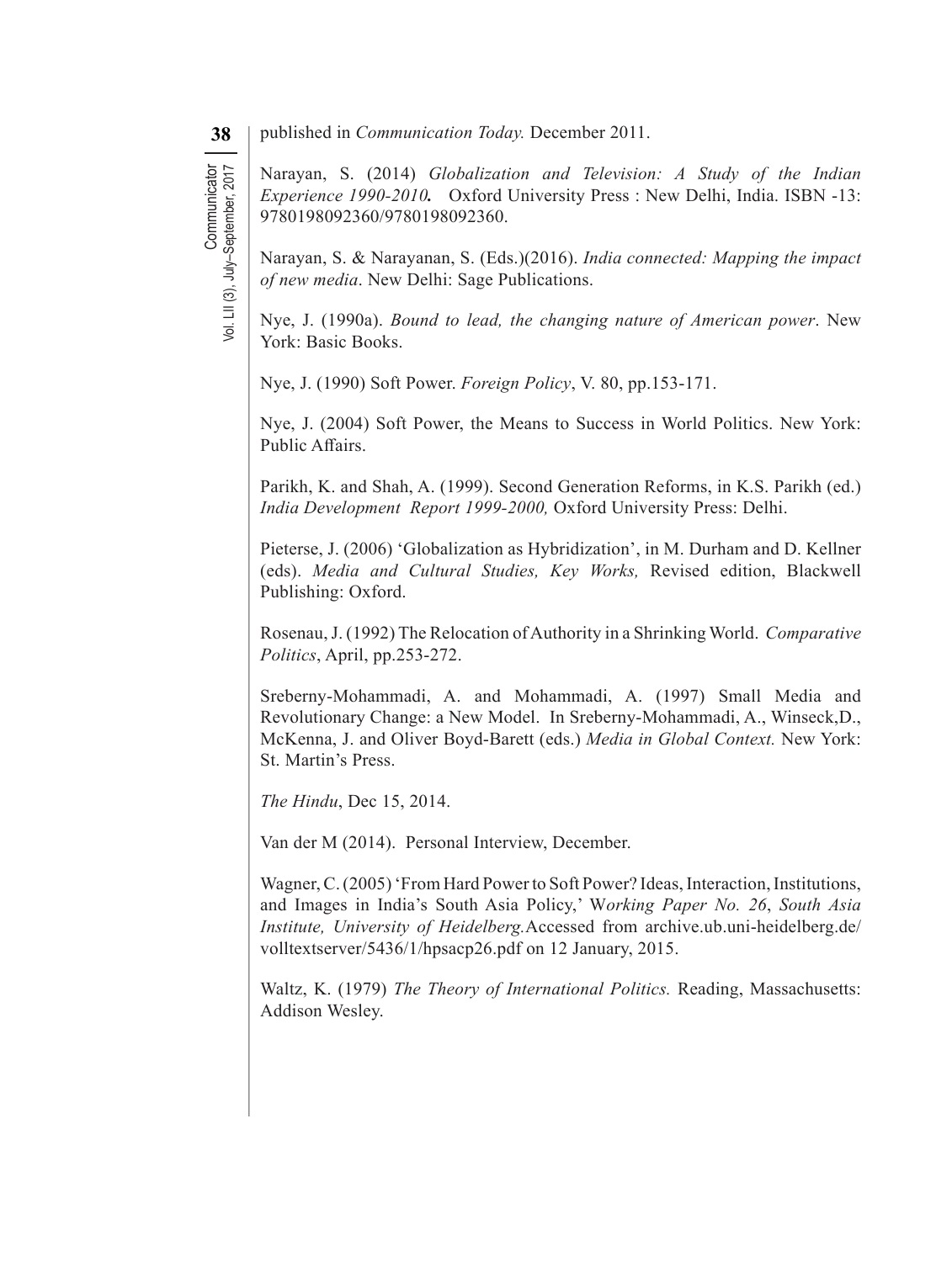published in *Communication Today.* December 2011.

Narayan, S. (2014) *Globalization and Television: A Study of the Indian Experience 1990-2010.* Oxford University Press : New Delhi, India. ISBN -13: 9780198092360/9780198092360.

Narayan, S. & Narayanan, S. (Eds.)(2016). *India connected: Mapping the impact of new media*. New Delhi: Sage Publications.

Nye, J. (1990a). *Bound to lead, the changing nature of American power*. New York: Basic Books.

Nye, J. (1990) Soft Power. *Foreign Policy*, V. 80, pp.153-171.

Nye, J. (2004) Soft Power, the Means to Success in World Politics. New York: Public Affairs.

Parikh, K. and Shah, A. (1999). Second Generation Reforms, in K.S. Parikh (ed.) *India Development Report 1999-2000,* Oxford University Press: Delhi.

Pieterse, J. (2006) 'Globalization as Hybridization', in M. Durham and D. Kellner (eds). *Media and Cultural Studies, Key Works,* Revised edition, Blackwell Publishing: Oxford.

Rosenau, J. (1992) The Relocation of Authority in a Shrinking World. *Comparative Politics*, April, pp.253-272.

Sreberny-Mohammadi, A. and Mohammadi, A. (1997) Small Media and Revolutionary Change: a New Model. In Sreberny-Mohammadi, A., Winseck,D., McKenna, J. and Oliver Boyd-Barett (eds.) *Media in Global Context.* New York: St. Martin's Press.

*The Hindu*, Dec 15, 2014.

Van der M (2014). Personal Interview, December.

Wagner, C. (2005) 'From Hard Power to Soft Power? Ideas, Interaction, Institutions, and Images in India's South Asia Policy,' W*orking Paper No. 26*, *South Asia Institute, University of Heidelberg.*Accessed from archive.ub.uni-heidelberg.de/volltextserver/5436/1/hpsacp26.pdf on 12 January, 2015.

Waltz, K. (1979) *The Theory of International Politics.* Reading, Massachusetts: Addison Wesley.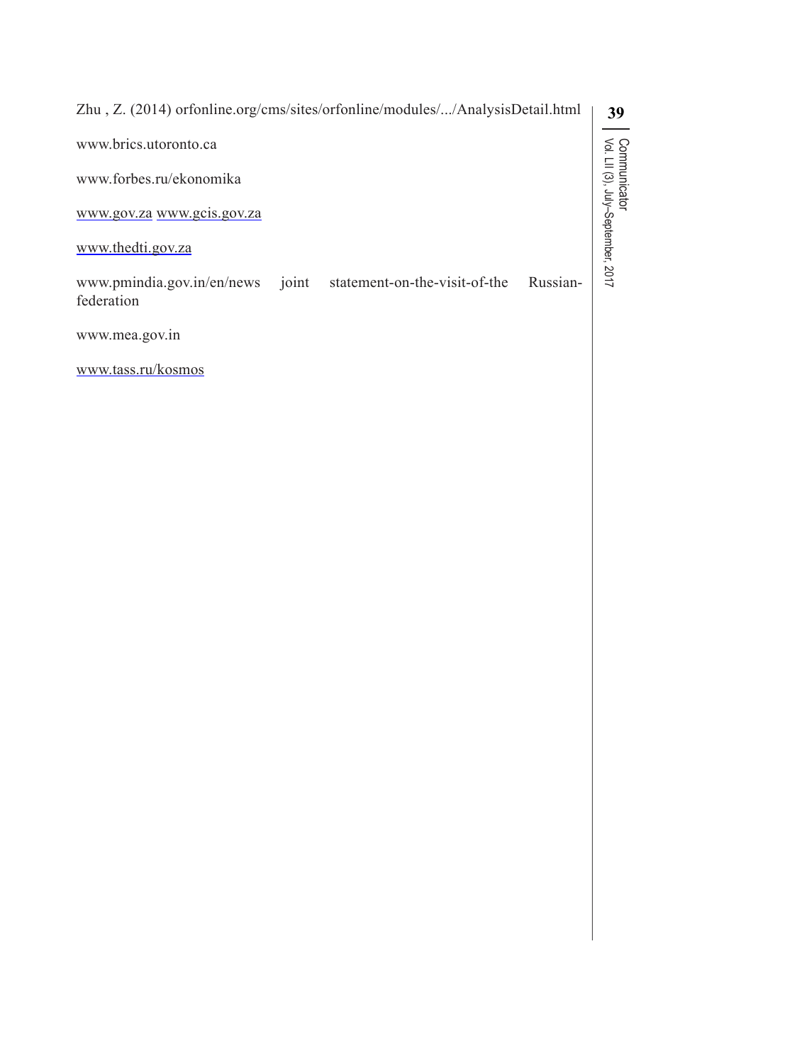Zhu , Z. (2014) orfonline.org/cms/sites/orfonline/modules/.../AnalysisDetail.html

www.brics.utoronto.ca

www.forbes.ru/ekonomika

www.gov.za www.gcis.gov.za

www.thedti.gov.za

www.pmindia.gov.in/en/news joint statement-on-the-visit-of-the Russian-federation

www.mea.gov.in

www.tass.ru/kosmos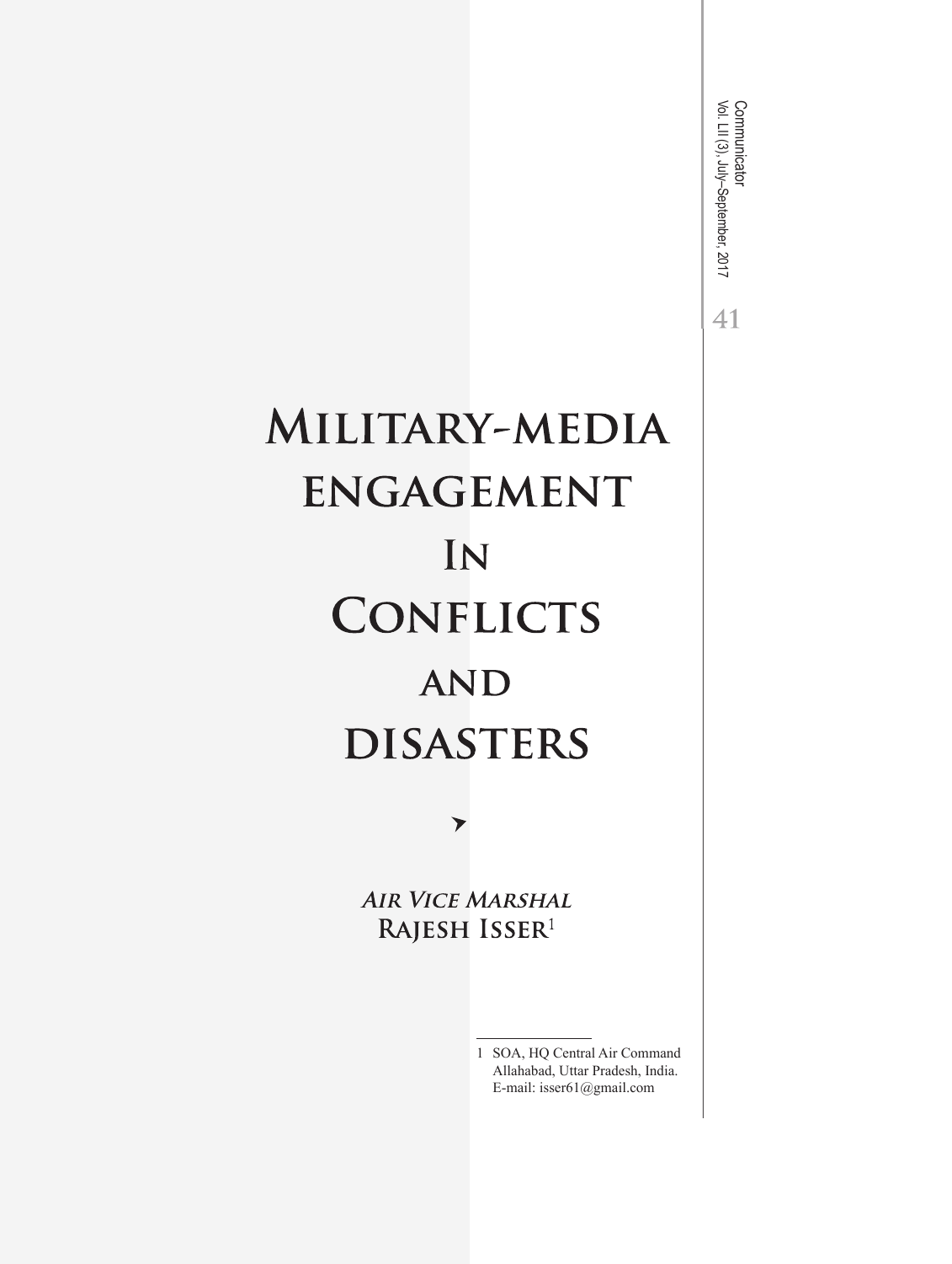# Military-media engagement In Conflicts and disasters

*Air Vice Marshal*
**Rajesh Isser**[1]

---

1 SOA, HQ Central Air Command Allahabad, Uttar Pradesh, India. E-mail: isser61@gmail.com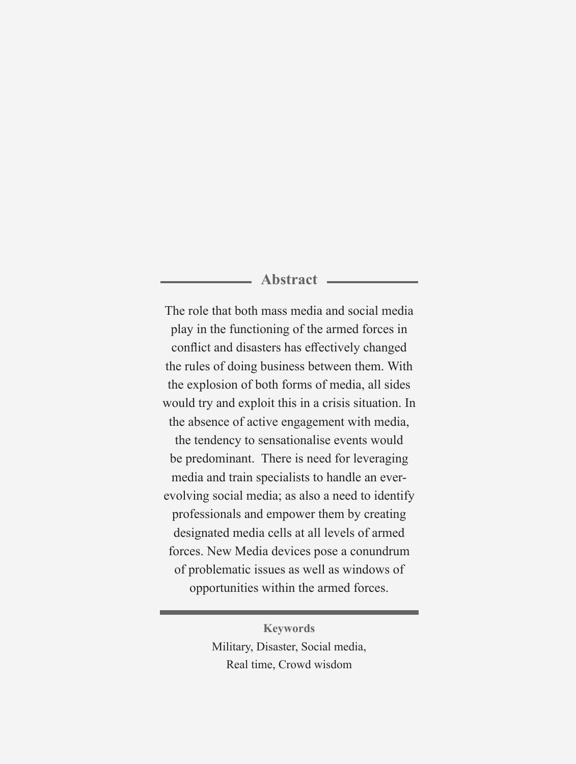## Abstract

The role that both mass media and social media play in the functioning of the armed forces in conflict and disasters has effectively changed the rules of doing business between them. With the explosion of both forms of media, all sides would try and exploit this in a crisis situation. In the absence of active engagement with media, the tendency to sensationalise events would be predominant. There is need for leveraging media and train specialists to handle an ever-evolving social media; as also a need to identify professionals and empower them by creating designated media cells at all levels of armed forces. New Media devices pose a conundrum of problematic issues as well as windows of opportunities within the armed forces.

**Keywords**

Military, Disaster, Social media, Real time, Crowd wisdom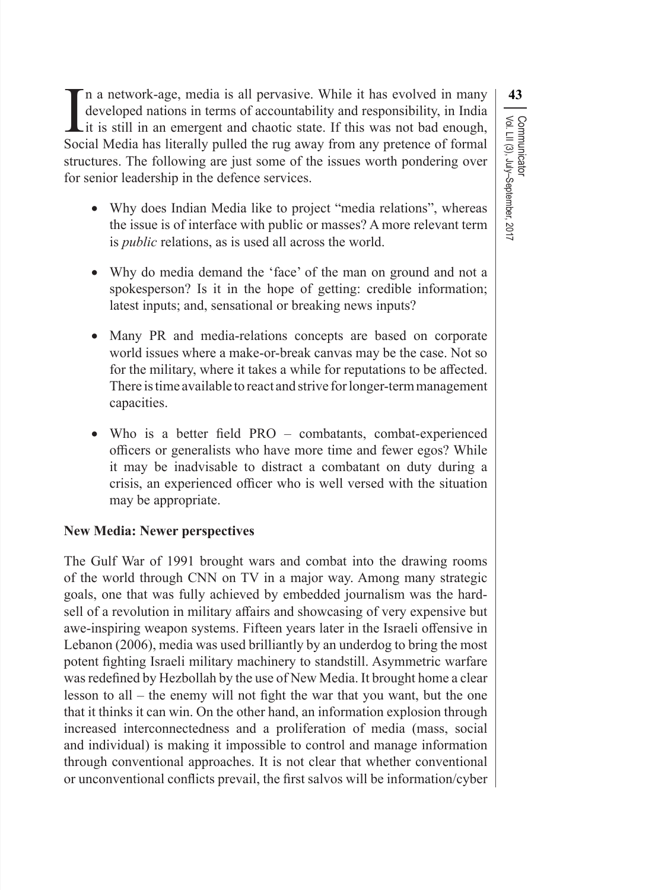In a network-age, media is all pervasive. While it has evolved in many developed nations in terms of accountability and responsibility, in India it is still in an emergent and chaotic state. If this was not bad enough, Social Media has literally pulled the rug away from any pretence of formal structures. The following are just some of the issues worth pondering over for senior leadership in the defence services.

- Why does Indian Media like to project "media relations", whereas the issue is of interface with public or masses? A more relevant term is *public* relations, as is used all across the world.
- Why do media demand the 'face' of the man on ground and not a spokesperson? Is it in the hope of getting: credible information; latest inputs; and, sensational or breaking news inputs?
- Many PR and media-relations concepts are based on corporate world issues where a make-or-break canvas may be the case. Not so for the military, where it takes a while for reputations to be affected. There is time available to react and strive for longer-term management capacities.
- Who is a better field PRO – combatants, combat-experienced officers or generalists who have more time and fewer egos? While it may be inadvisable to distract a combatant on duty during a crisis, an experienced officer who is well versed with the situation may be appropriate.

**New Media: Newer perspectives**

The Gulf War of 1991 brought wars and combat into the drawing rooms of the world through CNN on TV in a major way. Among many strategic goals, one that was fully achieved by embedded journalism was the hard-sell of a revolution in military affairs and showcasing of very expensive but awe-inspiring weapon systems. Fifteen years later in the Israeli offensive in Lebanon (2006), media was used brilliantly by an underdog to bring the most potent fighting Israeli military machinery to standstill. Asymmetric warfare was redefined by Hezbollah by the use of New Media. It brought home a clear lesson to all – the enemy will not fight the war that you want, but the one that it thinks it can win. On the other hand, an information explosion through increased interconnectedness and a proliferation of media (mass, social and individual) is making it impossible to control and manage information through conventional approaches. It is not clear that whether conventional or unconventional conflicts prevail, the first salvos will be information/cyber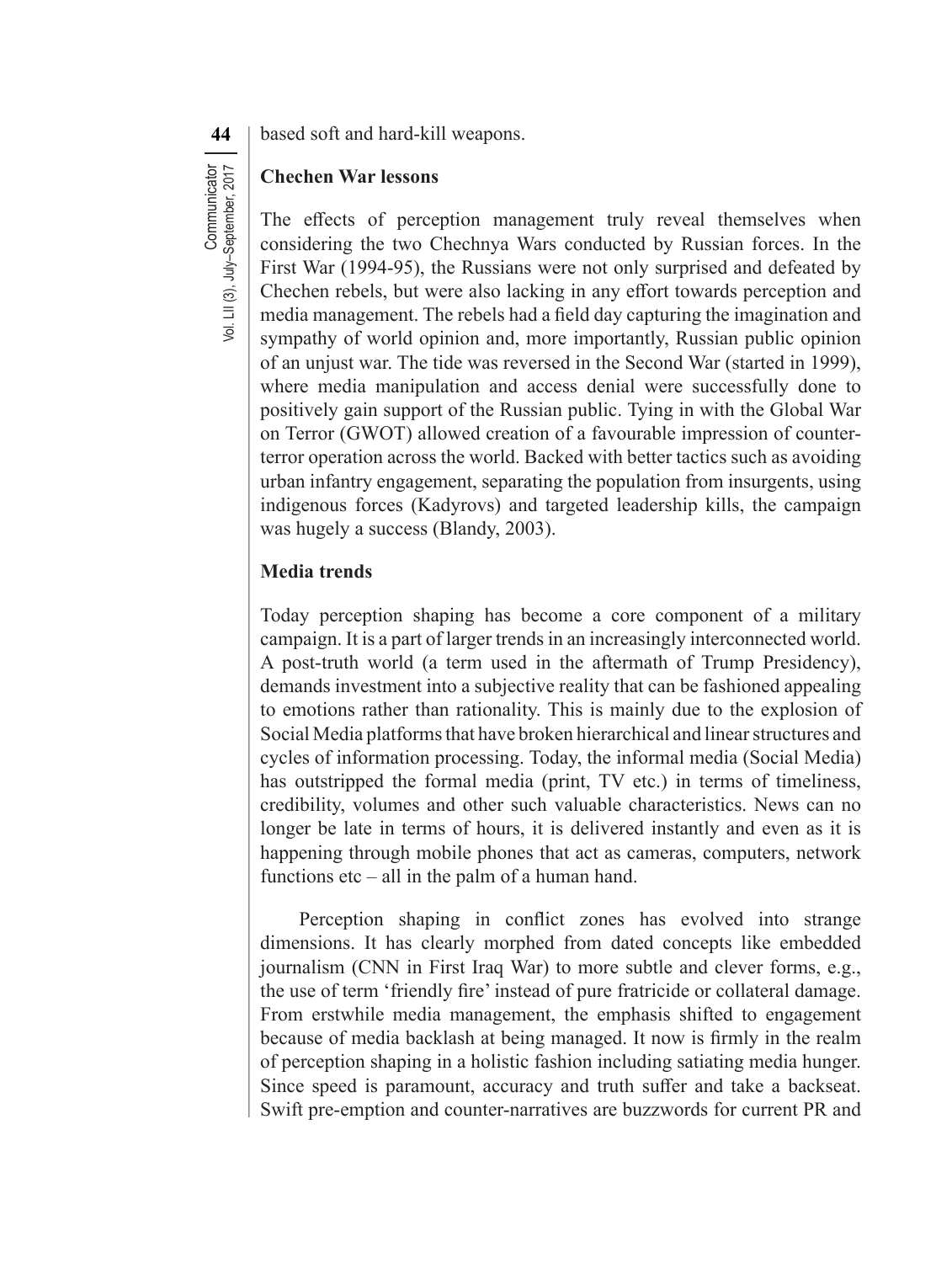based soft and hard-kill weapons.

### Chechen War lessons

The effects of perception management truly reveal themselves when considering the two Chechnya Wars conducted by Russian forces. In the First War (1994-95), the Russians were not only surprised and defeated by Chechen rebels, but were also lacking in any effort towards perception and media management. The rebels had a field day capturing the imagination and sympathy of world opinion and, more importantly, Russian public opinion of an unjust war. The tide was reversed in the Second War (started in 1999), where media manipulation and access denial were successfully done to positively gain support of the Russian public. Tying in with the Global War on Terror (GWOT) allowed creation of a favourable impression of counter-terror operation across the world. Backed with better tactics such as avoiding urban infantry engagement, separating the population from insurgents, using indigenous forces (Kadyrovs) and targeted leadership kills, the campaign was hugely a success (Blandy, 2003).

### Media trends

Today perception shaping has become a core component of a military campaign. It is a part of larger trends in an increasingly interconnected world. A post-truth world (a term used in the aftermath of Trump Presidency), demands investment into a subjective reality that can be fashioned appealing to emotions rather than rationality. This is mainly due to the explosion of Social Media platforms that have broken hierarchical and linear structures and cycles of information processing. Today, the informal media (Social Media) has outstripped the formal media (print, TV etc.) in terms of timeliness, credibility, volumes and other such valuable characteristics. News can no longer be late in terms of hours, it is delivered instantly and even as it is happening through mobile phones that act as cameras, computers, network functions etc – all in the palm of a human hand.

Perception shaping in conflict zones has evolved into strange dimensions. It has clearly morphed from dated concepts like embedded journalism (CNN in First Iraq War) to more subtle and clever forms, e.g., the use of term 'friendly fire' instead of pure fratricide or collateral damage. From erstwhile media management, the emphasis shifted to engagement because of media backlash at being managed. It now is firmly in the realm of perception shaping in a holistic fashion including satiating media hunger. Since speed is paramount, accuracy and truth suffer and take a backseat. Swift pre-emption and counter-narratives are buzzwords for current PR and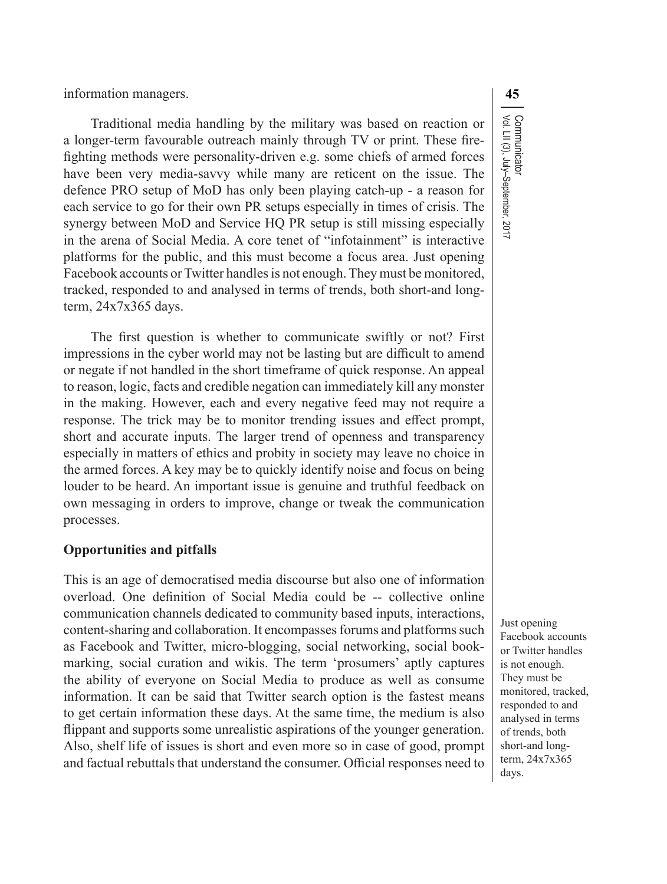information managers.

Traditional media handling by the military was based on reaction or a longer-term favourable outreach mainly through TV or print. These fire-fighting methods were personality-driven e.g. some chiefs of armed forces have been very media-savvy while many are reticent on the issue. The defence PRO setup of MoD has only been playing catch-up - a reason for each service to go for their own PR setups especially in times of crisis. The synergy between MoD and Service HQ PR setup is still missing especially in the arena of Social Media. A core tenet of "infotainment" is interactive platforms for the public, and this must become a focus area. Just opening Facebook accounts or Twitter handles is not enough. They must be monitored, tracked, responded to and analysed in terms of trends, both short-and long-term, 24x7x365 days.

The first question is whether to communicate swiftly or not? First impressions in the cyber world may not be lasting but are difficult to amend or negate if not handled in the short timeframe of quick response. An appeal to reason, logic, facts and credible negation can immediately kill any monster in the making. However, each and every negative feed may not require a response. The trick may be to monitor trending issues and effect prompt, short and accurate inputs. The larger trend of openness and transparency especially in matters of ethics and probity in society may leave no choice in the armed forces. A key may be to quickly identify noise and focus on being louder to be heard. An important issue is genuine and truthful feedback on own messaging in orders to improve, change or tweak the communication processes.

**Opportunities and pitfalls**

This is an age of democratised media discourse but also one of information overload. One definition of Social Media could be -- collective online communication channels dedicated to community based inputs, interactions, content-sharing and collaboration. It encompasses forums and platforms such as Facebook and Twitter, micro-blogging, social networking, social book-marking, social curation and wikis. The term 'prosumers' aptly captures the ability of everyone on Social Media to produce as well as consume information. It can be said that Twitter search option is the fastest means to get certain information these days. At the same time, the medium is also flippant and supports some unrealistic aspirations of the younger generation. Also, shelf life of issues is short and even more so in case of good, prompt and factual rebuttals that understand the consumer. Official responses need to

Just opening Facebook accounts or Twitter handles is not enough. They must be monitored, tracked, responded to and analysed in terms of trends, both short-and long-term, 24x7x365 days.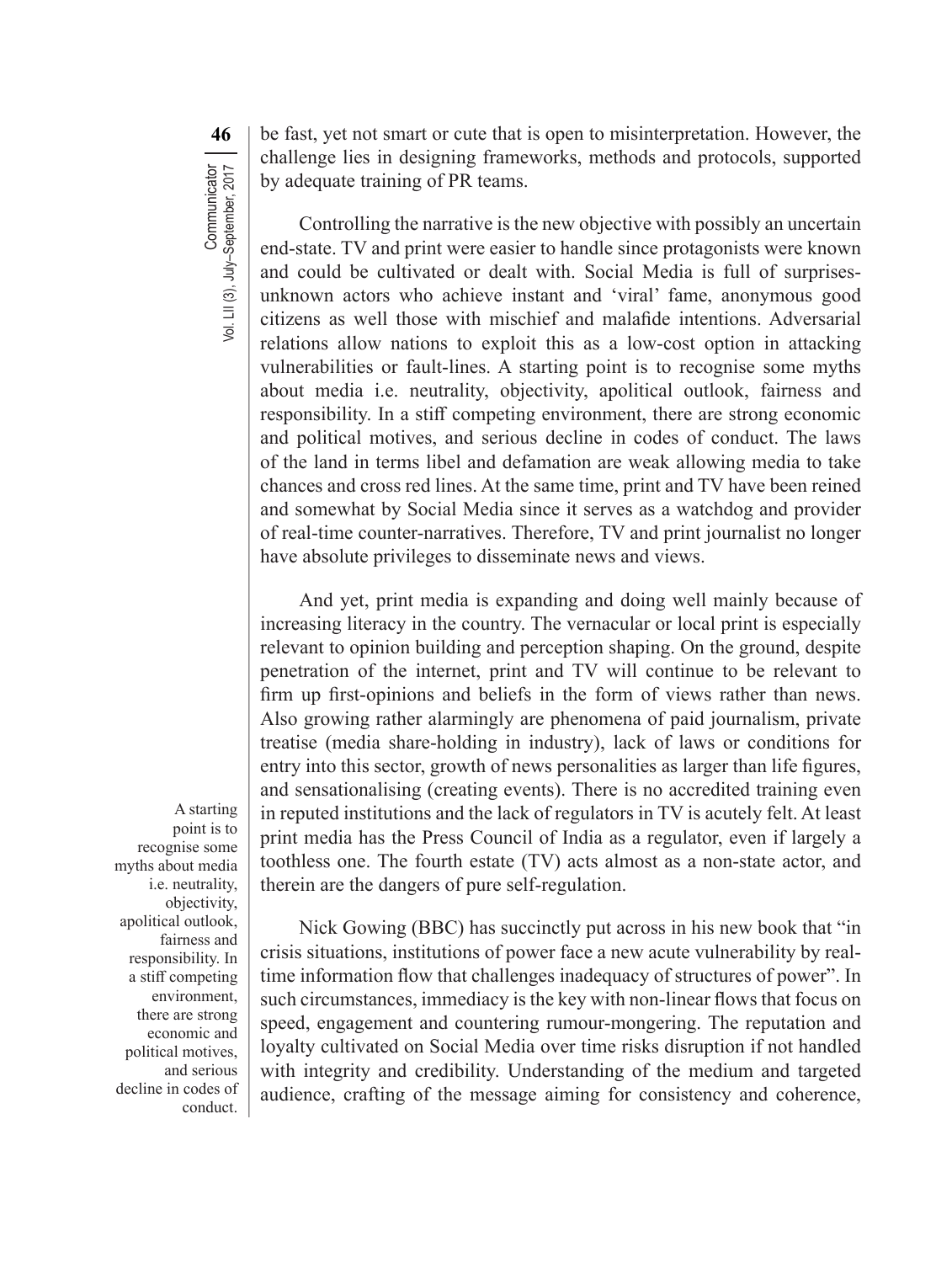be fast, yet not smart or cute that is open to misinterpretation. However, the challenge lies in designing frameworks, methods and protocols, supported by adequate training of PR teams.

Controlling the narrative is the new objective with possibly an uncertain end-state. TV and print were easier to handle since protagonists were known and could be cultivated or dealt with. Social Media is full of surprises-unknown actors who achieve instant and 'viral' fame, anonymous good citizens as well those with mischief and malafide intentions. Adversarial relations allow nations to exploit this as a low-cost option in attacking vulnerabilities or fault-lines. A starting point is to recognise some myths about media i.e. neutrality, objectivity, apolitical outlook, fairness and responsibility. In a stiff competing environment, there are strong economic and political motives, and serious decline in codes of conduct. The laws of the land in terms libel and defamation are weak allowing media to take chances and cross red lines. At the same time, print and TV have been reined and somewhat by Social Media since it serves as a watchdog and provider of real-time counter-narratives. Therefore, TV and print journalist no longer have absolute privileges to disseminate news and views.

And yet, print media is expanding and doing well mainly because of increasing literacy in the country. The vernacular or local print is especially relevant to opinion building and perception shaping. On the ground, despite penetration of the internet, print and TV will continue to be relevant to firm up first-opinions and beliefs in the form of views rather than news. Also growing rather alarmingly are phenomena of paid journalism, private treatise (media share-holding in industry), lack of laws or conditions for entry into this sector, growth of news personalities as larger than life figures, and sensationalising (creating events). There is no accredited training even in reputed institutions and the lack of regulators in TV is acutely felt. At least print media has the Press Council of India as a regulator, even if largely a toothless one. The fourth estate (TV) acts almost as a non-state actor, and therein are the dangers of pure self-regulation.

> A starting point is to recognise some myths about media i.e. neutrality, objectivity, apolitical outlook, fairness and responsibility. In a stiff competing environment, there are strong economic and political motives, and serious decline in codes of conduct.

Nick Gowing (BBC) has succinctly put across in his new book that "in crisis situations, institutions of power face a new acute vulnerability by real-time information flow that challenges inadequacy of structures of power". In such circumstances, immediacy is the key with non-linear flows that focus on speed, engagement and countering rumour-mongering. The reputation and loyalty cultivated on Social Media over time risks disruption if not handled with integrity and credibility. Understanding of the medium and targeted audience, crafting of the message aiming for consistency and coherence,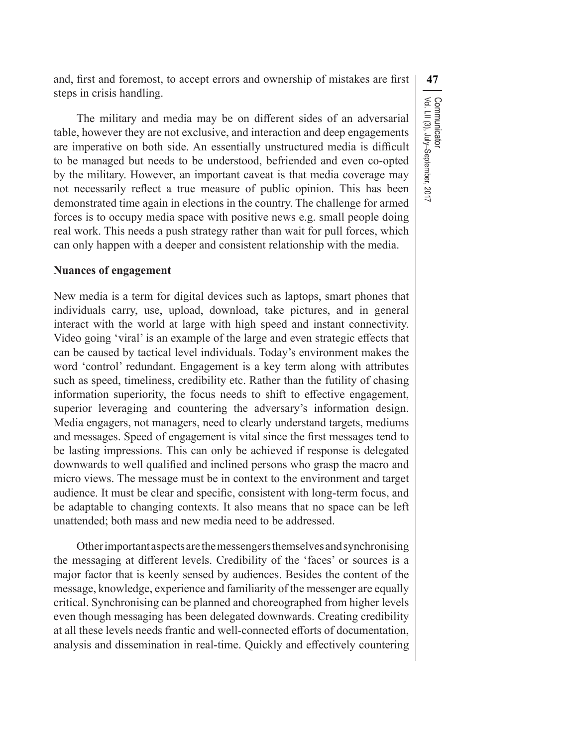and, first and foremost, to accept errors and ownership of mistakes are first steps in crisis handling.

The military and media may be on different sides of an adversarial table, however they are not exclusive, and interaction and deep engagements are imperative on both side. An essentially unstructured media is difficult to be managed but needs to be understood, befriended and even co-opted by the military. However, an important caveat is that media coverage may not necessarily reflect a true measure of public opinion. This has been demonstrated time again in elections in the country. The challenge for armed forces is to occupy media space with positive news e.g. small people doing real work. This needs a push strategy rather than wait for pull forces, which can only happen with a deeper and consistent relationship with the media.

**Nuances of engagement**

New media is a term for digital devices such as laptops, smart phones that individuals carry, use, upload, download, take pictures, and in general interact with the world at large with high speed and instant connectivity. Video going 'viral' is an example of the large and even strategic effects that can be caused by tactical level individuals. Today's environment makes the word 'control' redundant. Engagement is a key term along with attributes such as speed, timeliness, credibility etc. Rather than the futility of chasing information superiority, the focus needs to shift to effective engagement, superior leveraging and countering the adversary's information design. Media engagers, not managers, need to clearly understand targets, mediums and messages. Speed of engagement is vital since the first messages tend to be lasting impressions. This can only be achieved if response is delegated downwards to well qualified and inclined persons who grasp the macro and micro views. The message must be in context to the environment and target audience. It must be clear and specific, consistent with long-term focus, and be adaptable to changing contexts. It also means that no space can be left unattended; both mass and new media need to be addressed.

Other important aspects are the messengers themselves and synchronising the messaging at different levels. Credibility of the 'faces' or sources is a major factor that is keenly sensed by audiences. Besides the content of the message, knowledge, experience and familiarity of the messenger are equally critical. Synchronising can be planned and choreographed from higher levels even though messaging has been delegated downwards. Creating credibility at all these levels needs frantic and well-connected efforts of documentation, analysis and dissemination in real-time. Quickly and effectively countering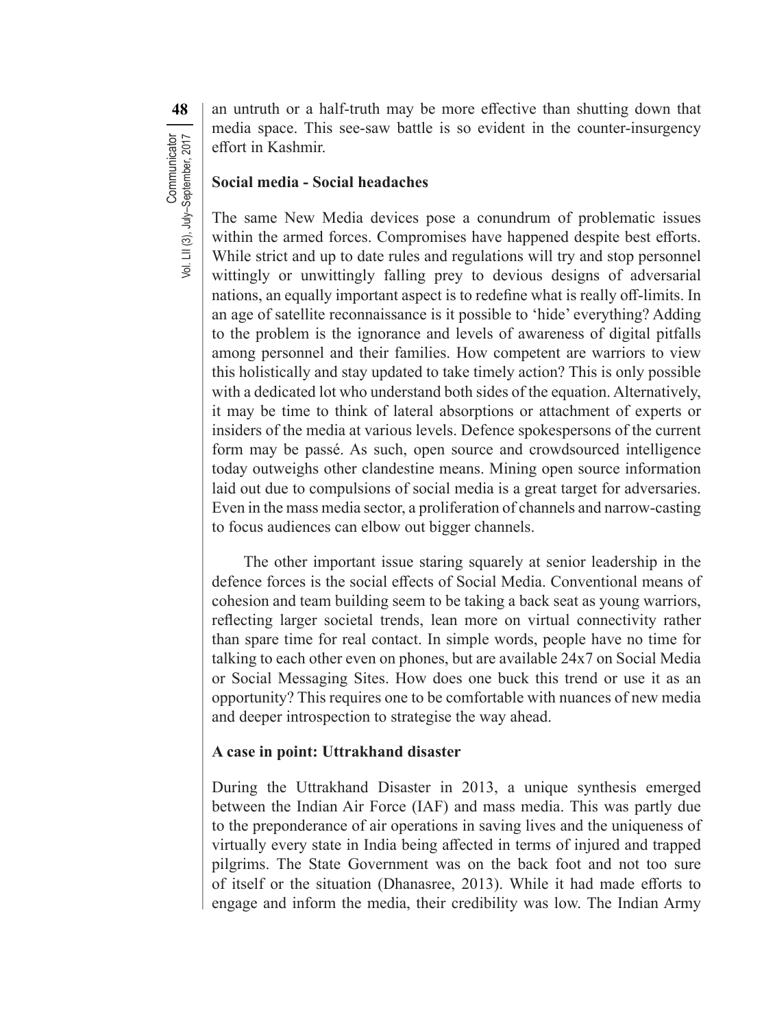an untruth or a half-truth may be more effective than shutting down that media space. This see-saw battle is so evident in the counter-insurgency effort in Kashmir.

### Social media - Social headaches

The same New Media devices pose a conundrum of problematic issues within the armed forces. Compromises have happened despite best efforts. While strict and up to date rules and regulations will try and stop personnel wittingly or unwittingly falling prey to devious designs of adversarial nations, an equally important aspect is to redefine what is really off-limits. In an age of satellite reconnaissance is it possible to 'hide' everything? Adding to the problem is the ignorance and levels of awareness of digital pitfalls among personnel and their families. How competent are warriors to view this holistically and stay updated to take timely action? This is only possible with a dedicated lot who understand both sides of the equation. Alternatively, it may be time to think of lateral absorptions or attachment of experts or insiders of the media at various levels. Defence spokespersons of the current form may be passé. As such, open source and crowdsourced intelligence today outweighs other clandestine means. Mining open source information laid out due to compulsions of social media is a great target for adversaries. Even in the mass media sector, a proliferation of channels and narrow-casting to focus audiences can elbow out bigger channels.

The other important issue staring squarely at senior leadership in the defence forces is the social effects of Social Media. Conventional means of cohesion and team building seem to be taking a back seat as young warriors, reflecting larger societal trends, lean more on virtual connectivity rather than spare time for real contact. In simple words, people have no time for talking to each other even on phones, but are available 24x7 on Social Media or Social Messaging Sites. How does one buck this trend or use it as an opportunity? This requires one to be comfortable with nuances of new media and deeper introspection to strategise the way ahead.

### A case in point: Uttrakhand disaster

During the Uttrakhand Disaster in 2013, a unique synthesis emerged between the Indian Air Force (IAF) and mass media. This was partly due to the preponderance of air operations in saving lives and the uniqueness of virtually every state in India being affected in terms of injured and trapped pilgrims. The State Government was on the back foot and not too sure of itself or the situation (Dhanasree, 2013). While it had made efforts to engage and inform the media, their credibility was low. The Indian Army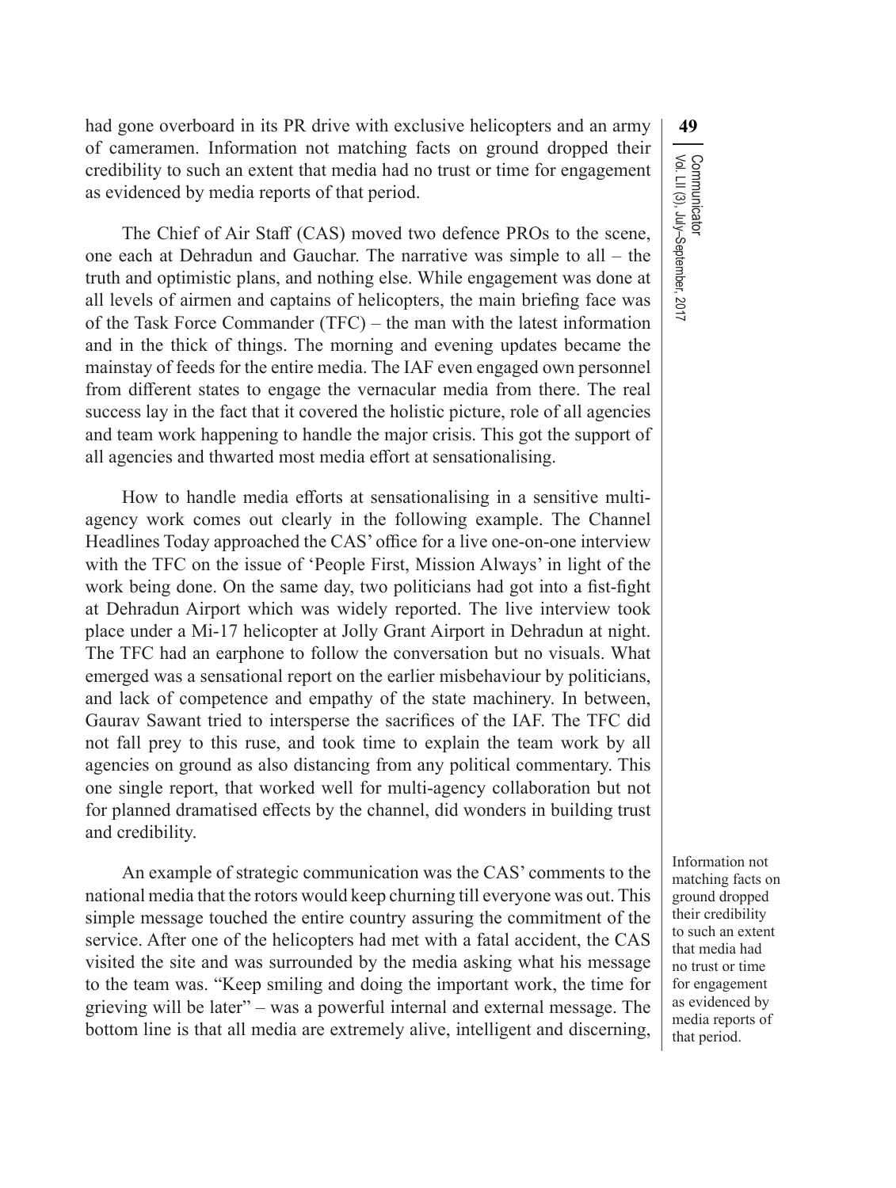had gone overboard in its PR drive with exclusive helicopters and an army of cameramen. Information not matching facts on ground dropped their credibility to such an extent that media had no trust or time for engagement as evidenced by media reports of that period.

The Chief of Air Staff (CAS) moved two defence PROs to the scene, one each at Dehradun and Gauchar. The narrative was simple to all – the truth and optimistic plans, and nothing else. While engagement was done at all levels of airmen and captains of helicopters, the main briefing face was of the Task Force Commander (TFC) – the man with the latest information and in the thick of things. The morning and evening updates became the mainstay of feeds for the entire media. The IAF even engaged own personnel from different states to engage the vernacular media from there. The real success lay in the fact that it covered the holistic picture, role of all agencies and team work happening to handle the major crisis. This got the support of all agencies and thwarted most media effort at sensationalising.

How to handle media efforts at sensationalising in a sensitive multi-agency work comes out clearly in the following example. The Channel Headlines Today approached the CAS' office for a live one-on-one interview with the TFC on the issue of 'People First, Mission Always' in light of the work being done. On the same day, two politicians had got into a fist-fight at Dehradun Airport which was widely reported. The live interview took place under a Mi-17 helicopter at Jolly Grant Airport in Dehradun at night. The TFC had an earphone to follow the conversation but no visuals. What emerged was a sensational report on the earlier misbehaviour by politicians, and lack of competence and empathy of the state machinery. In between, Gaurav Sawant tried to intersperse the sacrifices of the IAF. The TFC did not fall prey to this ruse, and took time to explain the team work by all agencies on ground as also distancing from any political commentary. This one single report, that worked well for multi-agency collaboration but not for planned dramatised effects by the channel, did wonders in building trust and credibility.

An example of strategic communication was the CAS' comments to the national media that the rotors would keep churning till everyone was out. This simple message touched the entire country assuring the commitment of the service. After one of the helicopters had met with a fatal accident, the CAS visited the site and was surrounded by the media asking what his message to the team was. "Keep smiling and doing the important work, the time for grieving will be later" – was a powerful internal and external message. The bottom line is that all media are extremely alive, intelligent and discerning,

Information not matching facts on ground dropped their credibility to such an extent that media had no trust or time for engagement as evidenced by media reports of that period.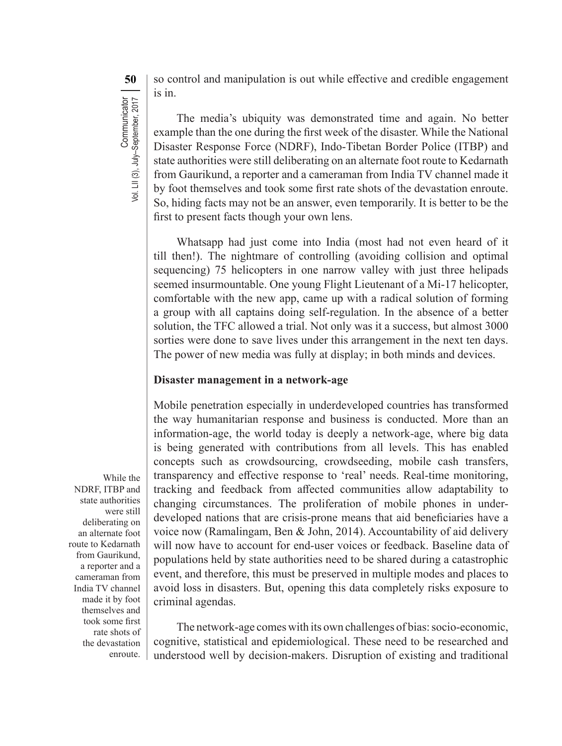so control and manipulation is out while effective and credible engagement is in.

The media's ubiquity was demonstrated time and again. No better example than the one during the first week of the disaster. While the National Disaster Response Force (NDRF), Indo-Tibetan Border Police (ITBP) and state authorities were still deliberating on an alternate foot route to Kedarnath from Gaurikund, a reporter and a cameraman from India TV channel made it by foot themselves and took some first rate shots of the devastation enroute. So, hiding facts may not be an answer, even temporarily. It is better to be the first to present facts though your own lens.

While the NDRF, ITBP and state authorities were still deliberating on an alternate foot route to Kedarnath from Gaurikund, a reporter and a cameraman from India TV channel made it by foot themselves and took some first rate shots of the devastation enroute.

Whatsapp had just come into India (most had not even heard of it till then!). The nightmare of controlling (avoiding collision and optimal sequencing) 75 helicopters in one narrow valley with just three helipads seemed insurmountable. One young Flight Lieutenant of a Mi-17 helicopter, comfortable with the new app, came up with a radical solution of forming a group with all captains doing self-regulation. In the absence of a better solution, the TFC allowed a trial. Not only was it a success, but almost 3000 sorties were done to save lives under this arrangement in the next ten days. The power of new media was fully at display; in both minds and devices.

**Disaster management in a network-age**

Mobile penetration especially in underdeveloped countries has transformed the way humanitarian response and business is conducted. More than an information-age, the world today is deeply a network-age, where big data is being generated with contributions from all levels. This has enabled concepts such as crowdsourcing, crowdseeding, mobile cash transfers, transparency and effective response to 'real' needs. Real-time monitoring, tracking and feedback from affected communities allow adaptability to changing circumstances. The proliferation of mobile phones in under-developed nations that are crisis-prone means that aid beneficiaries have a voice now (Ramalingam, Ben & John, 2014). Accountability of aid delivery will now have to account for end-user voices or feedback. Baseline data of populations held by state authorities need to be shared during a catastrophic event, and therefore, this must be preserved in multiple modes and places to avoid loss in disasters. But, opening this data completely risks exposure to criminal agendas.

The network-age comes with its own challenges of bias: socio-economic, cognitive, statistical and epidemiological. These need to be researched and understood well by decision-makers. Disruption of existing and traditional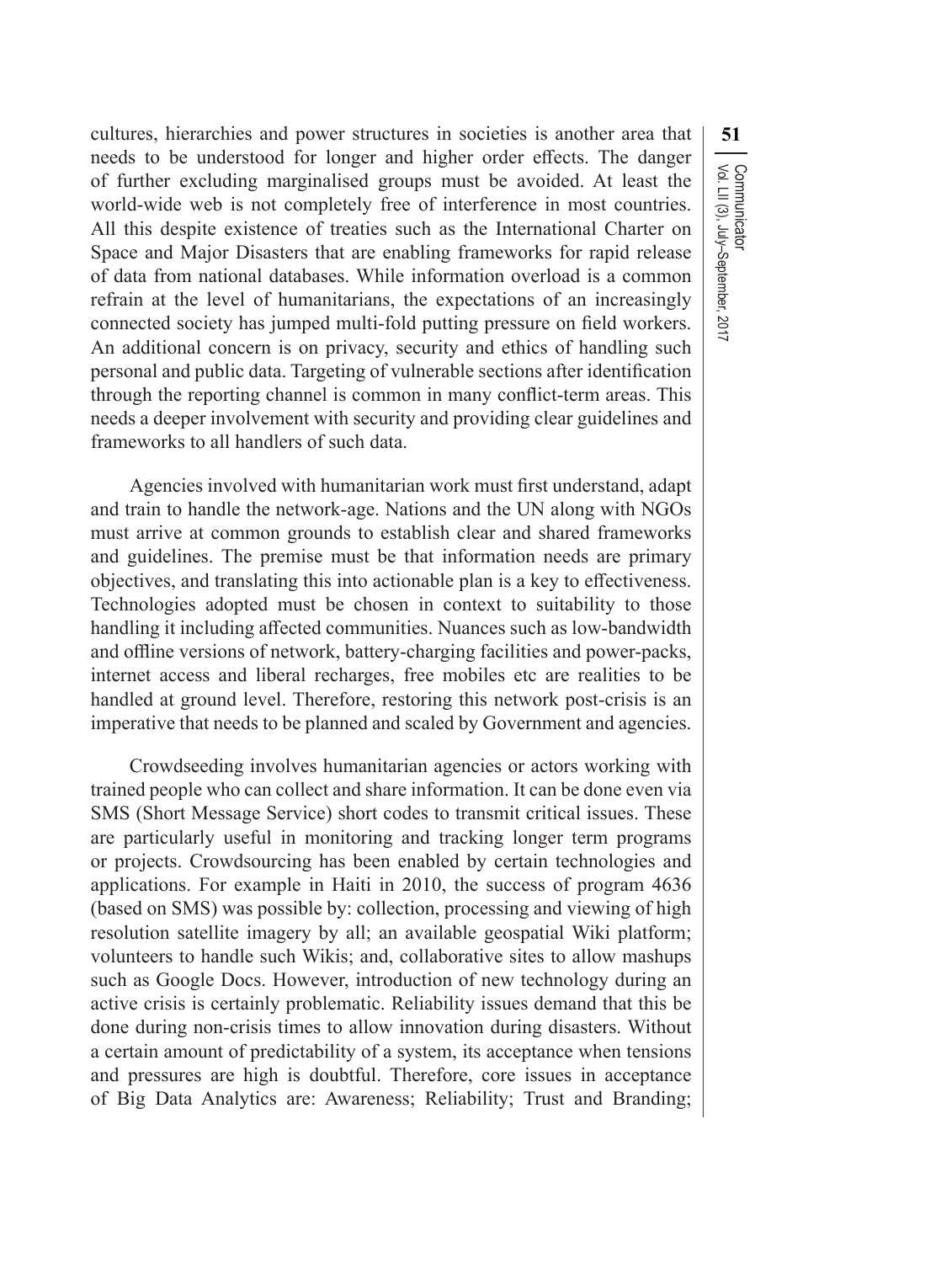cultures, hierarchies and power structures in societies is another area that needs to be understood for longer and higher order effects. The danger of further excluding marginalised groups must be avoided. At least the world-wide web is not completely free of interference in most countries. All this despite existence of treaties such as the International Charter on Space and Major Disasters that are enabling frameworks for rapid release of data from national databases. While information overload is a common refrain at the level of humanitarians, the expectations of an increasingly connected society has jumped multi-fold putting pressure on field workers. An additional concern is on privacy, security and ethics of handling such personal and public data. Targeting of vulnerable sections after identification through the reporting channel is common in many conflict-term areas. This needs a deeper involvement with security and providing clear guidelines and frameworks to all handlers of such data.

Agencies involved with humanitarian work must first understand, adapt and train to handle the network-age. Nations and the UN along with NGOs must arrive at common grounds to establish clear and shared frameworks and guidelines. The premise must be that information needs are primary objectives, and translating this into actionable plan is a key to effectiveness. Technologies adopted must be chosen in context to suitability to those handling it including affected communities. Nuances such as low-bandwidth and offline versions of network, battery-charging facilities and power-packs, internet access and liberal recharges, free mobiles etc are realities to be handled at ground level. Therefore, restoring this network post-crisis is an imperative that needs to be planned and scaled by Government and agencies.

Crowdseeding involves humanitarian agencies or actors working with trained people who can collect and share information. It can be done even via SMS (Short Message Service) short codes to transmit critical issues. These are particularly useful in monitoring and tracking longer term programs or projects. Crowdsourcing has been enabled by certain technologies and applications. For example in Haiti in 2010, the success of program 4636 (based on SMS) was possible by: collection, processing and viewing of high resolution satellite imagery by all; an available geospatial Wiki platform; volunteers to handle such Wikis; and, collaborative sites to allow mashups such as Google Docs. However, introduction of new technology during an active crisis is certainly problematic. Reliability issues demand that this be done during non-crisis times to allow innovation during disasters. Without a certain amount of predictability of a system, its acceptance when tensions and pressures are high is doubtful. Therefore, core issues in acceptance of Big Data Analytics are: Awareness; Reliability; Trust and Branding;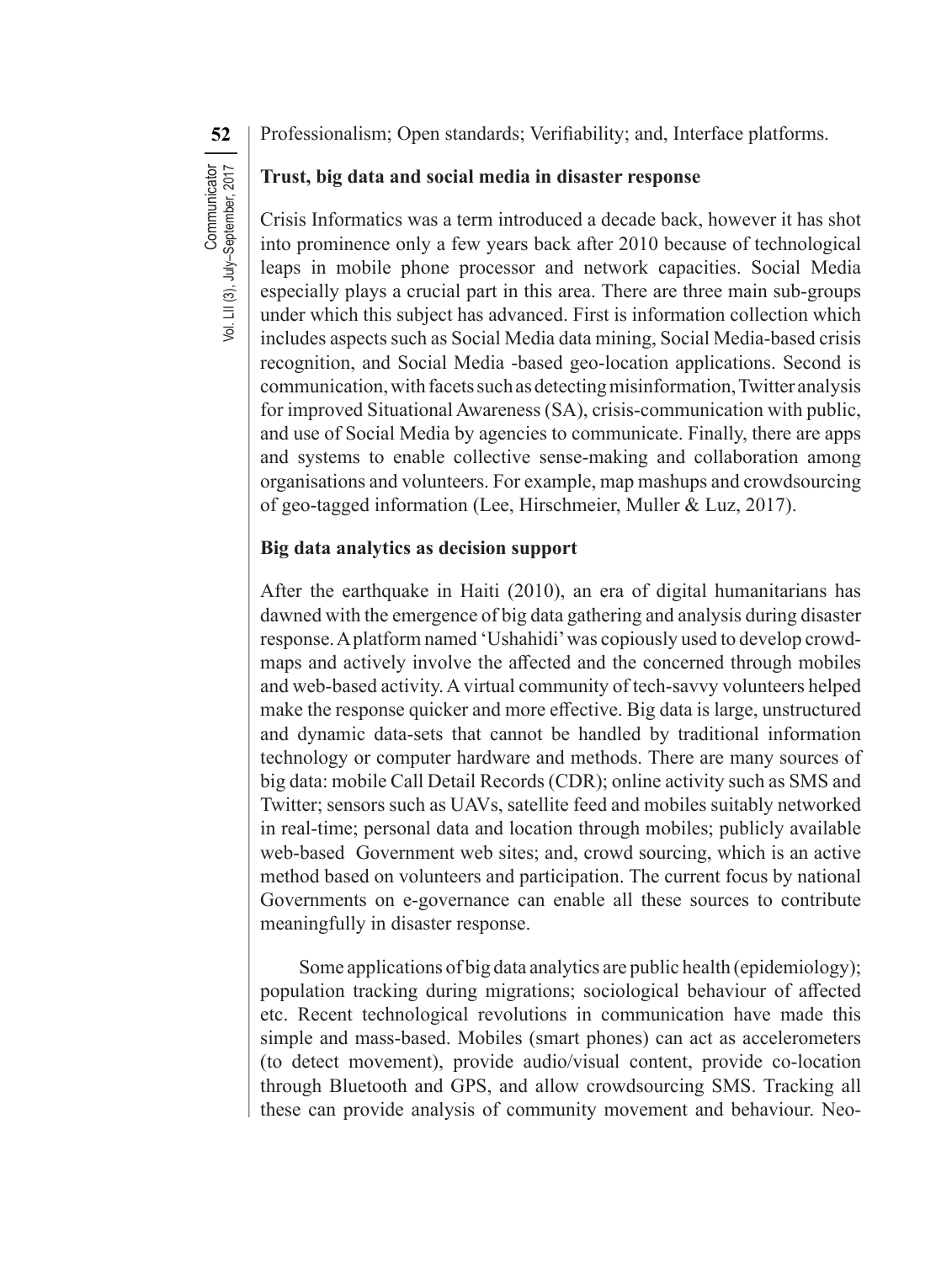Professionalism; Open standards; Verifiability; and, Interface platforms.

### Trust, big data and social media in disaster response

Crisis Informatics was a term introduced a decade back, however it has shot into prominence only a few years back after 2010 because of technological leaps in mobile phone processor and network capacities. Social Media especially plays a crucial part in this area. There are three main sub-groups under which this subject has advanced. First is information collection which includes aspects such as Social Media data mining, Social Media-based crisis recognition, and Social Media -based geo-location applications. Second is communication, with facets such as detecting misinformation, Twitter analysis for improved Situational Awareness (SA), crisis-communication with public, and use of Social Media by agencies to communicate. Finally, there are apps and systems to enable collective sense-making and collaboration among organisations and volunteers. For example, map mashups and crowdsourcing of geo-tagged information (Lee, Hirschmeier, Muller & Luz, 2017).

### Big data analytics as decision support

After the earthquake in Haiti (2010), an era of digital humanitarians has dawned with the emergence of big data gathering and analysis during disaster response. A platform named 'Ushahidi' was copiously used to develop crowd-maps and actively involve the affected and the concerned through mobiles and web-based activity. A virtual community of tech-savvy volunteers helped make the response quicker and more effective. Big data is large, unstructured and dynamic data-sets that cannot be handled by traditional information technology or computer hardware and methods. There are many sources of big data: mobile Call Detail Records (CDR); online activity such as SMS and Twitter; sensors such as UAVs, satellite feed and mobiles suitably networked in real-time; personal data and location through mobiles; publicly available web-based Government web sites; and, crowd sourcing, which is an active method based on volunteers and participation. The current focus by national Governments on e-governance can enable all these sources to contribute meaningfully in disaster response.

Some applications of big data analytics are public health (epidemiology); population tracking during migrations; sociological behaviour of affected etc. Recent technological revolutions in communication have made this simple and mass-based. Mobiles (smart phones) can act as accelerometers (to detect movement), provide audio/visual content, provide co-location through Bluetooth and GPS, and allow crowdsourcing SMS. Tracking all these can provide analysis of community movement and behaviour. Neo-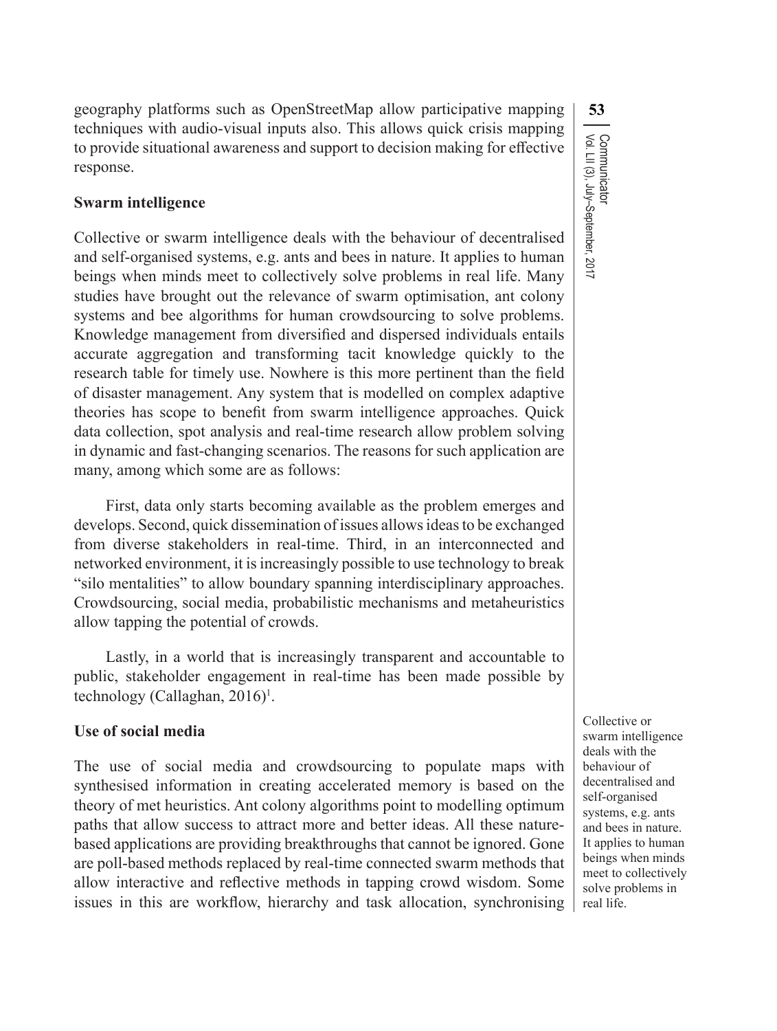geography platforms such as OpenStreetMap allow participative mapping techniques with audio-visual inputs also. This allows quick crisis mapping to provide situational awareness and support to decision making for effective response.

### Swarm intelligence

Collective or swarm intelligence deals with the behaviour of decentralised and self-organised systems, e.g. ants and bees in nature. It applies to human beings when minds meet to collectively solve problems in real life. Many studies have brought out the relevance of swarm optimisation, ant colony systems and bee algorithms for human crowdsourcing to solve problems. Knowledge management from diversified and dispersed individuals entails accurate aggregation and transforming tacit knowledge quickly to the research table for timely use. Nowhere is this more pertinent than the field of disaster management. Any system that is modelled on complex adaptive theories has scope to benefit from swarm intelligence approaches. Quick data collection, spot analysis and real-time research allow problem solving in dynamic and fast-changing scenarios. The reasons for such application are many, among which some are as follows:

First, data only starts becoming available as the problem emerges and develops. Second, quick dissemination of issues allows ideas to be exchanged from diverse stakeholders in real-time. Third, in an interconnected and networked environment, it is increasingly possible to use technology to break "silo mentalities" to allow boundary spanning interdisciplinary approaches. Crowdsourcing, social media, probabilistic mechanisms and metaheuristics allow tapping the potential of crowds.

Lastly, in a world that is increasingly transparent and accountable to public, stakeholder engagement in real-time has been made possible by technology (Callaghan, 2016)[1].

### Use of social media

The use of social media and crowdsourcing to populate maps with synthesised information in creating accelerated memory is based on the theory of met heuristics. Ant colony algorithms point to modelling optimum paths that allow success to attract more and better ideas. All these nature-based applications are providing breakthroughs that cannot be ignored. Gone are poll-based methods replaced by real-time connected swarm methods that allow interactive and reflective methods in tapping crowd wisdom. Some issues in this are workflow, hierarchy and task allocation, synchronising

Collective or swarm intelligence deals with the behaviour of decentralised and self-organised systems, e.g. ants and bees in nature. It applies to human beings when minds meet to collectively solve problems in real life.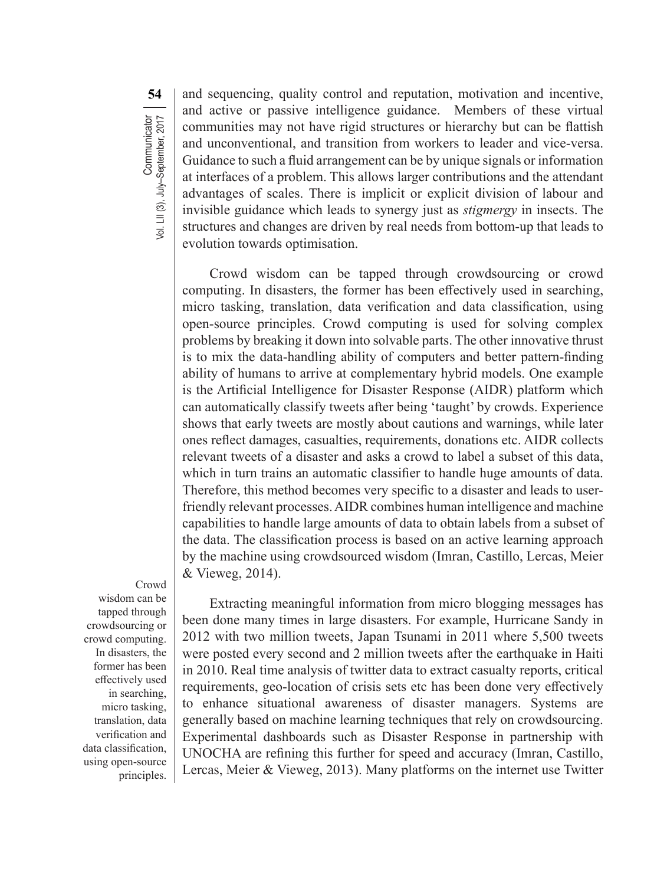and sequencing, quality control and reputation, motivation and incentive, and active or passive intelligence guidance. Members of these virtual communities may not have rigid structures or hierarchy but can be flattish and unconventional, and transition from workers to leader and vice-versa. Guidance to such a fluid arrangement can be by unique signals or information at interfaces of a problem. This allows larger contributions and the attendant advantages of scales. There is implicit or explicit division of labour and invisible guidance which leads to synergy just as *stigmergy* in insects. The structures and changes are driven by real needs from bottom-up that leads to evolution towards optimisation.

Crowd wisdom can be tapped through crowdsourcing or crowd computing. In disasters, the former has been effectively used in searching, micro tasking, translation, data verification and data classification, using open-source principles. Crowd computing is used for solving complex problems by breaking it down into solvable parts. The other innovative thrust is to mix the data-handling ability of computers and better pattern-finding ability of humans to arrive at complementary hybrid models. One example is the Artificial Intelligence for Disaster Response (AIDR) platform which can automatically classify tweets after being 'taught' by crowds. Experience shows that early tweets are mostly about cautions and warnings, while later ones reflect damages, casualties, requirements, donations etc. AIDR collects relevant tweets of a disaster and asks a crowd to label a subset of this data, which in turn trains an automatic classifier to handle huge amounts of data. Therefore, this method becomes very specific to a disaster and leads to user-friendly relevant processes. AIDR combines human intelligence and machine capabilities to handle large amounts of data to obtain labels from a subset of the data. The classification process is based on an active learning approach by the machine using crowdsourced wisdom (Imran, Castillo, Lercas, Meier & Vieweg, 2014).

> Crowd wisdom can be tapped through crowdsourcing or crowd computing. In disasters, the former has been effectively used in searching, micro tasking, translation, data verification and data classification, using open-source principles.

Extracting meaningful information from micro blogging messages has been done many times in large disasters. For example, Hurricane Sandy in 2012 with two million tweets, Japan Tsunami in 2011 where 5,500 tweets were posted every second and 2 million tweets after the earthquake in Haiti in 2010. Real time analysis of twitter data to extract casualty reports, critical requirements, geo-location of crisis sets etc has been done very effectively to enhance situational awareness of disaster managers. Systems are generally based on machine learning techniques that rely on crowdsourcing. Experimental dashboards such as Disaster Response in partnership with UNOCHA are refining this further for speed and accuracy (Imran, Castillo, Lercas, Meier & Vieweg, 2013). Many platforms on the internet use Twitter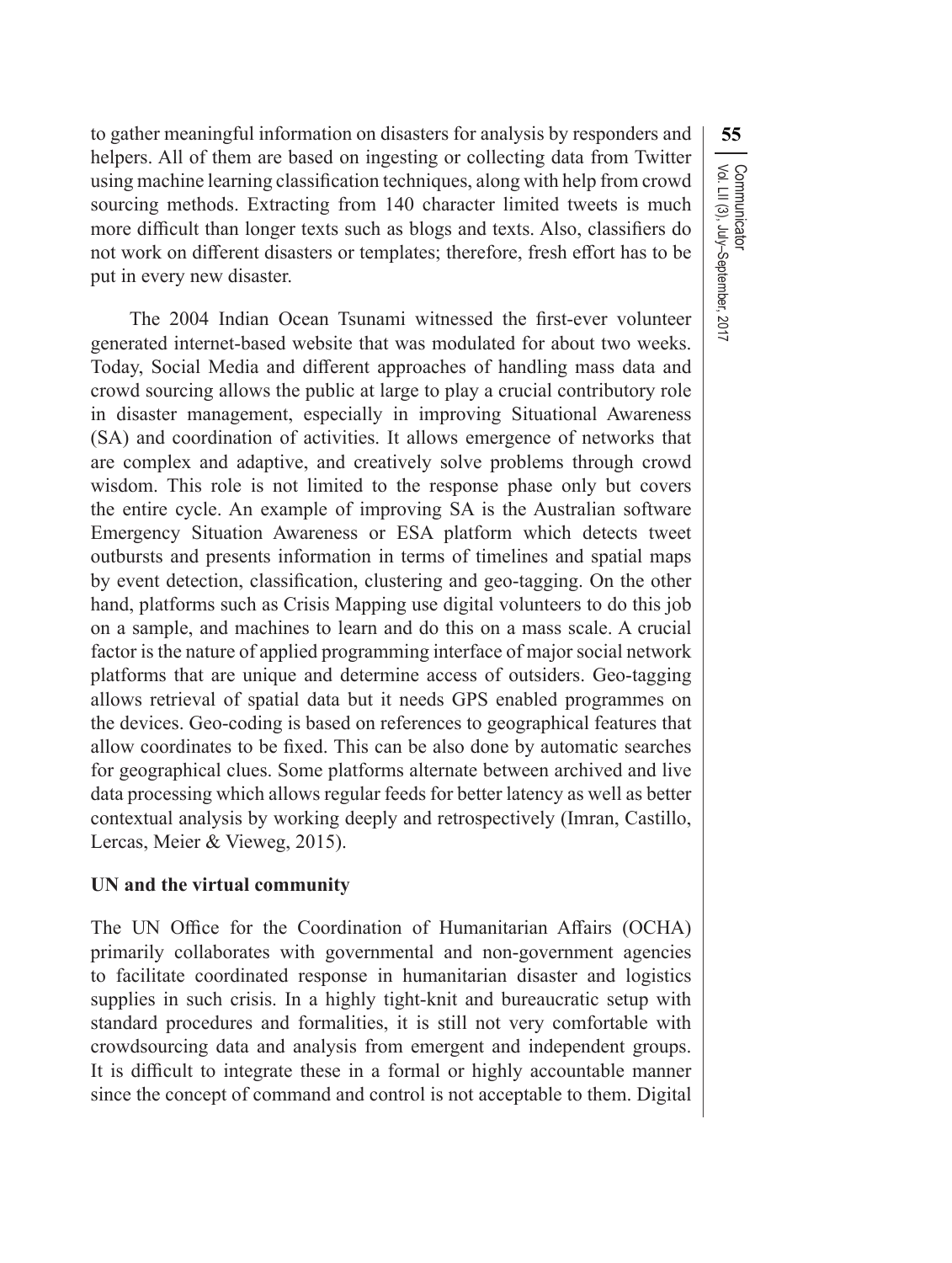to gather meaningful information on disasters for analysis by responders and helpers. All of them are based on ingesting or collecting data from Twitter using machine learning classification techniques, along with help from crowd sourcing methods. Extracting from 140 character limited tweets is much more difficult than longer texts such as blogs and texts. Also, classifiers do not work on different disasters or templates; therefore, fresh effort has to be put in every new disaster.

The 2004 Indian Ocean Tsunami witnessed the first-ever volunteer generated internet-based website that was modulated for about two weeks. Today, Social Media and different approaches of handling mass data and crowd sourcing allows the public at large to play a crucial contributory role in disaster management, especially in improving Situational Awareness (SA) and coordination of activities. It allows emergence of networks that are complex and adaptive, and creatively solve problems through crowd wisdom. This role is not limited to the response phase only but covers the entire cycle. An example of improving SA is the Australian software Emergency Situation Awareness or ESA platform which detects tweet outbursts and presents information in terms of timelines and spatial maps by event detection, classification, clustering and geo-tagging. On the other hand, platforms such as Crisis Mapping use digital volunteers to do this job on a sample, and machines to learn and do this on a mass scale. A crucial factor is the nature of applied programming interface of major social network platforms that are unique and determine access of outsiders. Geo-tagging allows retrieval of spatial data but it needs GPS enabled programmes on the devices. Geo-coding is based on references to geographical features that allow coordinates to be fixed. This can be also done by automatic searches for geographical clues. Some platforms alternate between archived and live data processing which allows regular feeds for better latency as well as better contextual analysis by working deeply and retrospectively (Imran, Castillo, Lercas, Meier & Vieweg, 2015).

**UN and the virtual community**

The UN Office for the Coordination of Humanitarian Affairs (OCHA) primarily collaborates with governmental and non-government agencies to facilitate coordinated response in humanitarian disaster and logistics supplies in such crisis. In a highly tight-knit and bureaucratic setup with standard procedures and formalities, it is still not very comfortable with crowdsourcing data and analysis from emergent and independent groups. It is difficult to integrate these in a formal or highly accountable manner since the concept of command and control is not acceptable to them. Digital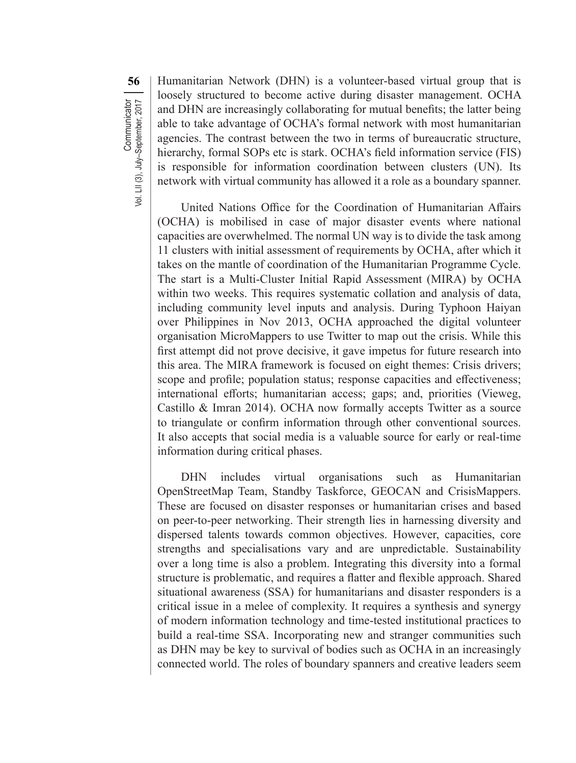Humanitarian Network (DHN) is a volunteer-based virtual group that is loosely structured to become active during disaster management. OCHA and DHN are increasingly collaborating for mutual benefits; the latter being able to take advantage of OCHA's formal network with most humanitarian agencies. The contrast between the two in terms of bureaucratic structure, hierarchy, formal SOPs etc is stark. OCHA's field information service (FIS) is responsible for information coordination between clusters (UN). Its network with virtual community has allowed it a role as a boundary spanner.

United Nations Office for the Coordination of Humanitarian Affairs (OCHA) is mobilised in case of major disaster events where national capacities are overwhelmed. The normal UN way is to divide the task among 11 clusters with initial assessment of requirements by OCHA, after which it takes on the mantle of coordination of the Humanitarian Programme Cycle. The start is a Multi-Cluster Initial Rapid Assessment (MIRA) by OCHA within two weeks. This requires systematic collation and analysis of data, including community level inputs and analysis. During Typhoon Haiyan over Philippines in Nov 2013, OCHA approached the digital volunteer organisation MicroMappers to use Twitter to map out the crisis. While this first attempt did not prove decisive, it gave impetus for future research into this area. The MIRA framework is focused on eight themes: Crisis drivers; scope and profile; population status; response capacities and effectiveness; international efforts; humanitarian access; gaps; and, priorities (Vieweg, Castillo & Imran 2014). OCHA now formally accepts Twitter as a source to triangulate or confirm information through other conventional sources. It also accepts that social media is a valuable source for early or real-time information during critical phases.

DHN includes virtual organisations such as Humanitarian OpenStreetMap Team, Standby Taskforce, GEOCAN and CrisisMappers. These are focused on disaster responses or humanitarian crises and based on peer-to-peer networking. Their strength lies in harnessing diversity and dispersed talents towards common objectives. However, capacities, core strengths and specialisations vary and are unpredictable. Sustainability over a long time is also a problem. Integrating this diversity into a formal structure is problematic, and requires a flatter and flexible approach. Shared situational awareness (SSA) for humanitarians and disaster responders is a critical issue in a melee of complexity. It requires a synthesis and synergy of modern information technology and time-tested institutional practices to build a real-time SSA. Incorporating new and stranger communities such as DHN may be key to survival of bodies such as OCHA in an increasingly connected world. The roles of boundary spanners and creative leaders seem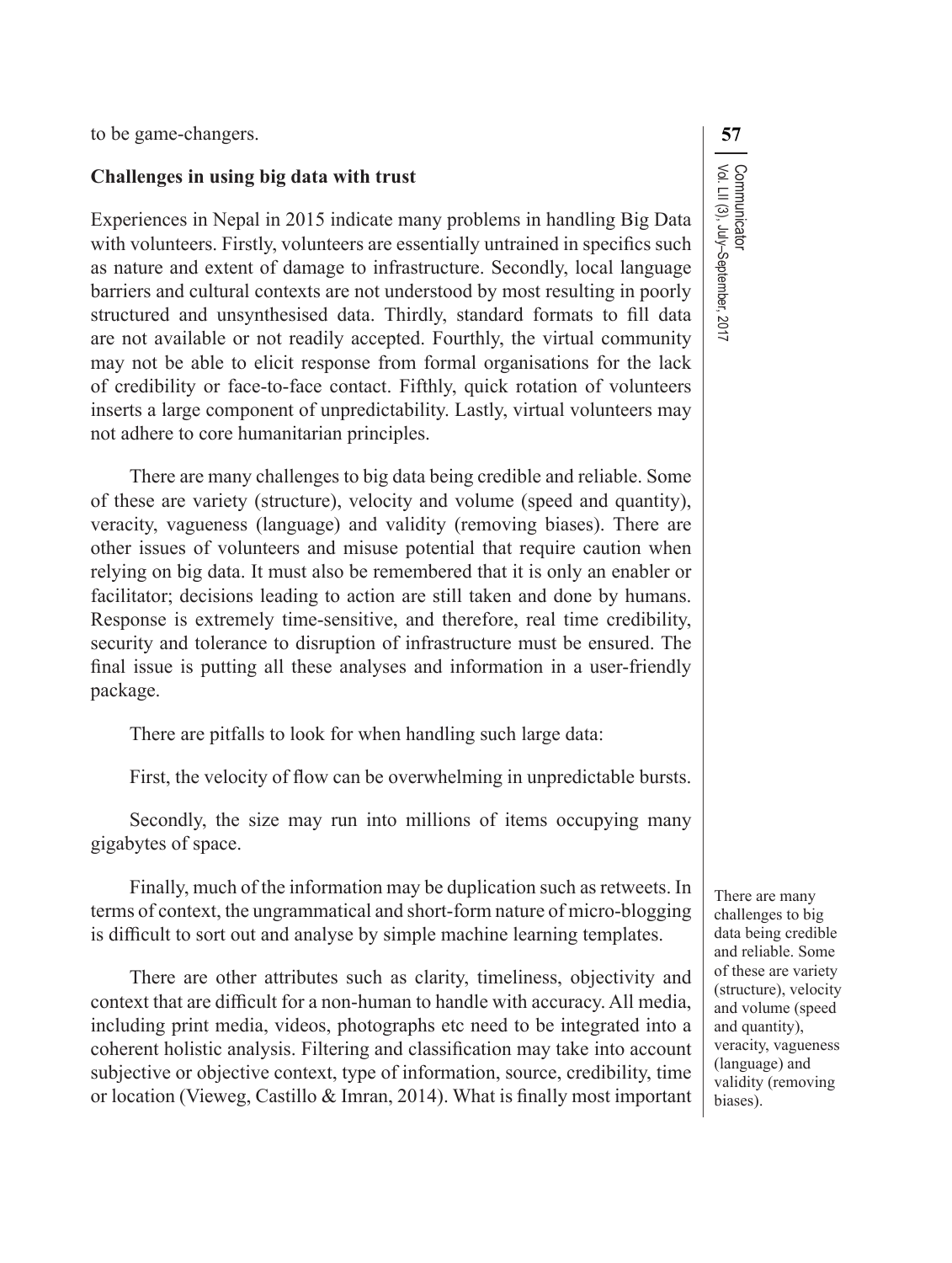to be game-changers.

**Challenges in using big data with trust**

Experiences in Nepal in 2015 indicate many problems in handling Big Data with volunteers. Firstly, volunteers are essentially untrained in specifics such as nature and extent of damage to infrastructure. Secondly, local language barriers and cultural contexts are not understood by most resulting in poorly structured and unsynthesised data. Thirdly, standard formats to fill data are not available or not readily accepted. Fourthly, the virtual community may not be able to elicit response from formal organisations for the lack of credibility or face-to-face contact. Fifthly, quick rotation of volunteers inserts a large component of unpredictability. Lastly, virtual volunteers may not adhere to core humanitarian principles.

There are many challenges to big data being credible and reliable. Some of these are variety (structure), velocity and volume (speed and quantity), veracity, vagueness (language) and validity (removing biases). There are other issues of volunteers and misuse potential that require caution when relying on big data. It must also be remembered that it is only an enabler or facilitator; decisions leading to action are still taken and done by humans. Response is extremely time-sensitive, and therefore, real time credibility, security and tolerance to disruption of infrastructure must be ensured. The final issue is putting all these analyses and information in a user-friendly package.

There are pitfalls to look for when handling such large data:

First, the velocity of flow can be overwhelming in unpredictable bursts.

Secondly, the size may run into millions of items occupying many gigabytes of space.

Finally, much of the information may be duplication such as retweets. In terms of context, the ungrammatical and short-form nature of micro-blogging is difficult to sort out and analyse by simple machine learning templates.

There are other attributes such as clarity, timeliness, objectivity and context that are difficult for a non-human to handle with accuracy. All media, including print media, videos, photographs etc need to be integrated into a coherent holistic analysis. Filtering and classification may take into account subjective or objective context, type of information, source, credibility, time or location (Vieweg, Castillo & Imran, 2014). What is finally most important

> There are many challenges to big data being credible and reliable. Some of these are variety (structure), velocity and volume (speed and quantity), veracity, vagueness (language) and validity (removing biases).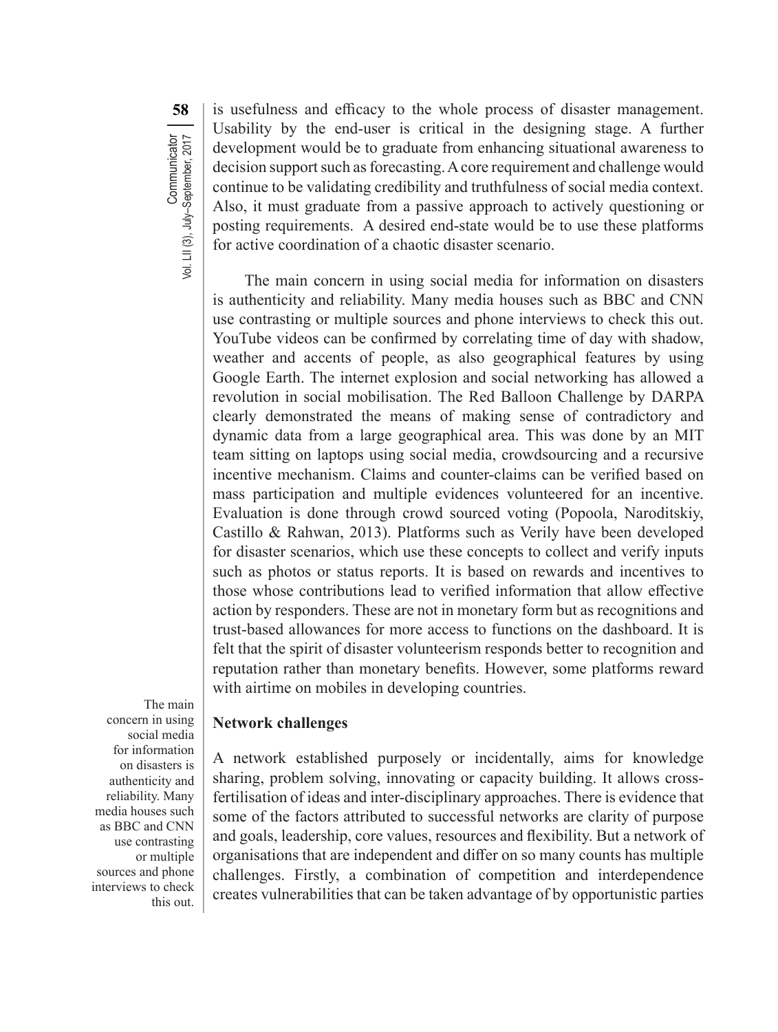is usefulness and efficacy to the whole process of disaster management. Usability by the end-user is critical in the designing stage. A further development would be to graduate from enhancing situational awareness to decision support such as forecasting. A core requirement and challenge would continue to be validating credibility and truthfulness of social media context. Also, it must graduate from a passive approach to actively questioning or posting requirements. A desired end-state would be to use these platforms for active coordination of a chaotic disaster scenario.

The main concern in using social media for information on disasters is authenticity and reliability. Many media houses such as BBC and CNN use contrasting or multiple sources and phone interviews to check this out. YouTube videos can be confirmed by correlating time of day with shadow, weather and accents of people, as also geographical features by using Google Earth. The internet explosion and social networking has allowed a revolution in social mobilisation. The Red Balloon Challenge by DARPA clearly demonstrated the means of making sense of contradictory and dynamic data from a large geographical area. This was done by an MIT team sitting on laptops using social media, crowdsourcing and a recursive incentive mechanism. Claims and counter-claims can be verified based on mass participation and multiple evidences volunteered for an incentive. Evaluation is done through crowd sourced voting (Popoola, Naroditskiy, Castillo & Rahwan, 2013). Platforms such as Verily have been developed for disaster scenarios, which use these concepts to collect and verify inputs such as photos or status reports. It is based on rewards and incentives to those whose contributions lead to verified information that allow effective action by responders. These are not in monetary form but as recognitions and trust-based allowances for more access to functions on the dashboard. It is felt that the spirit of disaster volunteerism responds better to recognition and reputation rather than monetary benefits. However, some platforms reward with airtime on mobiles in developing countries.

The main concern in using social media for information on disasters is authenticity and reliability. Many media houses such as BBC and CNN use contrasting or multiple sources and phone interviews to check this out.

**Network challenges**

A network established purposely or incidentally, aims for knowledge sharing, problem solving, innovating or capacity building. It allows cross-fertilisation of ideas and inter-disciplinary approaches. There is evidence that some of the factors attributed to successful networks are clarity of purpose and goals, leadership, core values, resources and flexibility. But a network of organisations that are independent and differ on so many counts has multiple challenges. Firstly, a combination of competition and interdependence creates vulnerabilities that can be taken advantage of by opportunistic parties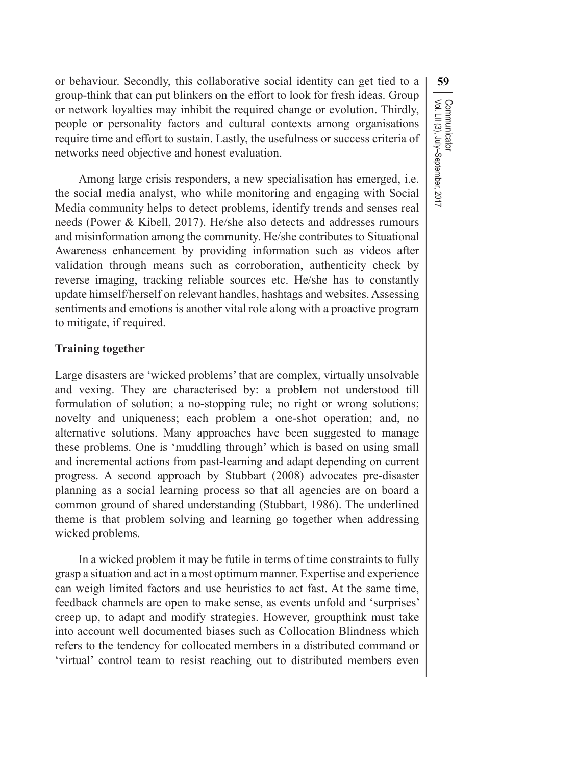or behaviour. Secondly, this collaborative social identity can get tied to a group-think that can put blinkers on the effort to look for fresh ideas. Group or network loyalties may inhibit the required change or evolution. Thirdly, people or personality factors and cultural contexts among organisations require time and effort to sustain. Lastly, the usefulness or success criteria of networks need objective and honest evaluation.

Among large crisis responders, a new specialisation has emerged, i.e. the social media analyst, who while monitoring and engaging with Social Media community helps to detect problems, identify trends and senses real needs (Power & Kibell, 2017). He/she also detects and addresses rumours and misinformation among the community. He/she contributes to Situational Awareness enhancement by providing information such as videos after validation through means such as corroboration, authenticity check by reverse imaging, tracking reliable sources etc. He/she has to constantly update himself/herself on relevant handles, hashtags and websites. Assessing sentiments and emotions is another vital role along with a proactive program to mitigate, if required.

**Training together**

Large disasters are 'wicked problems' that are complex, virtually unsolvable and vexing. They are characterised by: a problem not understood till formulation of solution; a no-stopping rule; no right or wrong solutions; novelty and uniqueness; each problem a one-shot operation; and, no alternative solutions. Many approaches have been suggested to manage these problems. One is 'muddling through' which is based on using small and incremental actions from past-learning and adapt depending on current progress. A second approach by Stubbart (2008) advocates pre-disaster planning as a social learning process so that all agencies are on board a common ground of shared understanding (Stubbart, 1986). The underlined theme is that problem solving and learning go together when addressing wicked problems.

In a wicked problem it may be futile in terms of time constraints to fully grasp a situation and act in a most optimum manner. Expertise and experience can weigh limited factors and use heuristics to act fast. At the same time, feedback channels are open to make sense, as events unfold and 'surprises' creep up, to adapt and modify strategies. However, groupthink must take into account well documented biases such as Collocation Blindness which refers to the tendency for collocated members in a distributed command or 'virtual' control team to resist reaching out to distributed members even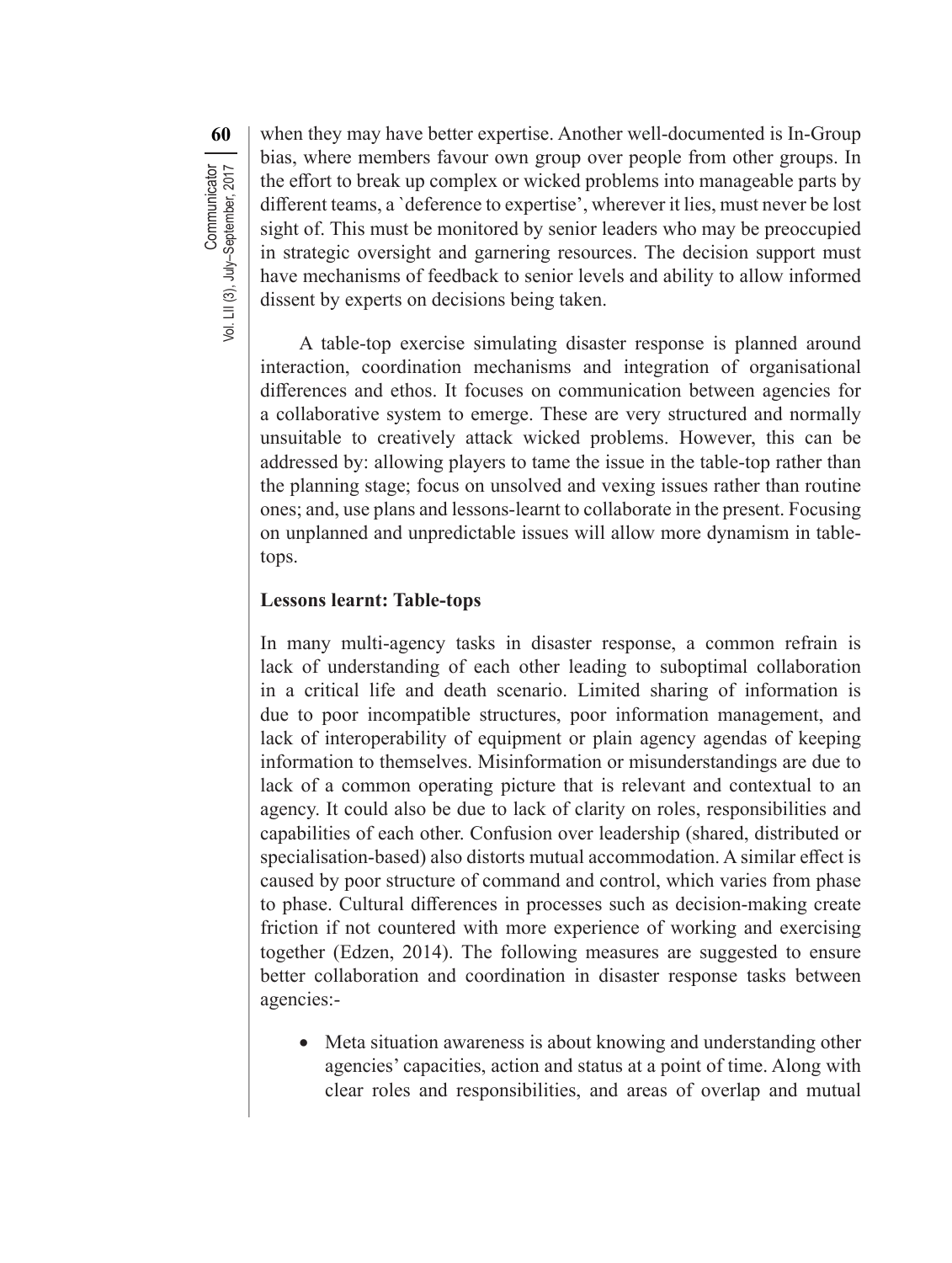when they may have better expertise. Another well-documented is In-Group bias, where members favour own group over people from other groups. In the effort to break up complex or wicked problems into manageable parts by different teams, a `deference to expertise', wherever it lies, must never be lost sight of. This must be monitored by senior leaders who may be preoccupied in strategic oversight and garnering resources. The decision support must have mechanisms of feedback to senior levels and ability to allow informed dissent by experts on decisions being taken.

A table-top exercise simulating disaster response is planned around interaction, coordination mechanisms and integration of organisational differences and ethos. It focuses on communication between agencies for a collaborative system to emerge. These are very structured and normally unsuitable to creatively attack wicked problems. However, this can be addressed by: allowing players to tame the issue in the table-top rather than the planning stage; focus on unsolved and vexing issues rather than routine ones; and, use plans and lessons-learnt to collaborate in the present. Focusing on unplanned and unpredictable issues will allow more dynamism in table-tops.

**Lessons learnt: Table-tops**

In many multi-agency tasks in disaster response, a common refrain is lack of understanding of each other leading to suboptimal collaboration in a critical life and death scenario. Limited sharing of information is due to poor incompatible structures, poor information management, and lack of interoperability of equipment or plain agency agendas of keeping information to themselves. Misinformation or misunderstandings are due to lack of a common operating picture that is relevant and contextual to an agency. It could also be due to lack of clarity on roles, responsibilities and capabilities of each other. Confusion over leadership (shared, distributed or specialisation-based) also distorts mutual accommodation. A similar effect is caused by poor structure of command and control, which varies from phase to phase. Cultural differences in processes such as decision-making create friction if not countered with more experience of working and exercising together (Edzen, 2014). The following measures are suggested to ensure better collaboration and coordination in disaster response tasks between agencies:-

- Meta situation awareness is about knowing and understanding other agencies' capacities, action and status at a point of time. Along with clear roles and responsibilities, and areas of overlap and mutual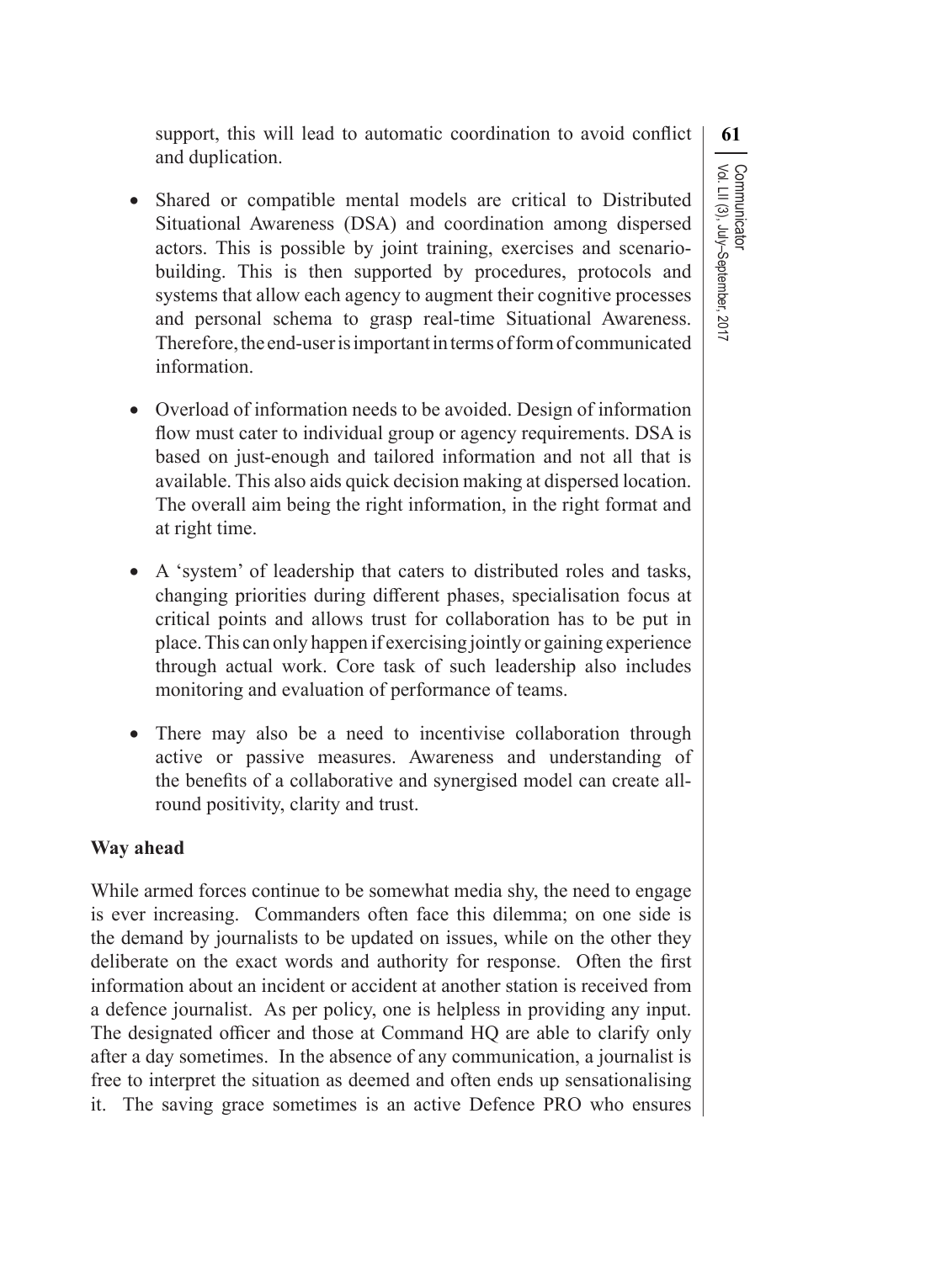support, this will lead to automatic coordination to avoid conflict and duplication.

- Shared or compatible mental models are critical to Distributed Situational Awareness (DSA) and coordination among dispersed actors. This is possible by joint training, exercises and scenario-building. This is then supported by procedures, protocols and systems that allow each agency to augment their cognitive processes and personal schema to grasp real-time Situational Awareness. Therefore, the end-user is important in terms of form of communicated information.

- Overload of information needs to be avoided. Design of information flow must cater to individual group or agency requirements. DSA is based on just-enough and tailored information and not all that is available. This also aids quick decision making at dispersed location. The overall aim being the right information, in the right format and at right time.

- A 'system' of leadership that caters to distributed roles and tasks, changing priorities during different phases, specialisation focus at critical points and allows trust for collaboration has to be put in place. This can only happen if exercising jointly or gaining experience through actual work. Core task of such leadership also includes monitoring and evaluation of performance of teams.

- There may also be a need to incentivise collaboration through active or passive measures. Awareness and understanding of the benefits of a collaborative and synergised model can create all-round positivity, clarity and trust.

**Way ahead**

While armed forces continue to be somewhat media shy, the need to engage is ever increasing. Commanders often face this dilemma; on one side is the demand by journalists to be updated on issues, while on the other they deliberate on the exact words and authority for response. Often the first information about an incident or accident at another station is received from a defence journalist. As per policy, one is helpless in providing any input. The designated officer and those at Command HQ are able to clarify only after a day sometimes. In the absence of any communication, a journalist is free to interpret the situation as deemed and often ends up sensationalising it. The saving grace sometimes is an active Defence PRO who ensures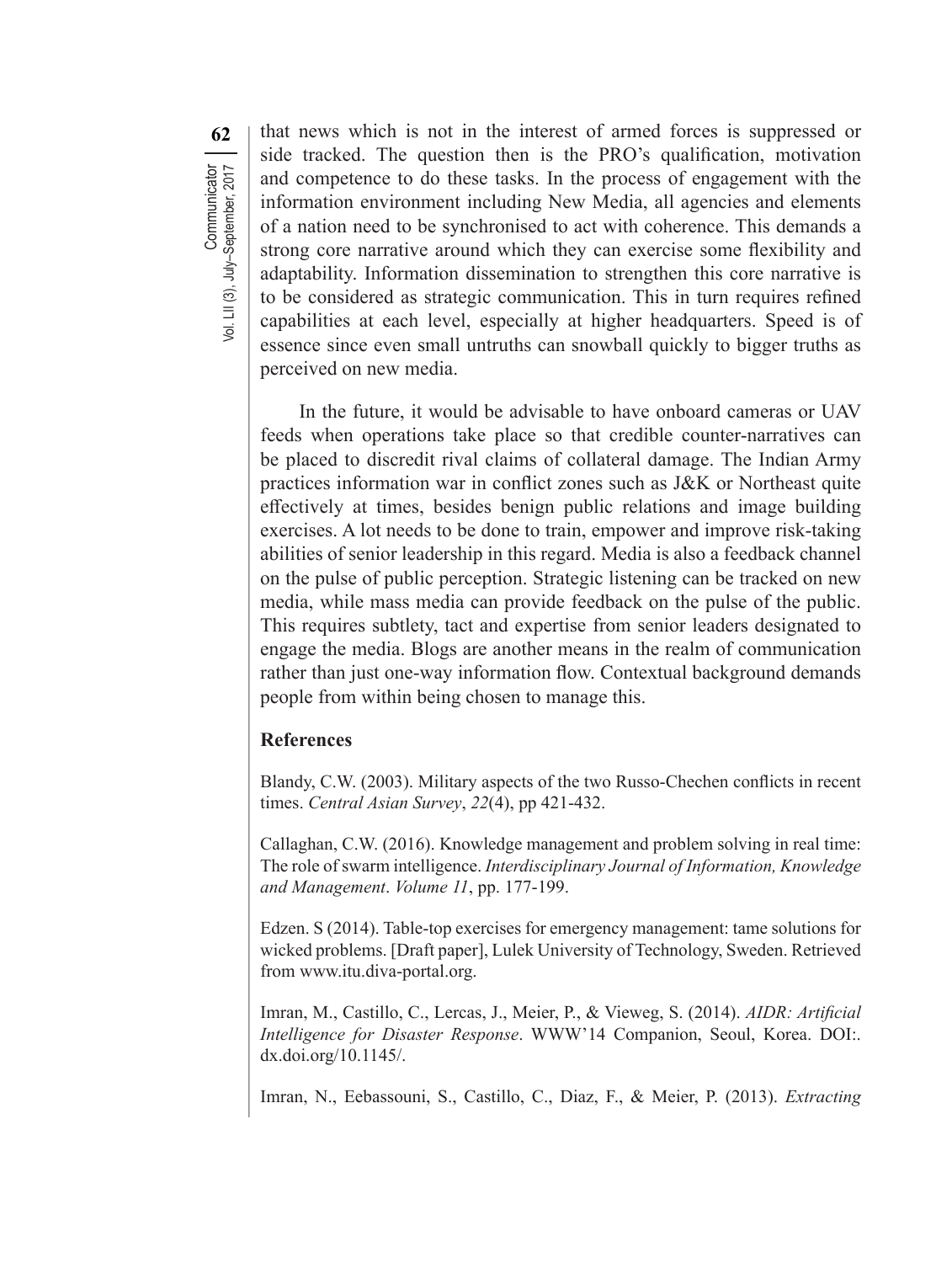that news which is not in the interest of armed forces is suppressed or side tracked. The question then is the PRO's qualification, motivation and competence to do these tasks. In the process of engagement with the information environment including New Media, all agencies and elements of a nation need to be synchronised to act with coherence. This demands a strong core narrative around which they can exercise some flexibility and adaptability. Information dissemination to strengthen this core narrative is to be considered as strategic communication. This in turn requires refined capabilities at each level, especially at higher headquarters. Speed is of essence since even small untruths can snowball quickly to bigger truths as perceived on new media.

In the future, it would be advisable to have onboard cameras or UAV feeds when operations take place so that credible counter-narratives can be placed to discredit rival claims of collateral damage. The Indian Army practices information war in conflict zones such as J&K or Northeast quite effectively at times, besides benign public relations and image building exercises. A lot needs to be done to train, empower and improve risk-taking abilities of senior leadership in this regard. Media is also a feedback channel on the pulse of public perception. Strategic listening can be tracked on new media, while mass media can provide feedback on the pulse of the public. This requires subtlety, tact and expertise from senior leaders designated to engage the media. Blogs are another means in the realm of communication rather than just one-way information flow. Contextual background demands people from within being chosen to manage this.

## References

Blandy, C.W. (2003). Military aspects of the two Russo-Chechen conflicts in recent times. *Central Asian Survey*, *22*(4), pp 421-432.

Callaghan, C.W. (2016). Knowledge management and problem solving in real time: The role of swarm intelligence. *Interdisciplinary Journal of Information, Knowledge and Management*. *Volume 11*, pp. 177-199.

Edzen. S (2014). Table-top exercises for emergency management: tame solutions for wicked problems. [Draft paper], Lulek University of Technology, Sweden. Retrieved from www.itu.diva-portal.org.

Imran, M., Castillo, C., Lercas, J., Meier, P., & Vieweg, S. (2014). *AIDR: Artificial Intelligence for Disaster Response*. WWW'14 Companion, Seoul, Korea. DOI:. dx.doi.org/10.1145/.

Imran, N., Eebassouni, S., Castillo, C., Diaz, F., & Meier, P. (2013). *Extracting*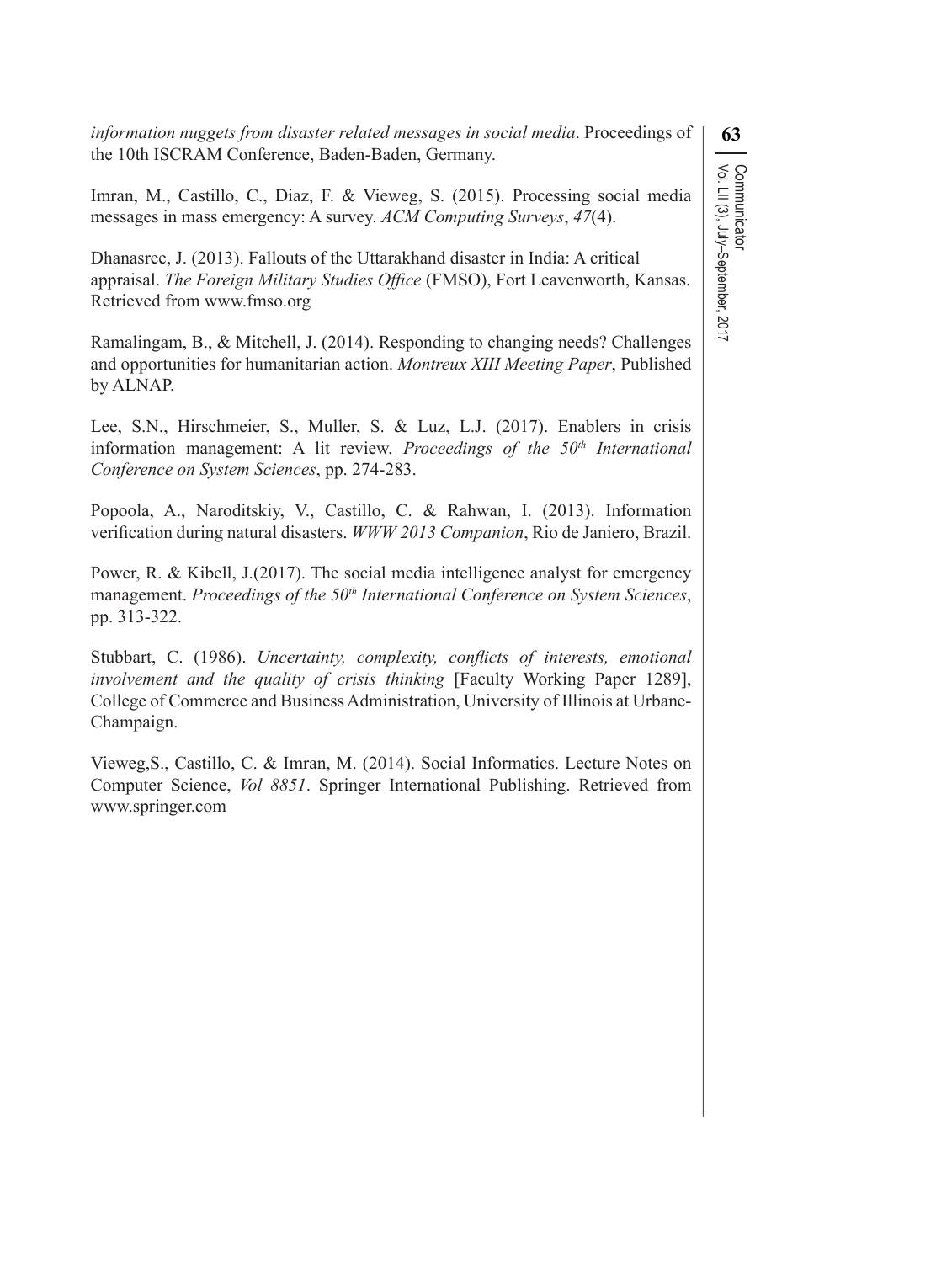*information nuggets from disaster related messages in social media*. Proceedings of the 10th ISCRAM Conference, Baden-Baden, Germany.

Imran, M., Castillo, C., Diaz, F. & Vieweg, S. (2015). Processing social media messages in mass emergency: A survey. *ACM Computing Surveys*, *47*(4).

Dhanasree, J. (2013). Fallouts of the Uttarakhand disaster in India: A critical appraisal. *The Foreign Military Studies Office* (FMSO), Fort Leavenworth, Kansas. Retrieved from www.fmso.org

Ramalingam, B., & Mitchell, J. (2014). Responding to changing needs? Challenges and opportunities for humanitarian action. *Montreux XIII Meeting Paper*, Published by ALNAP.

Lee, S.N., Hirschmeier, S., Muller, S. & Luz, L.J. (2017). Enablers in crisis information management: A lit review. *Proceedings of the 50th International Conference on System Sciences*, pp. 274-283.

Popoola, A., Naroditskiy, V., Castillo, C. & Rahwan, I. (2013). Information verification during natural disasters. *WWW 2013 Companion*, Rio de Janiero, Brazil.

Power, R. & Kibell, J.(2017). The social media intelligence analyst for emergency management. *Proceedings of the 50th International Conference on System Sciences*, pp. 313-322.

Stubbart, C. (1986). *Uncertainty, complexity, conflicts of interests, emotional involvement and the quality of crisis thinking* [Faculty Working Paper 1289], College of Commerce and Business Administration, University of Illinois at Urbane-Champaign.

Vieweg,S., Castillo, C. & Imran, M. (2014). Social Informatics. Lecture Notes on Computer Science, *Vol 8851*. Springer International Publishing. Retrieved from www.springer.com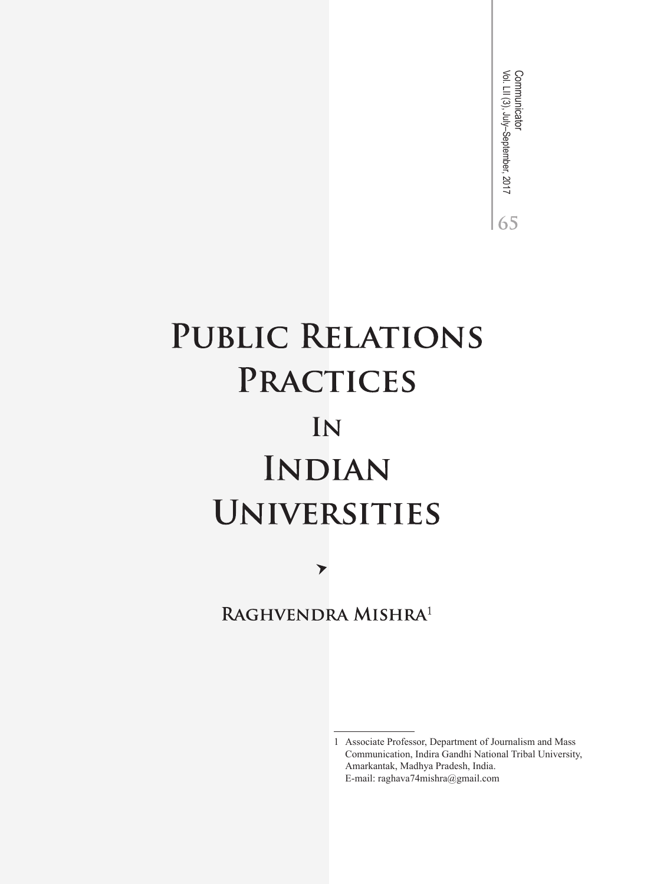# Public Relations Practices In Indian Universities

**Raghvendra Mishra**[1]

---

1 Associate Professor, Department of Journalism and Mass Communication, Indira Gandhi National Tribal University, Amarkantak, Madhya Pradesh, India.
E-mail: raghava74mishra@gmail.com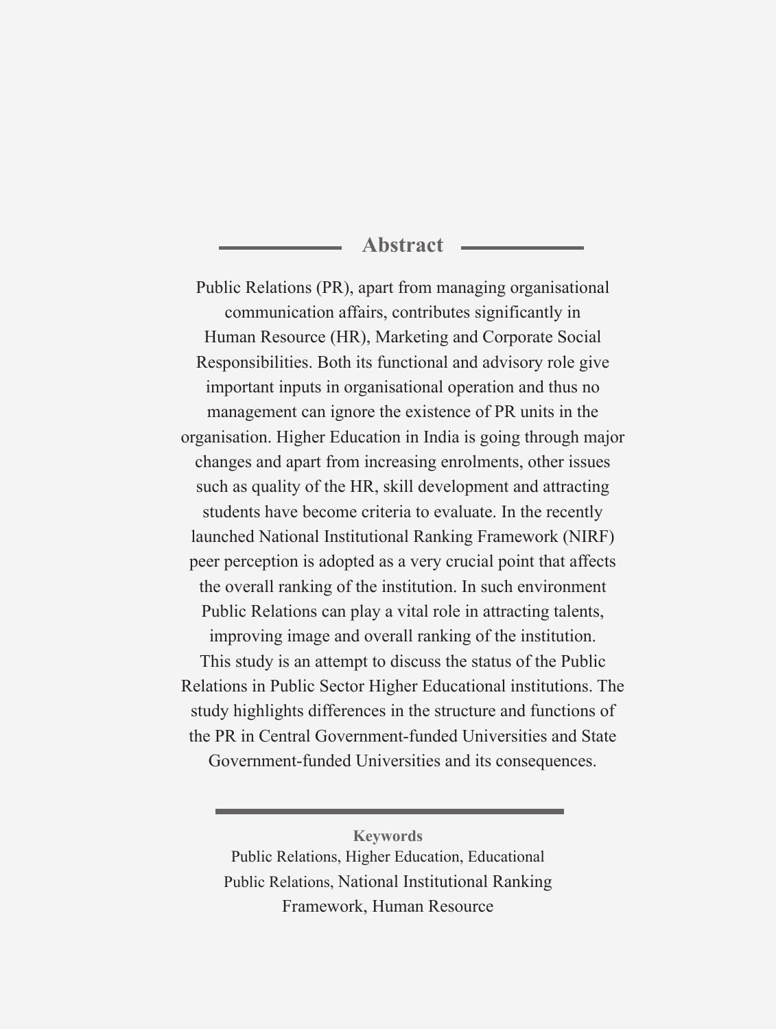## Abstract

Public Relations (PR), apart from managing organisational communication affairs, contributes significantly in Human Resource (HR), Marketing and Corporate Social Responsibilities. Both its functional and advisory role give important inputs in organisational operation and thus no management can ignore the existence of PR units in the organisation. Higher Education in India is going through major changes and apart from increasing enrolments, other issues such as quality of the HR, skill development and attracting students have become criteria to evaluate. In the recently launched National Institutional Ranking Framework (NIRF) peer perception is adopted as a very crucial point that affects the overall ranking of the institution. In such environment Public Relations can play a vital role in attracting talents, improving image and overall ranking of the institution. This study is an attempt to discuss the status of the Public Relations in Public Sector Higher Educational institutions. The study highlights differences in the structure and functions of the PR in Central Government-funded Universities and State Government-funded Universities and its consequences.

**Keywords**

Public Relations, Higher Education, Educational Public Relations, National Institutional Ranking Framework, Human Resource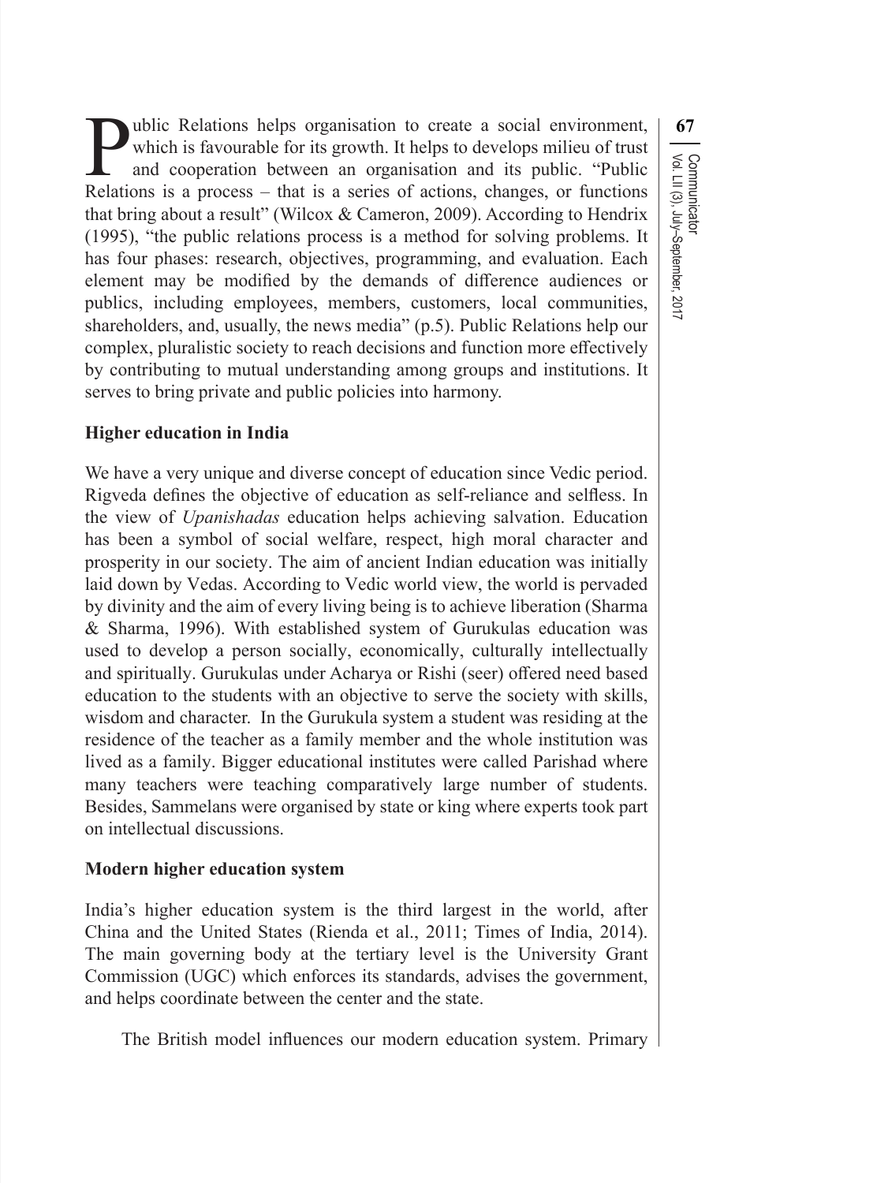Public Relations helps organisation to create a social environment, which is favourable for its growth. It helps to develops milieu of trust and cooperation between an organisation and its public. "Public Relations is a process – that is a series of actions, changes, or functions that bring about a result" (Wilcox & Cameron, 2009). According to Hendrix (1995), "the public relations process is a method for solving problems. It has four phases: research, objectives, programming, and evaluation. Each element may be modified by the demands of difference audiences or publics, including employees, members, customers, local communities, shareholders, and, usually, the news media" (p.5). Public Relations help our complex, pluralistic society to reach decisions and function more effectively by contributing to mutual understanding among groups and institutions. It serves to bring private and public policies into harmony.

### Higher education in India

We have a very unique and diverse concept of education since Vedic period. Rigveda defines the objective of education as self-reliance and selfless. In the view of *Upanishadas* education helps achieving salvation. Education has been a symbol of social welfare, respect, high moral character and prosperity in our society. The aim of ancient Indian education was initially laid down by Vedas. According to Vedic world view, the world is pervaded by divinity and the aim of every living being is to achieve liberation (Sharma & Sharma, 1996). With established system of Gurukulas education was used to develop a person socially, economically, culturally intellectually and spiritually. Gurukulas under Acharya or Rishi (seer) offered need based education to the students with an objective to serve the society with skills, wisdom and character. In the Gurukula system a student was residing at the residence of the teacher as a family member and the whole institution was lived as a family. Bigger educational institutes were called Parishad where many teachers were teaching comparatively large number of students. Besides, Sammelans were organised by state or king where experts took part on intellectual discussions.

### Modern higher education system

India's higher education system is the third largest in the world, after China and the United States (Rienda et al., 2011; Times of India, 2014). The main governing body at the tertiary level is the University Grant Commission (UGC) which enforces its standards, advises the government, and helps coordinate between the center and the state.

The British model influences our modern education system. Primary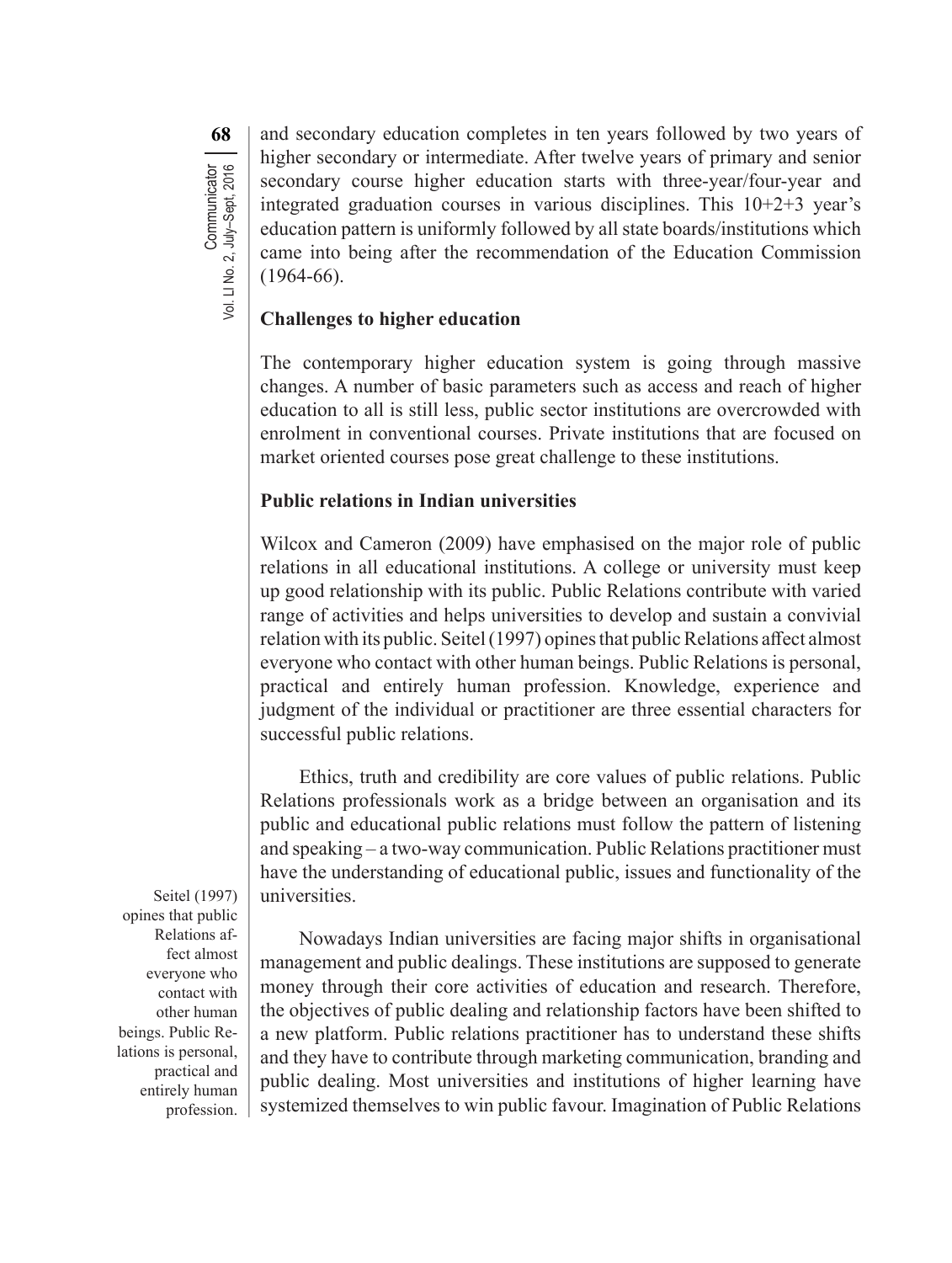and secondary education completes in ten years followed by two years of higher secondary or intermediate. After twelve years of primary and senior secondary course higher education starts with three-year/four-year and integrated graduation courses in various disciplines. This 10+2+3 year's education pattern is uniformly followed by all state boards/institutions which came into being after the recommendation of the Education Commission (1964-66).

**Challenges to higher education**

The contemporary higher education system is going through massive changes. A number of basic parameters such as access and reach of higher education to all is still less, public sector institutions are overcrowded with enrolment in conventional courses. Private institutions that are focused on market oriented courses pose great challenge to these institutions.

**Public relations in Indian universities**

Wilcox and Cameron (2009) have emphasised on the major role of public relations in all educational institutions. A college or university must keep up good relationship with its public. Public Relations contribute with varied range of activities and helps universities to develop and sustain a convivial relation with its public. Seitel (1997) opines that public Relations affect almost everyone who contact with other human beings. Public Relations is personal, practical and entirely human profession. Knowledge, experience and judgment of the individual or practitioner are three essential characters for successful public relations.

Ethics, truth and credibility are core values of public relations. Public Relations professionals work as a bridge between an organisation and its public and educational public relations must follow the pattern of listening and speaking – a two-way communication. Public Relations practitioner must have the understanding of educational public, issues and functionality of the universities.

> Seitel (1997) opines that public Relations affect almost everyone who contact with other human beings. Public Relations is personal, practical and entirely human profession.

Nowadays Indian universities are facing major shifts in organisational management and public dealings. These institutions are supposed to generate money through their core activities of education and research. Therefore, the objectives of public dealing and relationship factors have been shifted to a new platform. Public relations practitioner has to understand these shifts and they have to contribute through marketing communication, branding and public dealing. Most universities and institutions of higher learning have systemized themselves to win public favour. Imagination of Public Relations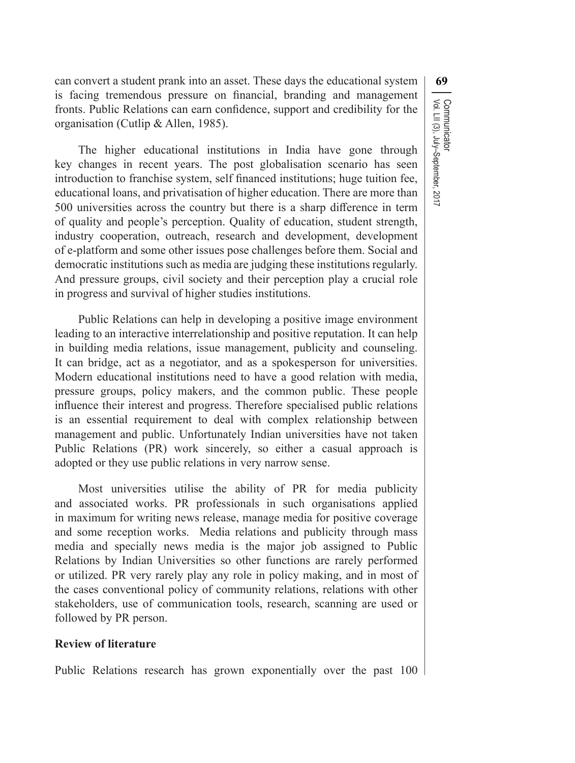can convert a student prank into an asset. These days the educational system is facing tremendous pressure on financial, branding and management fronts. Public Relations can earn confidence, support and credibility for the organisation (Cutlip & Allen, 1985).

The higher educational institutions in India have gone through key changes in recent years. The post globalisation scenario has seen introduction to franchise system, self financed institutions; huge tuition fee, educational loans, and privatisation of higher education. There are more than 500 universities across the country but there is a sharp difference in term of quality and people's perception. Quality of education, student strength, industry cooperation, outreach, research and development, development of e-platform and some other issues pose challenges before them. Social and democratic institutions such as media are judging these institutions regularly. And pressure groups, civil society and their perception play a crucial role in progress and survival of higher studies institutions.

Public Relations can help in developing a positive image environment leading to an interactive interrelationship and positive reputation. It can help in building media relations, issue management, publicity and counseling. It can bridge, act as a negotiator, and as a spokesperson for universities. Modern educational institutions need to have a good relation with media, pressure groups, policy makers, and the common public. These people influence their interest and progress. Therefore specialised public relations is an essential requirement to deal with complex relationship between management and public. Unfortunately Indian universities have not taken Public Relations (PR) work sincerely, so either a casual approach is adopted or they use public relations in very narrow sense.

Most universities utilise the ability of PR for media publicity and associated works. PR professionals in such organisations applied in maximum for writing news release, manage media for positive coverage and some reception works. Media relations and publicity through mass media and specially news media is the major job assigned to Public Relations by Indian Universities so other functions are rarely performed or utilized. PR very rarely play any role in policy making, and in most of the cases conventional policy of community relations, relations with other stakeholders, use of communication tools, research, scanning are used or followed by PR person.

## Review of literature

Public Relations research has grown exponentially over the past 100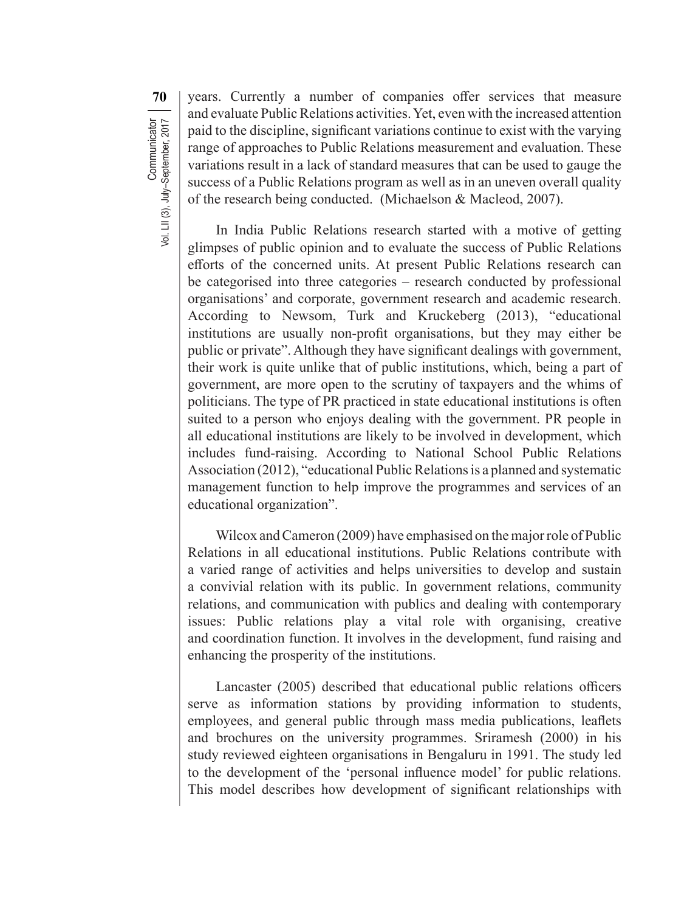years. Currently a number of companies offer services that measure and evaluate Public Relations activities. Yet, even with the increased attention paid to the discipline, significant variations continue to exist with the varying range of approaches to Public Relations measurement and evaluation. These variations result in a lack of standard measures that can be used to gauge the success of a Public Relations program as well as in an uneven overall quality of the research being conducted. (Michaelson & Macleod, 2007).

In India Public Relations research started with a motive of getting glimpses of public opinion and to evaluate the success of Public Relations efforts of the concerned units. At present Public Relations research can be categorised into three categories – research conducted by professional organisations' and corporate, government research and academic research. According to Newsom, Turk and Kruckeberg (2013), "educational institutions are usually non-profit organisations, but they may either be public or private". Although they have significant dealings with government, their work is quite unlike that of public institutions, which, being a part of government, are more open to the scrutiny of taxpayers and the whims of politicians. The type of PR practiced in state educational institutions is often suited to a person who enjoys dealing with the government. PR people in all educational institutions are likely to be involved in development, which includes fund-raising. According to National School Public Relations Association (2012), "educational Public Relations is a planned and systematic management function to help improve the programmes and services of an educational organization".

Wilcox and Cameron (2009) have emphasised on the major role of Public Relations in all educational institutions. Public Relations contribute with a varied range of activities and helps universities to develop and sustain a convivial relation with its public. In government relations, community relations, and communication with publics and dealing with contemporary issues: Public relations play a vital role with organising, creative and coordination function. It involves in the development, fund raising and enhancing the prosperity of the institutions.

Lancaster (2005) described that educational public relations officers serve as information stations by providing information to students, employees, and general public through mass media publications, leaflets and brochures on the university programmes. Sriramesh (2000) in his study reviewed eighteen organisations in Bengaluru in 1991. The study led to the development of the 'personal influence model' for public relations. This model describes how development of significant relationships with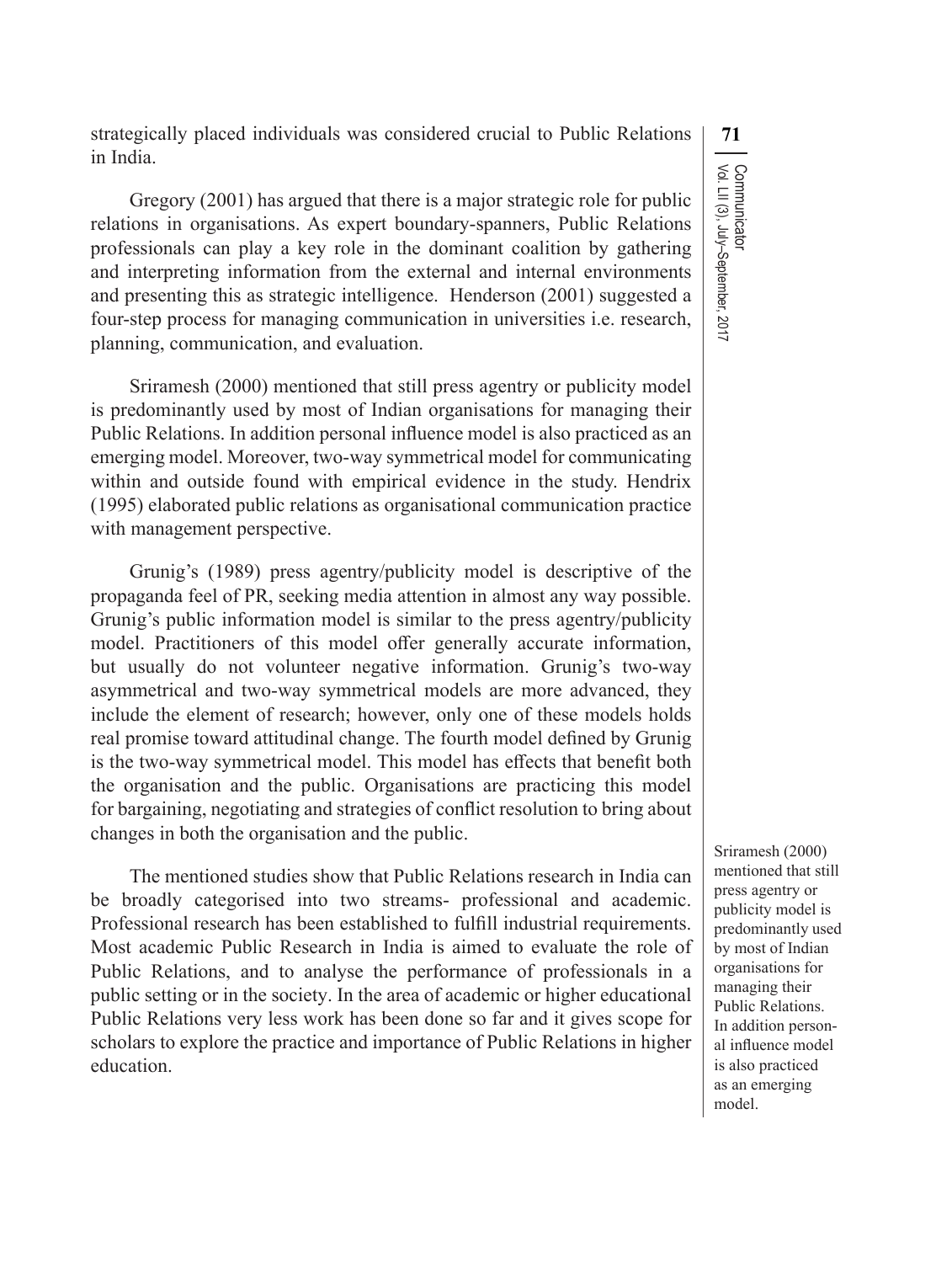strategically placed individuals was considered crucial to Public Relations in India.

Gregory (2001) has argued that there is a major strategic role for public relations in organisations. As expert boundary-spanners, Public Relations professionals can play a key role in the dominant coalition by gathering and interpreting information from the external and internal environments and presenting this as strategic intelligence. Henderson (2001) suggested a four-step process for managing communication in universities i.e. research, planning, communication, and evaluation.

Sriramesh (2000) mentioned that still press agentry or publicity model is predominantly used by most of Indian organisations for managing their Public Relations. In addition personal influence model is also practiced as an emerging model. Moreover, two-way symmetrical model for communicating within and outside found with empirical evidence in the study. Hendrix (1995) elaborated public relations as organisational communication practice with management perspective.

Grunig's (1989) press agentry/publicity model is descriptive of the propaganda feel of PR, seeking media attention in almost any way possible. Grunig's public information model is similar to the press agentry/publicity model. Practitioners of this model offer generally accurate information, but usually do not volunteer negative information. Grunig's two-way asymmetrical and two-way symmetrical models are more advanced, they include the element of research; however, only one of these models holds real promise toward attitudinal change. The fourth model defined by Grunig is the two-way symmetrical model. This model has effects that benefit both the organisation and the public. Organisations are practicing this model for bargaining, negotiating and strategies of conflict resolution to bring about changes in both the organisation and the public.

The mentioned studies show that Public Relations research in India can be broadly categorised into two streams- professional and academic. Professional research has been established to fulfill industrial requirements. Most academic Public Research in India is aimed to evaluate the role of Public Relations, and to analyse the performance of professionals in a public setting or in the society. In the area of academic or higher educational Public Relations very less work has been done so far and it gives scope for scholars to explore the practice and importance of Public Relations in higher education.

> Sriramesh (2000) mentioned that still press agentry or publicity model is predominantly used by most of Indian organisations for managing their Public Relations. In addition personal influence model is also practiced as an emerging model.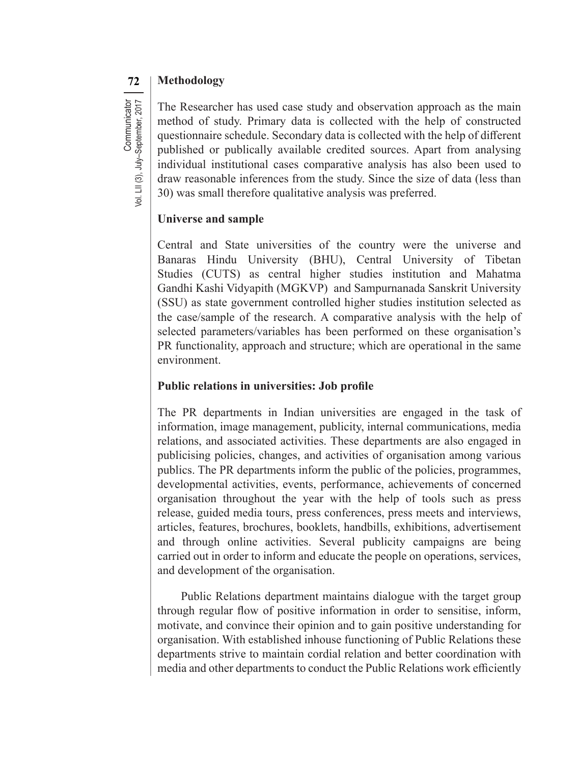## Methodology

The Researcher has used case study and observation approach as the main method of study. Primary data is collected with the help of constructed questionnaire schedule. Secondary data is collected with the help of different published or publically available credited sources. Apart from analysing individual institutional cases comparative analysis has also been used to draw reasonable inferences from the study. Since the size of data (less than 30) was small therefore qualitative analysis was preferred.

## Universe and sample

Central and State universities of the country were the universe and Banaras Hindu University (BHU), Central University of Tibetan Studies (CUTS) as central higher studies institution and Mahatma Gandhi Kashi Vidyapith (MGKVP) and Sampurnanada Sanskrit University (SSU) as state government controlled higher studies institution selected as the case/sample of the research. A comparative analysis with the help of selected parameters/variables has been performed on these organisation's PR functionality, approach and structure; which are operational in the same environment.

## Public relations in universities: Job profile

The PR departments in Indian universities are engaged in the task of information, image management, publicity, internal communications, media relations, and associated activities. These departments are also engaged in publicising policies, changes, and activities of organisation among various publics. The PR departments inform the public of the policies, programmes, developmental activities, events, performance, achievements of concerned organisation throughout the year with the help of tools such as press release, guided media tours, press conferences, press meets and interviews, articles, features, brochures, booklets, handbills, exhibitions, advertisement and through online activities. Several publicity campaigns are being carried out in order to inform and educate the people on operations, services, and development of the organisation.

Public Relations department maintains dialogue with the target group through regular flow of positive information in order to sensitise, inform, motivate, and convince their opinion and to gain positive understanding for organisation. With established inhouse functioning of Public Relations these departments strive to maintain cordial relation and better coordination with media and other departments to conduct the Public Relations work efficiently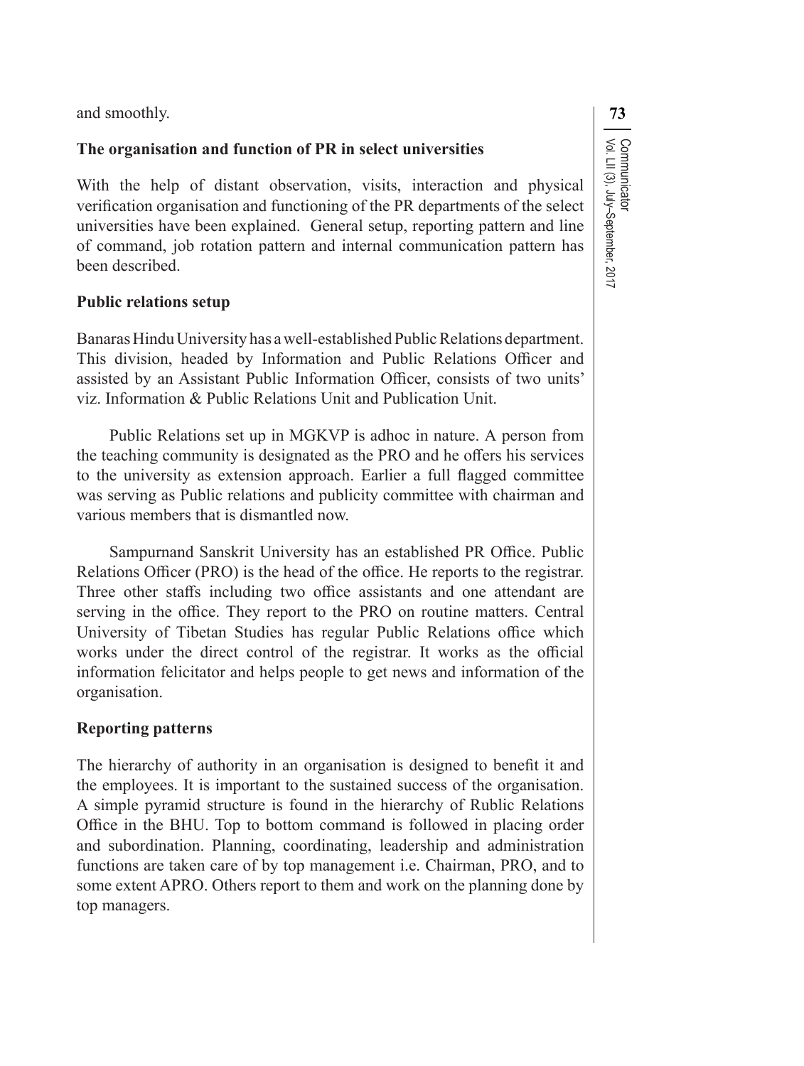and smoothly.

**The organisation and function of PR in select universities**

With the help of distant observation, visits, interaction and physical verification organisation and functioning of the PR departments of the select universities have been explained. General setup, reporting pattern and line of command, job rotation pattern and internal communication pattern has been described.

**Public relations setup**

Banaras Hindu University has a well-established Public Relations department. This division, headed by Information and Public Relations Officer and assisted by an Assistant Public Information Officer, consists of two units' viz. Information & Public Relations Unit and Publication Unit.

Public Relations set up in MGKVP is adhoc in nature. A person from the teaching community is designated as the PRO and he offers his services to the university as extension approach. Earlier a full flagged committee was serving as Public relations and publicity committee with chairman and various members that is dismantled now.

Sampurnand Sanskrit University has an established PR Office. Public Relations Officer (PRO) is the head of the office. He reports to the registrar. Three other staffs including two office assistants and one attendant are serving in the office. They report to the PRO on routine matters. Central University of Tibetan Studies has regular Public Relations office which works under the direct control of the registrar. It works as the official information felicitator and helps people to get news and information of the organisation.

**Reporting patterns**

The hierarchy of authority in an organisation is designed to benefit it and the employees. It is important to the sustained success of the organisation. A simple pyramid structure is found in the hierarchy of Rublic Relations Office in the BHU. Top to bottom command is followed in placing order and subordination. Planning, coordinating, leadership and administration functions are taken care of by top management i.e. Chairman, PRO, and to some extent APRO. Others report to them and work on the planning done by top managers.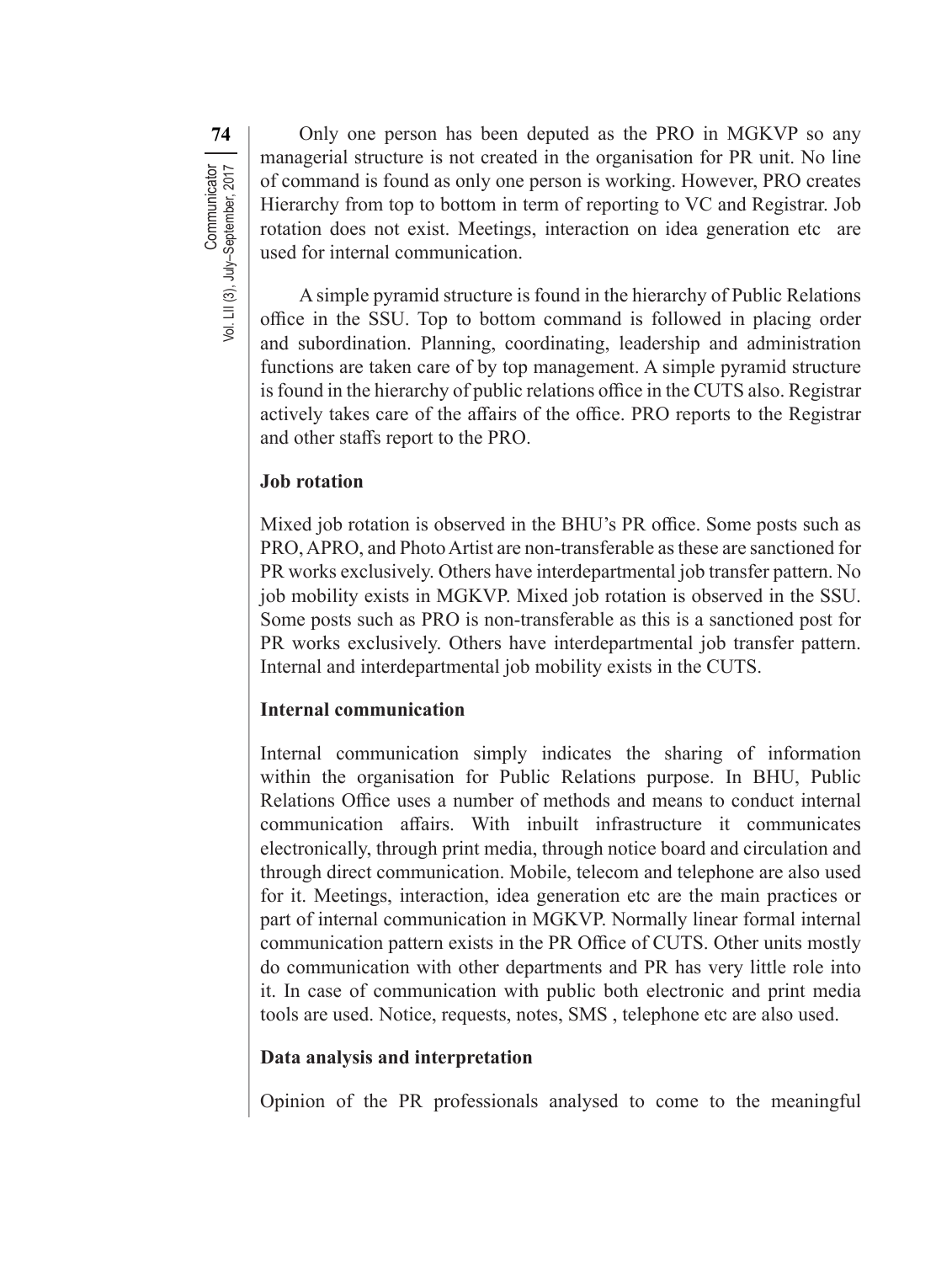Only one person has been deputed as the PRO in MGKVP so any managerial structure is not created in the organisation for PR unit. No line of command is found as only one person is working. However, PRO creates Hierarchy from top to bottom in term of reporting to VC and Registrar. Job rotation does not exist. Meetings, interaction on idea generation etc are used for internal communication.

A simple pyramid structure is found in the hierarchy of Public Relations office in the SSU. Top to bottom command is followed in placing order and subordination. Planning, coordinating, leadership and administration functions are taken care of by top management. A simple pyramid structure is found in the hierarchy of public relations office in the CUTS also. Registrar actively takes care of the affairs of the office. PRO reports to the Registrar and other staffs report to the PRO.

**Job rotation**

Mixed job rotation is observed in the BHU's PR office. Some posts such as PRO, APRO, and Photo Artist are non-transferable as these are sanctioned for PR works exclusively. Others have interdepartmental job transfer pattern. No job mobility exists in MGKVP. Mixed job rotation is observed in the SSU. Some posts such as PRO is non-transferable as this is a sanctioned post for PR works exclusively. Others have interdepartmental job transfer pattern. Internal and interdepartmental job mobility exists in the CUTS.

**Internal communication**

Internal communication simply indicates the sharing of information within the organisation for Public Relations purpose. In BHU, Public Relations Office uses a number of methods and means to conduct internal communication affairs. With inbuilt infrastructure it communicates electronically, through print media, through notice board and circulation and through direct communication. Mobile, telecom and telephone are also used for it. Meetings, interaction, idea generation etc are the main practices or part of internal communication in MGKVP. Normally linear formal internal communication pattern exists in the PR Office of CUTS. Other units mostly do communication with other departments and PR has very little role into it. In case of communication with public both electronic and print media tools are used. Notice, requests, notes, SMS , telephone etc are also used.

**Data analysis and interpretation**

Opinion of the PR professionals analysed to come to the meaningful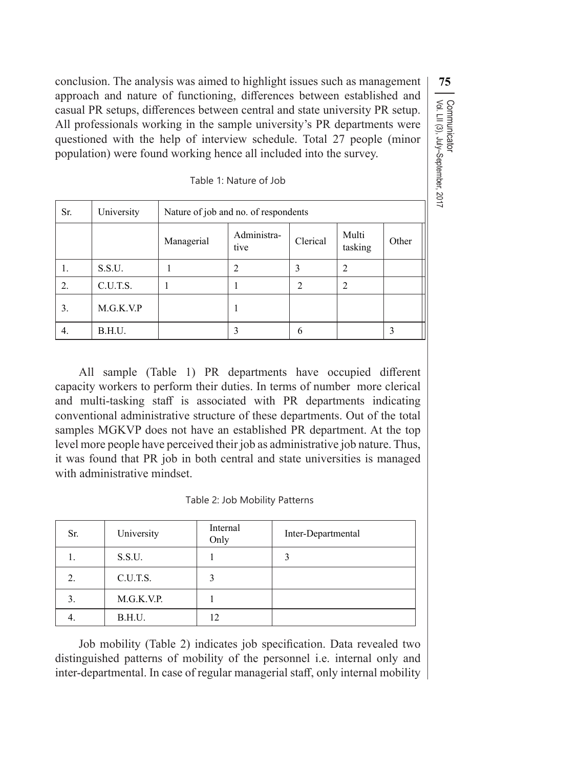conclusion. The analysis was aimed to highlight issues such as management approach and nature of functioning, differences between established and casual PR setups, differences between central and state university PR setup. All professionals working in the sample university's PR departments were questioned with the help of interview schedule. Total 27 people (minor population) were found working hence all included into the survey.

Table 1: Nature of Job

| Sr. | University | Nature of job and no. of respondents | | | | |
|---|---|---|---|---|---|---|
| | | Managerial | Administrative | Clerical | Multi tasking | Other |
| 1. | S.S.U. | 1 | 2 | 3 | 2 | |
| 2. | C.U.T.S. | 1 | 1 | 2 | 2 | |
| 3. | M.G.K.V.P | | 1 | | | |
| 4. | B.H.U. | | 3 | 6 | | 3 |

All sample (Table 1) PR departments have occupied different capacity workers to perform their duties. In terms of number more clerical and multi-tasking staff is associated with PR departments indicating conventional administrative structure of these departments. Out of the total samples MGKVP does not have an established PR department. At the top level more people have perceived their job as administrative job nature. Thus, it was found that PR job in both central and state universities is managed with administrative mindset.

Table 2: Job Mobility Patterns

| Sr. | University | Internal Only | Inter-Departmental |
|---|---|---|---|
| 1. | S.S.U. | 1 | 3 |
| 2. | C.U.T.S. | 3 | |
| 3. | M.G.K.V.P. | 1 | |
| 4. | B.H.U. | 12 | |

Job mobility (Table 2) indicates job specification. Data revealed two distinguished patterns of mobility of the personnel i.e. internal only and inter-departmental. In case of regular managerial staff, only internal mobility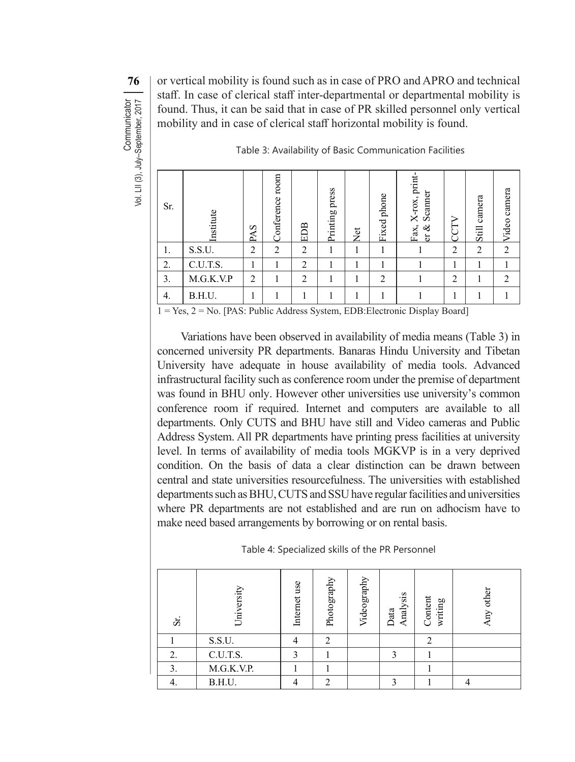or vertical mobility is found such as in case of PRO and APRO and technical staff. In case of clerical staff inter-departmental or departmental mobility is found. Thus, it can be said that in case of PR skilled personnel only vertical mobility and in case of clerical staff horizontal mobility is found.

Table 3: Availability of Basic Communication Facilities

| Sr. | Institute | PAS | Conference room | EDB | Printing press | Net | Fixed phone | Fax, X-rox, printer & Scanner | CCTV | Still camera | Video camera |
|---|---|---|---|---|---|---|---|---|---|---|---|
| 1. | S.S.U. | 2 | 2 | 2 | 1 | 1 | 1 | 1 | 2 | 2 | 2 |
| 2. | C.U.T.S. | 1 | 1 | 2 | 1 | 1 | 1 | 1 | 1 | 1 | 1 |
| 3. | M.G.K.V.P | 2 | 1 | 2 | 1 | 1 | 2 | 1 | 2 | 1 | 2 |
| 4. | B.H.U. | 1 | 1 | 1 | 1 | 1 | 1 | 1 | 1 | 1 | 1 |

1 = Yes, 2 = No. [PAS: Public Address System, EDB:Electronic Display Board]

Variations have been observed in availability of media means (Table 3) in concerned university PR departments. Banaras Hindu University and Tibetan University have adequate in house availability of media tools. Advanced infrastructural facility such as conference room under the premise of department was found in BHU only. However other universities use university's common conference room if required. Internet and computers are available to all departments. Only CUTS and BHU have still and Video cameras and Public Address System. All PR departments have printing press facilities at university level. In terms of availability of media tools MGKVP is in a very deprived condition. On the basis of data a clear distinction can be drawn between central and state universities resourcefulness. The universities with established departments such as BHU, CUTS and SSU have regular facilities and universities where PR departments are not established and are run on adhocism have to make need based arrangements by borrowing or on rental basis.

Table 4: Specialized skills of the PR Personnel

| Sr. | University | Internet use | Photography | Videography | Data Analysis | Content writing | Any other |
|---|---|---|---|---|---|---|---|
| 1 | S.S.U. | 4 | 2 | | | 2 | |
| 2. | C.U.T.S. | 3 | 1 | | 3 | 1 | |
| 3. | M.G.K.V.P. | 1 | 1 | | | 1 | |
| 4. | B.H.U. | 4 | 2 | | 3 | 1 | 4 |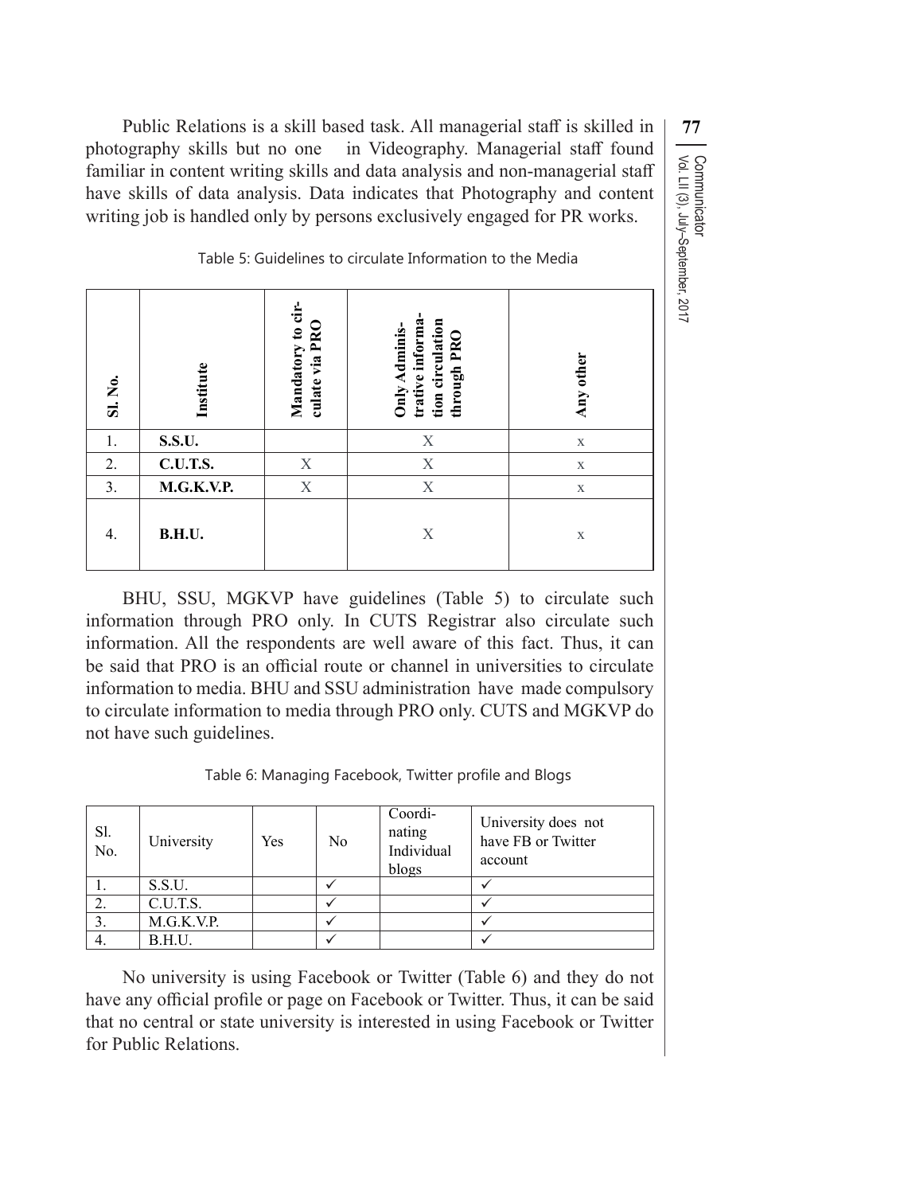Public Relations is a skill based task. All managerial staff is skilled in photography skills but no one   in Videography. Managerial staff found familiar in content writing skills and data analysis and non-managerial staff have skills of data analysis. Data indicates that Photography and content writing job is handled only by persons exclusively engaged for PR works.

Table 5: Guidelines to circulate Information to the Media

| Sl. No. | Institute | Mandatory to circulate via PRO | Only Administrative information circulation through PRO | Any other |
|---|---|---|---|---|
| 1. | **S.S.U.** | | X | x |
| 2. | **C.U.T.S.** | X | X | x |
| 3. | **M.G.K.V.P.** | X | X | x |
| 4. | **B.H.U.** | | X | x |

BHU, SSU, MGKVP have guidelines (Table 5) to circulate such information through PRO only. In CUTS Registrar also circulate such information. All the respondents are well aware of this fact. Thus, it can be said that PRO is an official route or channel in universities to circulate information to media. BHU and SSU administration  have  made compulsory to circulate information to media through PRO only. CUTS and MGKVP do not have such guidelines.

Table 6: Managing Facebook, Twitter profile and Blogs

| Sl. No. | University | Yes | No | Coordinating Individual blogs | University does not have FB or Twitter account |
|---|---|---|---|---|---|
| 1. | S.S.U. | | ✓ | | ✓ |
| 2. | C.U.T.S. | | ✓ | | ✓ |
| 3. | M.G.K.V.P. | | ✓ | | ✓ |
| 4. | B.H.U. | | ✓ | | ✓ |

No university is using Facebook or Twitter (Table 6) and they do not have any official profile or page on Facebook or Twitter. Thus, it can be said that no central or state university is interested in using Facebook or Twitter for Public Relations.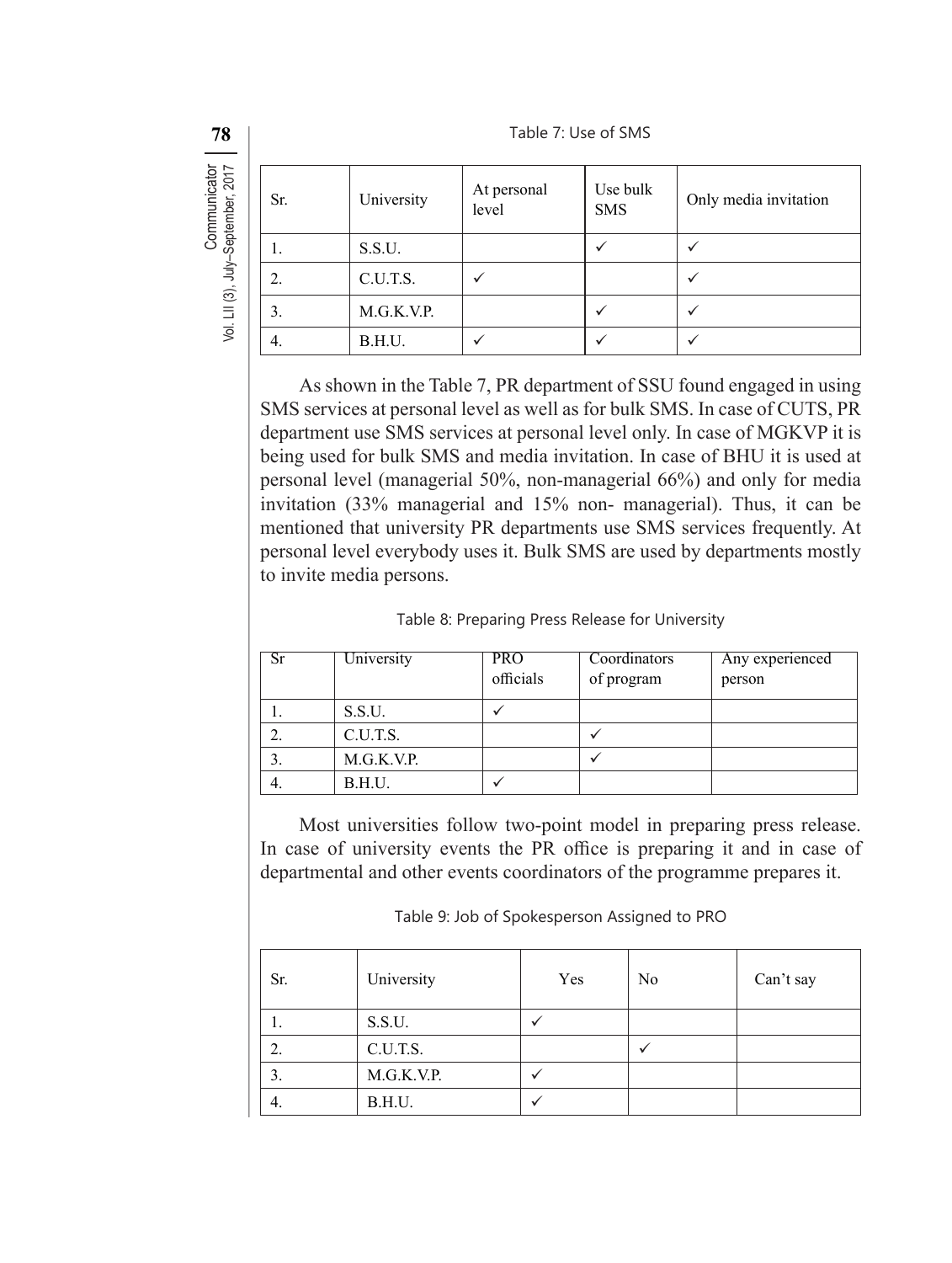Table 7: Use of SMS

| Sr. | University | At personal level | Use bulk SMS | Only media invitation |
|---|---|---|---|---|
| 1. | S.S.U. | | ✓ | ✓ |
| 2. | C.U.T.S. | ✓ | | ✓ |
| 3. | M.G.K.V.P. | | ✓ | ✓ |
| 4. | B.H.U. | ✓ | ✓ | ✓ |

As shown in the Table 7, PR department of SSU found engaged in using SMS services at personal level as well as for bulk SMS. In case of CUTS, PR department use SMS services at personal level only. In case of MGKVP it is being used for bulk SMS and media invitation. In case of BHU it is used at personal level (managerial 50%, non-managerial 66%) and only for media invitation (33% managerial and 15% non- managerial). Thus, it can be mentioned that university PR departments use SMS services frequently. At personal level everybody uses it. Bulk SMS are used by departments mostly to invite media persons.

Table 8: Preparing Press Release for University

| Sr | University | PRO officials | Coordinators of program | Any experienced person |
|---|---|---|---|---|
| 1. | S.S.U. | ✓ | | |
| 2. | C.U.T.S. | | ✓ | |
| 3. | M.G.K.V.P. | | ✓ | |
| 4. | B.H.U. | ✓ | | |

Most universities follow two-point model in preparing press release. In case of university events the PR office is preparing it and in case of departmental and other events coordinators of the programme prepares it.

Table 9: Job of Spokesperson Assigned to PRO

| Sr. | University | Yes | No | Can't say |
|---|---|---|---|---|
| 1. | S.S.U. | ✓ | | |
| 2. | C.U.T.S. | | ✓ | |
| 3. | M.G.K.V.P. | ✓ | | |
| 4. | B.H.U. | ✓ | | |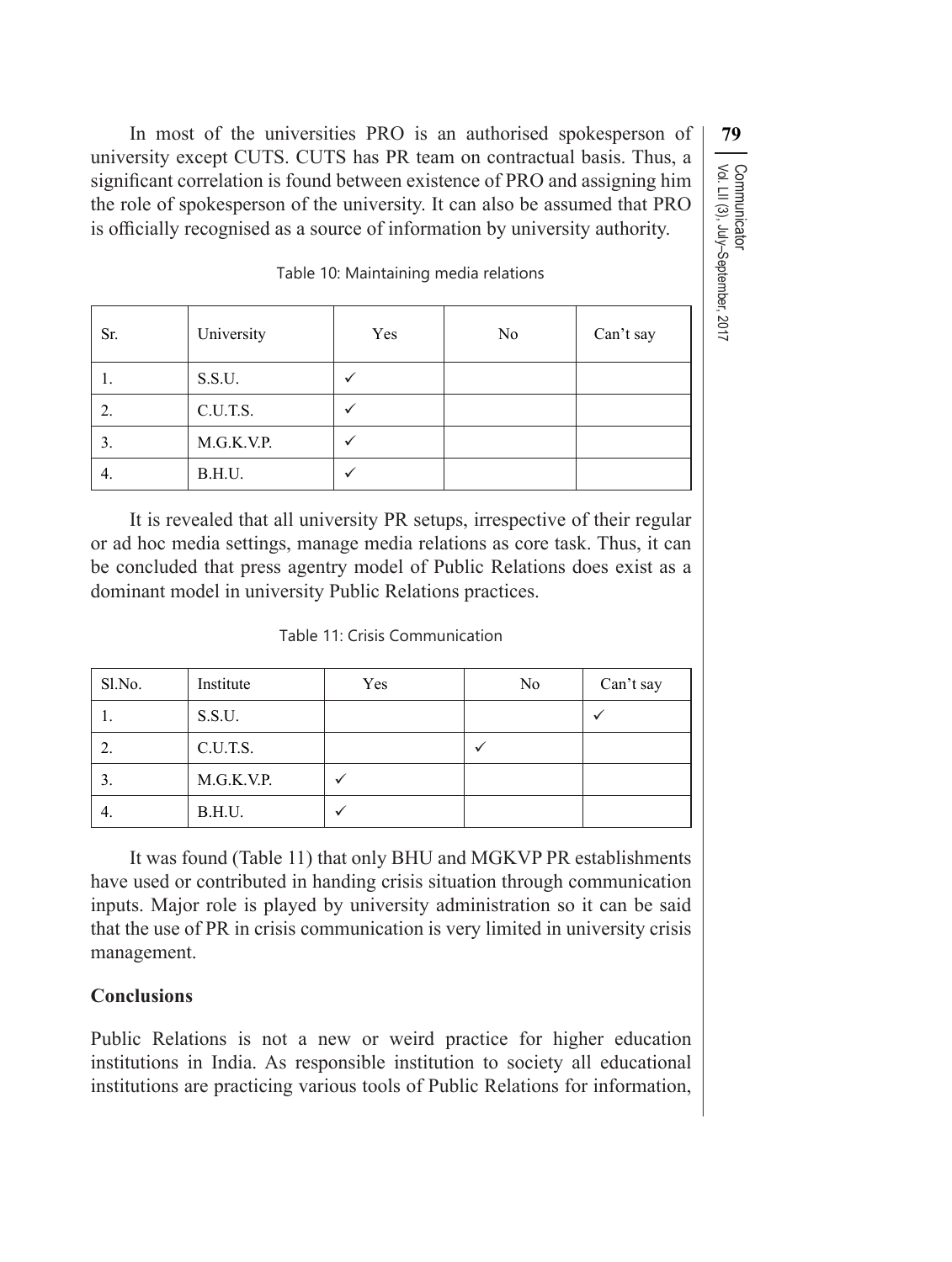In most of the universities PRO is an authorised spokesperson of university except CUTS. CUTS has PR team on contractual basis. Thus, a significant correlation is found between existence of PRO and assigning him the role of spokesperson of the university. It can also be assumed that PRO is officially recognised as a source of information by university authority.

Table 10: Maintaining media relations

| Sr. | University | Yes | No | Can't say |
|---|---|---|---|---|
| 1. | S.S.U. | ✓ | | |
| 2. | C.U.T.S. | ✓ | | |
| 3. | M.G.K.V.P. | ✓ | | |
| 4. | B.H.U. | ✓ | | |

It is revealed that all university PR setups, irrespective of their regular or ad hoc media settings, manage media relations as core task. Thus, it can be concluded that press agentry model of Public Relations does exist as a dominant model in university Public Relations practices.

Table 11: Crisis Communication

| Sl.No. | Institute | Yes | No | Can't say |
|---|---|---|---|---|
| 1. | S.S.U. | | | ✓ |
| 2. | C.U.T.S. | | ✓ | |
| 3. | M.G.K.V.P. | ✓ | | |
| 4. | B.H.U. | ✓ | | |

It was found (Table 11) that only BHU and MGKVP PR establishments have used or contributed in handing crisis situation through communication inputs. Major role is played by university administration so it can be said that the use of PR in crisis communication is very limited in university crisis management.

## Conclusions

Public Relations is not a new or weird practice for higher education institutions in India. As responsible institution to society all educational institutions are practicing various tools of Public Relations for information,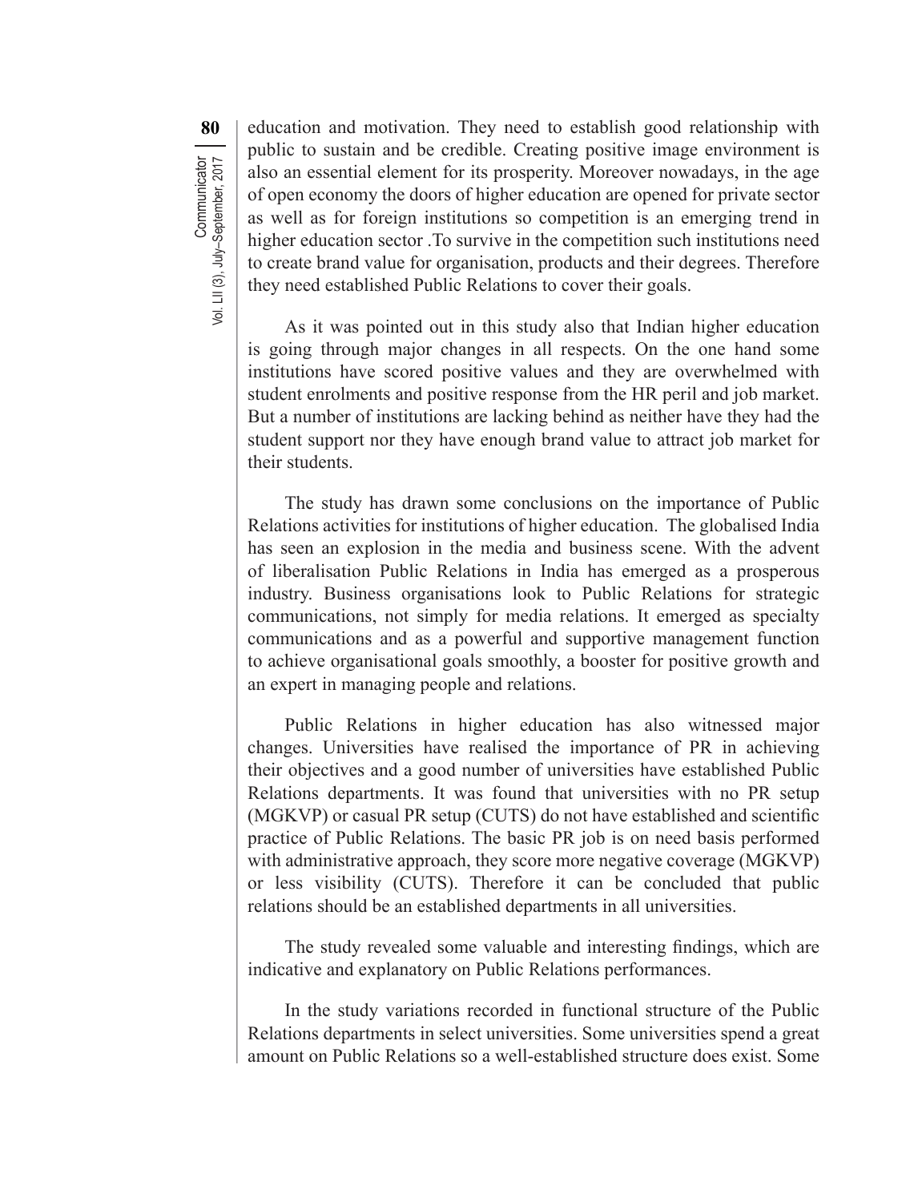education and motivation. They need to establish good relationship with public to sustain and be credible. Creating positive image environment is also an essential element for its prosperity. Moreover nowadays, in the age of open economy the doors of higher education are opened for private sector as well as for foreign institutions so competition is an emerging trend in higher education sector .To survive in the competition such institutions need to create brand value for organisation, products and their degrees. Therefore they need established Public Relations to cover their goals.

As it was pointed out in this study also that Indian higher education is going through major changes in all respects. On the one hand some institutions have scored positive values and they are overwhelmed with student enrolments and positive response from the HR peril and job market. But a number of institutions are lacking behind as neither have they had the student support nor they have enough brand value to attract job market for their students.

The study has drawn some conclusions on the importance of Public Relations activities for institutions of higher education. The globalised India has seen an explosion in the media and business scene. With the advent of liberalisation Public Relations in India has emerged as a prosperous industry. Business organisations look to Public Relations for strategic communications, not simply for media relations. It emerged as specialty communications and as a powerful and supportive management function to achieve organisational goals smoothly, a booster for positive growth and an expert in managing people and relations.

Public Relations in higher education has also witnessed major changes. Universities have realised the importance of PR in achieving their objectives and a good number of universities have established Public Relations departments. It was found that universities with no PR setup (MGKVP) or casual PR setup (CUTS) do not have established and scientific practice of Public Relations. The basic PR job is on need basis performed with administrative approach, they score more negative coverage (MGKVP) or less visibility (CUTS). Therefore it can be concluded that public relations should be an established departments in all universities.

The study revealed some valuable and interesting findings, which are indicative and explanatory on Public Relations performances.

In the study variations recorded in functional structure of the Public Relations departments in select universities. Some universities spend a great amount on Public Relations so a well-established structure does exist. Some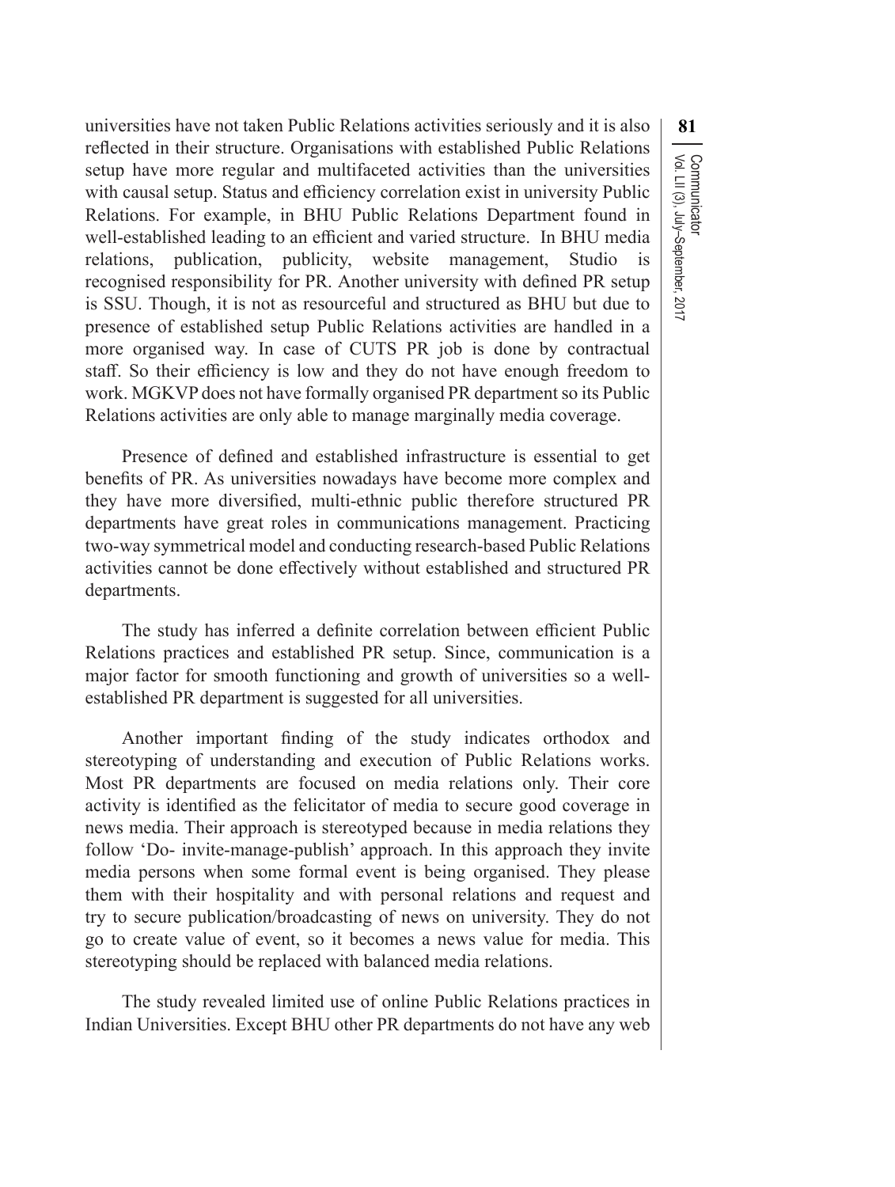universities have not taken Public Relations activities seriously and it is also reflected in their structure. Organisations with established Public Relations setup have more regular and multifaceted activities than the universities with causal setup. Status and efficiency correlation exist in university Public Relations. For example, in BHU Public Relations Department found in well-established leading to an efficient and varied structure. In BHU media relations, publication, publicity, website management, Studio is recognised responsibility for PR. Another university with defined PR setup is SSU. Though, it is not as resourceful and structured as BHU but due to presence of established setup Public Relations activities are handled in a more organised way. In case of CUTS PR job is done by contractual staff. So their efficiency is low and they do not have enough freedom to work. MGKVP does not have formally organised PR department so its Public Relations activities are only able to manage marginally media coverage.

Presence of defined and established infrastructure is essential to get benefits of PR. As universities nowadays have become more complex and they have more diversified, multi-ethnic public therefore structured PR departments have great roles in communications management. Practicing two-way symmetrical model and conducting research-based Public Relations activities cannot be done effectively without established and structured PR departments.

The study has inferred a definite correlation between efficient Public Relations practices and established PR setup. Since, communication is a major factor for smooth functioning and growth of universities so a well-established PR department is suggested for all universities.

Another important finding of the study indicates orthodox and stereotyping of understanding and execution of Public Relations works. Most PR departments are focused on media relations only. Their core activity is identified as the felicitator of media to secure good coverage in news media. Their approach is stereotyped because in media relations they follow 'Do- invite-manage-publish' approach. In this approach they invite media persons when some formal event is being organised. They please them with their hospitality and with personal relations and request and try to secure publication/broadcasting of news on university. They do not go to create value of event, so it becomes a news value for media. This stereotyping should be replaced with balanced media relations.

The study revealed limited use of online Public Relations practices in Indian Universities. Except BHU other PR departments do not have any web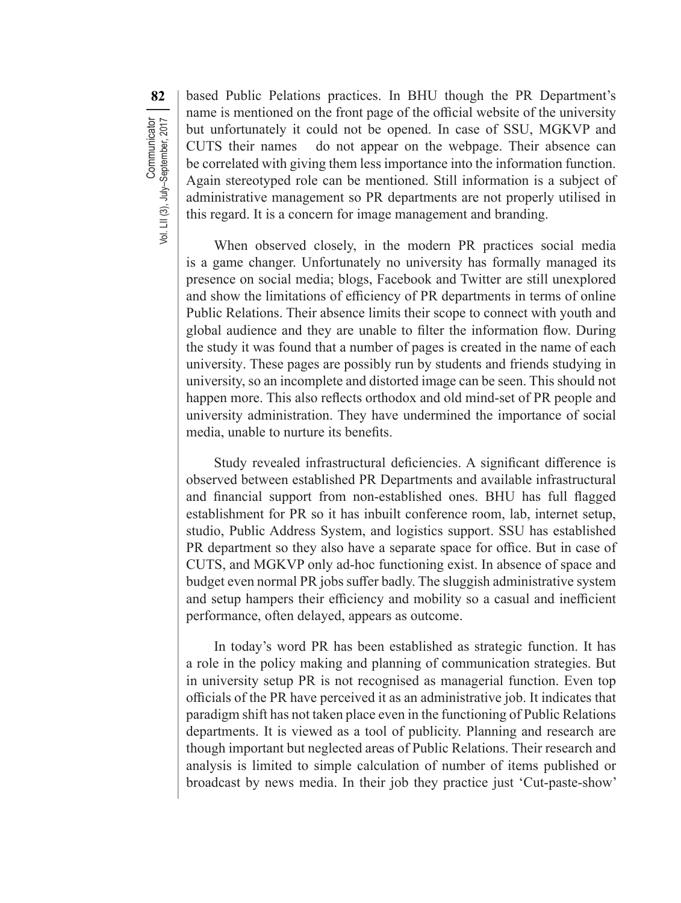based Public Pelations practices. In BHU though the PR Department's name is mentioned on the front page of the official website of the university but unfortunately it could not be opened. In case of SSU, MGKVP and CUTS their names do not appear on the webpage. Their absence can be correlated with giving them less importance into the information function. Again stereotyped role can be mentioned. Still information is a subject of administrative management so PR departments are not properly utilised in this regard. It is a concern for image management and branding.

When observed closely, in the modern PR practices social media is a game changer. Unfortunately no university has formally managed its presence on social media; blogs, Facebook and Twitter are still unexplored and show the limitations of efficiency of PR departments in terms of online Public Relations. Their absence limits their scope to connect with youth and global audience and they are unable to filter the information flow. During the study it was found that a number of pages is created in the name of each university. These pages are possibly run by students and friends studying in university, so an incomplete and distorted image can be seen. This should not happen more. This also reflects orthodox and old mind-set of PR people and university administration. They have undermined the importance of social media, unable to nurture its benefits.

Study revealed infrastructural deficiencies. A significant difference is observed between established PR Departments and available infrastructural and financial support from non-established ones. BHU has full flagged establishment for PR so it has inbuilt conference room, lab, internet setup, studio, Public Address System, and logistics support. SSU has established PR department so they also have a separate space for office. But in case of CUTS, and MGKVP only ad-hoc functioning exist. In absence of space and budget even normal PR jobs suffer badly. The sluggish administrative system and setup hampers their efficiency and mobility so a casual and inefficient performance, often delayed, appears as outcome.

In today's word PR has been established as strategic function. It has a role in the policy making and planning of communication strategies. But in university setup PR is not recognised as managerial function. Even top officials of the PR have perceived it as an administrative job. It indicates that paradigm shift has not taken place even in the functioning of Public Relations departments. It is viewed as a tool of publicity. Planning and research are though important but neglected areas of Public Relations. Their research and analysis is limited to simple calculation of number of items published or broadcast by news media. In their job they practice just 'Cut-paste-show'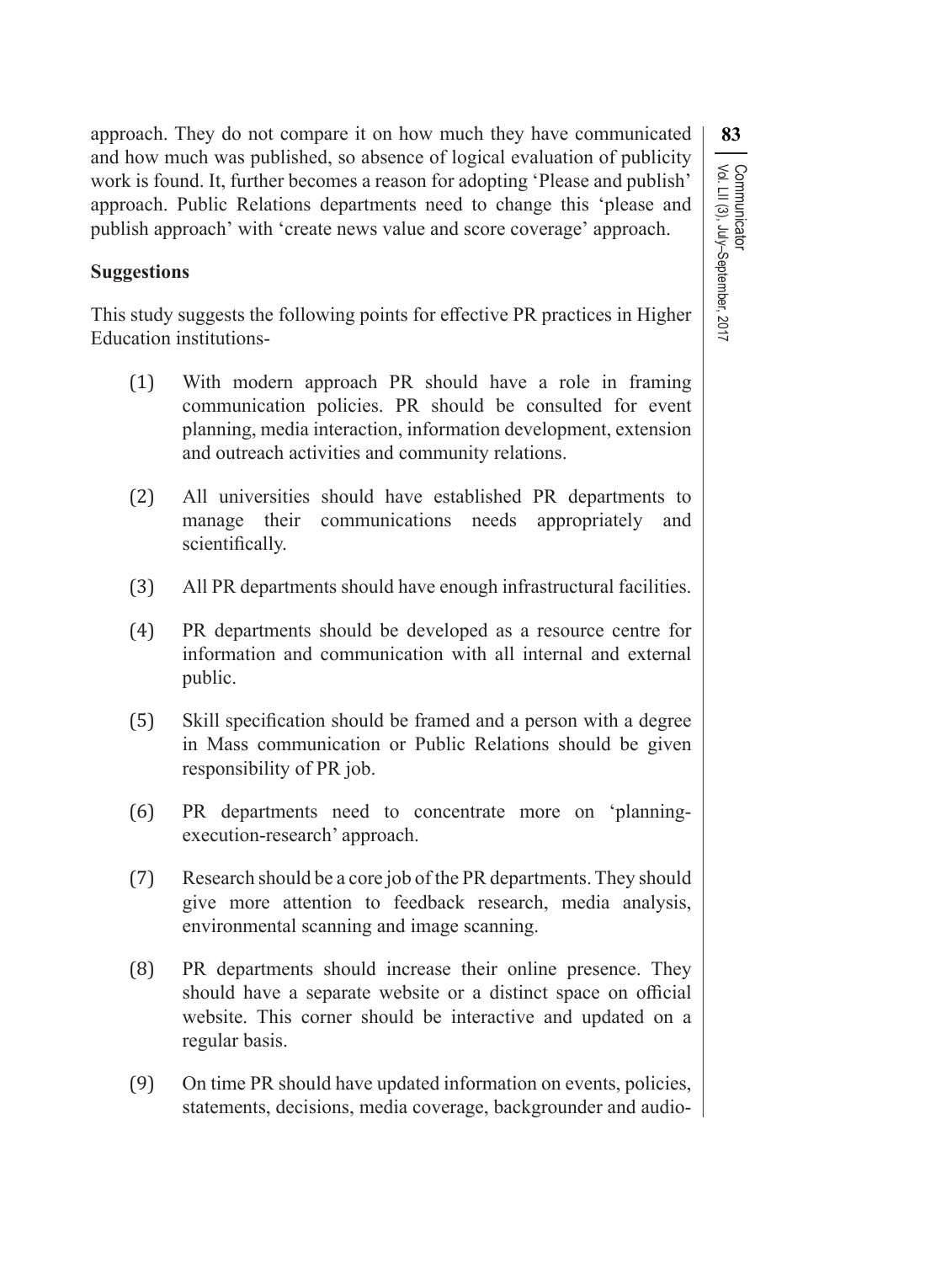approach. They do not compare it on how much they have communicated and how much was published, so absence of logical evaluation of publicity work is found. It, further becomes a reason for adopting 'Please and publish' approach. Public Relations departments need to change this 'please and publish approach' with 'create news value and score coverage' approach.

**Suggestions**

This study suggests the following points for effective PR practices in Higher Education institutions-

(1) With modern approach PR should have a role in framing communication policies. PR should be consulted for event planning, media interaction, information development, extension and outreach activities and community relations.

(2) All universities should have established PR departments to manage their communications needs appropriately and scientifically.

(3) All PR departments should have enough infrastructural facilities.

(4) PR departments should be developed as a resource centre for information and communication with all internal and external public.

(5) Skill specification should be framed and a person with a degree in Mass communication or Public Relations should be given responsibility of PR job.

(6) PR departments need to concentrate more on 'planning-execution-research' approach.

(7) Research should be a core job of the PR departments. They should give more attention to feedback research, media analysis, environmental scanning and image scanning.

(8) PR departments should increase their online presence. They should have a separate website or a distinct space on official website. This corner should be interactive and updated on a regular basis.

(9) On time PR should have updated information on events, policies, statements, decisions, media coverage, backgrounder and audio-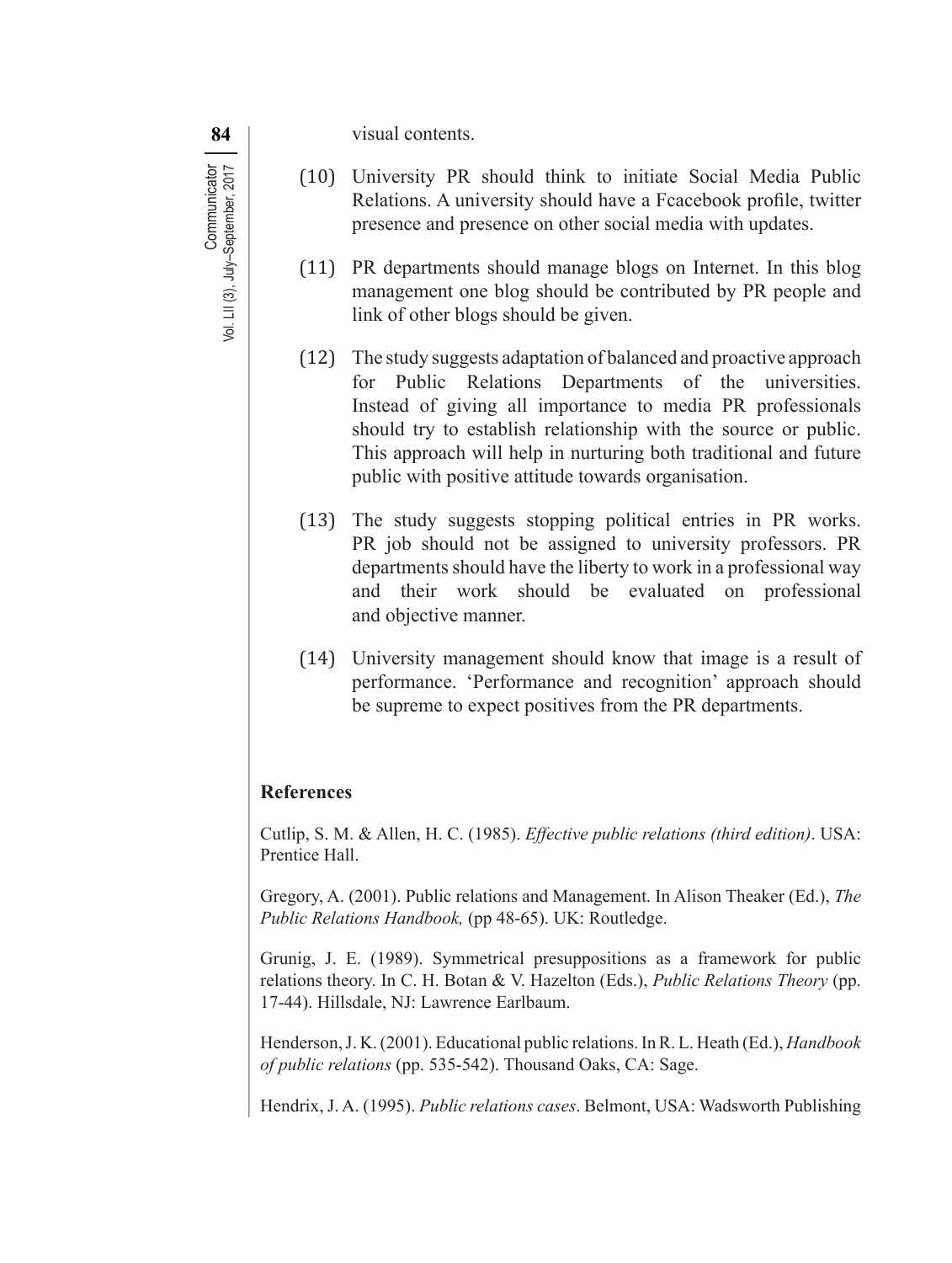visual contents.

(10) University PR should think to initiate Social Media Public Relations. A university should have a Fcacebook profile, twitter presence and presence on other social media with updates.

(11) PR departments should manage blogs on Internet. In this blog management one blog should be contributed by PR people and link of other blogs should be given.

(12) The study suggests adaptation of balanced and proactive approach for Public Relations Departments of the universities. Instead of giving all importance to media PR professionals should try to establish relationship with the source or public. This approach will help in nurturing both traditional and future public with positive attitude towards organisation.

(13) The study suggests stopping political entries in PR works. PR job should not be assigned to university professors. PR departments should have the liberty to work in a professional way and their work should be evaluated on professional and objective manner.

(14) University management should know that image is a result of performance. 'Performance and recognition' approach should be supreme to expect positives from the PR departments.

## References

Cutlip, S. M. & Allen, H. C. (1985). *Effective public relations (third edition)*. USA: Prentice Hall.

Gregory, A. (2001). Public relations and Management. In Alison Theaker (Ed.), *The Public Relations Handbook,* (pp 48-65). UK: Routledge.

Grunig, J. E. (1989). Symmetrical presuppositions as a framework for public relations theory. In C. H. Botan & V. Hazelton (Eds.), *Public Relations Theory* (pp. 17-44). Hillsdale, NJ: Lawrence Earlbaum.

Henderson, J. K. (2001). Educational public relations. In R. L. Heath (Ed.), *Handbook of public relations* (pp. 535-542). Thousand Oaks, CA: Sage.

Hendrix, J. A. (1995). *Public relations cases*. Belmont, USA: Wadsworth Publishing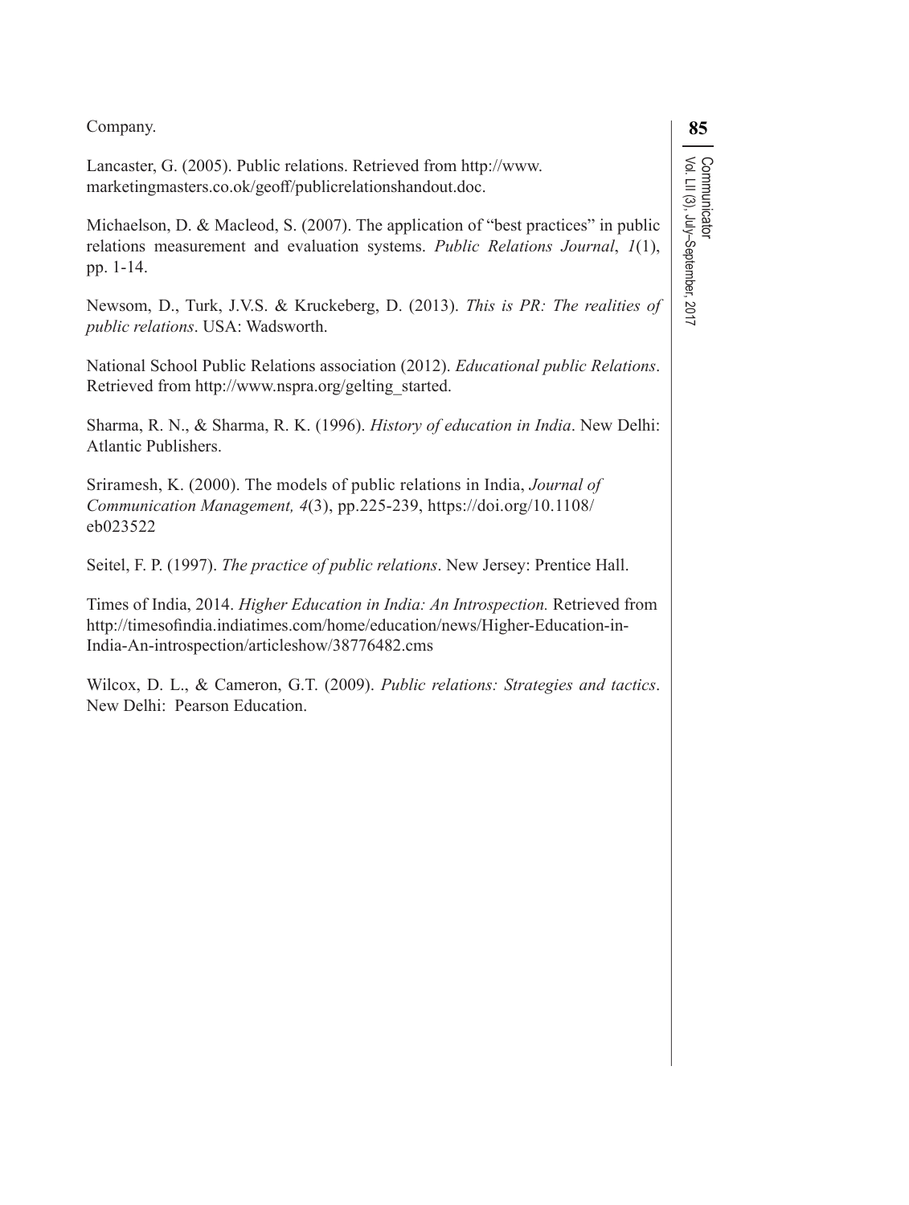Company.

Lancaster, G. (2005). Public relations. Retrieved from http://www.marketingmasters.co.ok/geoff/publicrelationshandout.doc.

Michaelson, D. & Macleod, S. (2007). The application of "best practices" in public relations measurement and evaluation systems. *Public Relations Journal*, *1*(1), pp. 1-14.

Newsom, D., Turk, J.V.S. & Kruckeberg, D. (2013). *This is PR: The realities of public relations*. USA: Wadsworth.

National School Public Relations association (2012). *Educational public Relations*. Retrieved from http://www.nspra.org/gelting_started.

Sharma, R. N., & Sharma, R. K. (1996). *History of education in India*. New Delhi: Atlantic Publishers.

Sriramesh, K. (2000). The models of public relations in India, *Journal of Communication Management, 4*(3), pp.225-239, https://doi.org/10.1108/eb023522

Seitel, F. P. (1997). *The practice of public relations*. New Jersey: Prentice Hall.

Times of India, 2014. *Higher Education in India: An Introspection.* Retrieved from http://timesofindia.indiatimes.com/home/education/news/Higher-Education-in-India-An-introspection/articleshow/38776482.cms

Wilcox, D. L., & Cameron, G.T. (2009). *Public relations: Strategies and tactics*. New Delhi: Pearson Education.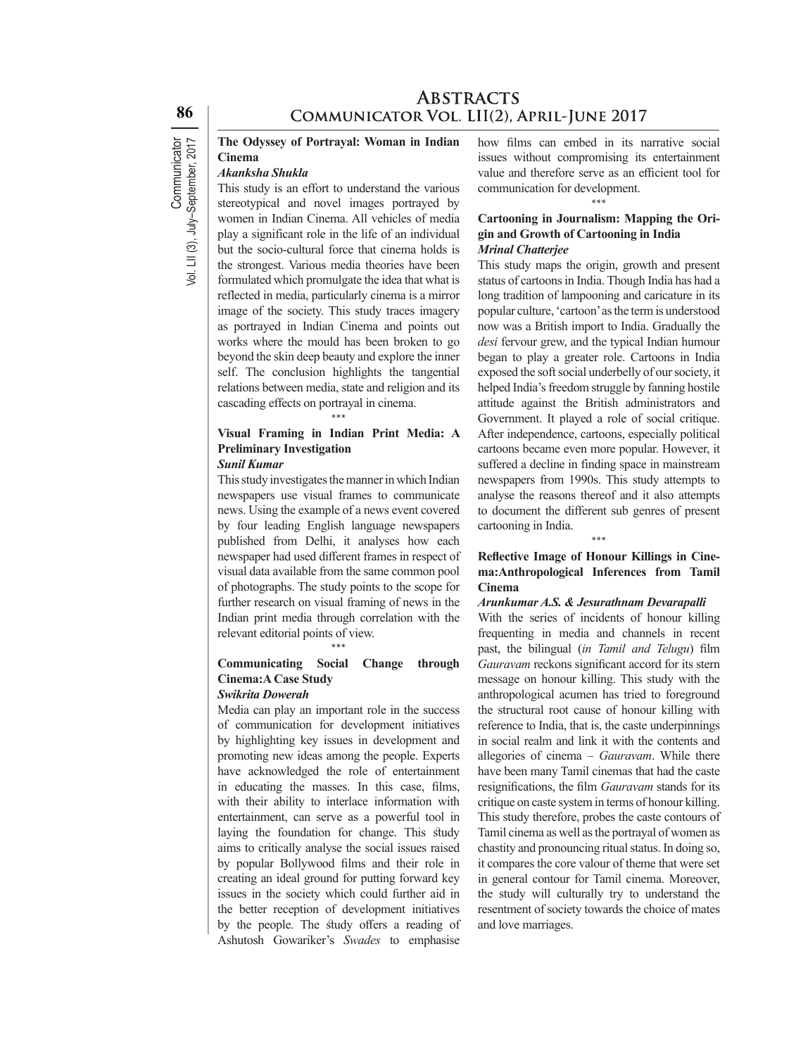# Abstracts

## Communicator Vol. LII(2), April-June 2017

### The Odyssey of Portrayal: Woman in Indian Cinema

***Akanksha Shukla***

This study is an effort to understand the various stereotypical and novel images portrayed by women in Indian Cinema. All vehicles of media play a significant role in the life of an individual but the socio-cultural force that cinema holds is the strongest. Various media theories have been formulated which promulgate the idea that what is reflected in media, particularly cinema is a mirror image of the society. This study traces imagery as portrayed in Indian Cinema and points out works where the mould has been broken to go beyond the skin deep beauty and explore the inner self. The conclusion highlights the tangential relations between media, state and religion and its cascading effects on portrayal in cinema.

\*\*\*

### Visual Framing in Indian Print Media: A Preliminary Investigation

***Sunil Kumar***

This study investigates the manner in which Indian newspapers use visual frames to communicate news. Using the example of a news event covered by four leading English language newspapers published from Delhi, it analyses how each newspaper had used different frames in respect of visual data available from the same common pool of photographs. The study points to the scope for further research on visual framing of news in the Indian print media through correlation with the relevant editorial points of view.

\*\*\*

### Communicating Social Change through Cinema:A Case Study

***Swikrita Dowerah***

Media can play an important role in the success of communication for development initiatives by highlighting key issues in development and promoting new ideas among the people. Experts have acknowledged the role of entertainment in educating the masses. In this case, films, with their ability to interlace information with entertainment, can serve as a powerful tool in laying the foundation for change. This study aims to critically analyse the social issues raised by popular Bollywood films and their role in creating an ideal ground for putting forward key issues in the society which could further aid in the better reception of development initiatives by the people. The study offers a reading of Ashutosh Gowariker's *Swades* to emphasise how films can embed in its narrative social issues without compromising its entertainment value and therefore serve as an efficient tool for communication for development.

\*\*\*

### Cartooning in Journalism: Mapping the Origin and Growth of Cartooning in India

***Mrinal Chatterjee***

This study maps the origin, growth and present status of cartoons in India. Though India has had a long tradition of lampooning and caricature in its popular culture, 'cartoon' as the term is understood now was a British import to India. Gradually the *desi* fervour grew, and the typical Indian humour began to play a greater role. Cartoons in India exposed the soft social underbelly of our society, it helped India's freedom struggle by fanning hostile attitude against the British administrators and Government. It played a role of social critique. After independence, cartoons, especially political cartoons became even more popular. However, it suffered a decline in finding space in mainstream newspapers from 1990s. This study attempts to analyse the reasons thereof and it also attempts to document the different sub genres of present cartooning in India.

\*\*\*

### Reflective Image of Honour Killings in Cinema:Anthropological Inferences from Tamil Cinema

***Arunkumar A.S. & Jesurathnam Devarapalli***

With the series of incidents of honour killing frequenting in media and channels in recent past, the bilingual (*in Tamil and Telugu*) film *Gauravam* reckons significant accord for its stern message on honour killing. This study with the anthropological acumen has tried to foreground the structural root cause of honour killing with reference to India, that is, the caste underpinnings in social realm and link it with the contents and allegories of cinema – *Gauravam*. While there have been many Tamil cinemas that had the caste resignifications, the film *Gauravam* stands for its critique on caste system in terms of honour killing. This study therefore, probes the caste contours of Tamil cinema as well as the portrayal of women as chastity and pronouncing ritual status. In doing so, it compares the core valour of theme that were set in general contour for Tamil cinema. Moreover, the study will culturally try to understand the resentment of society towards the choice of mates and love marriages.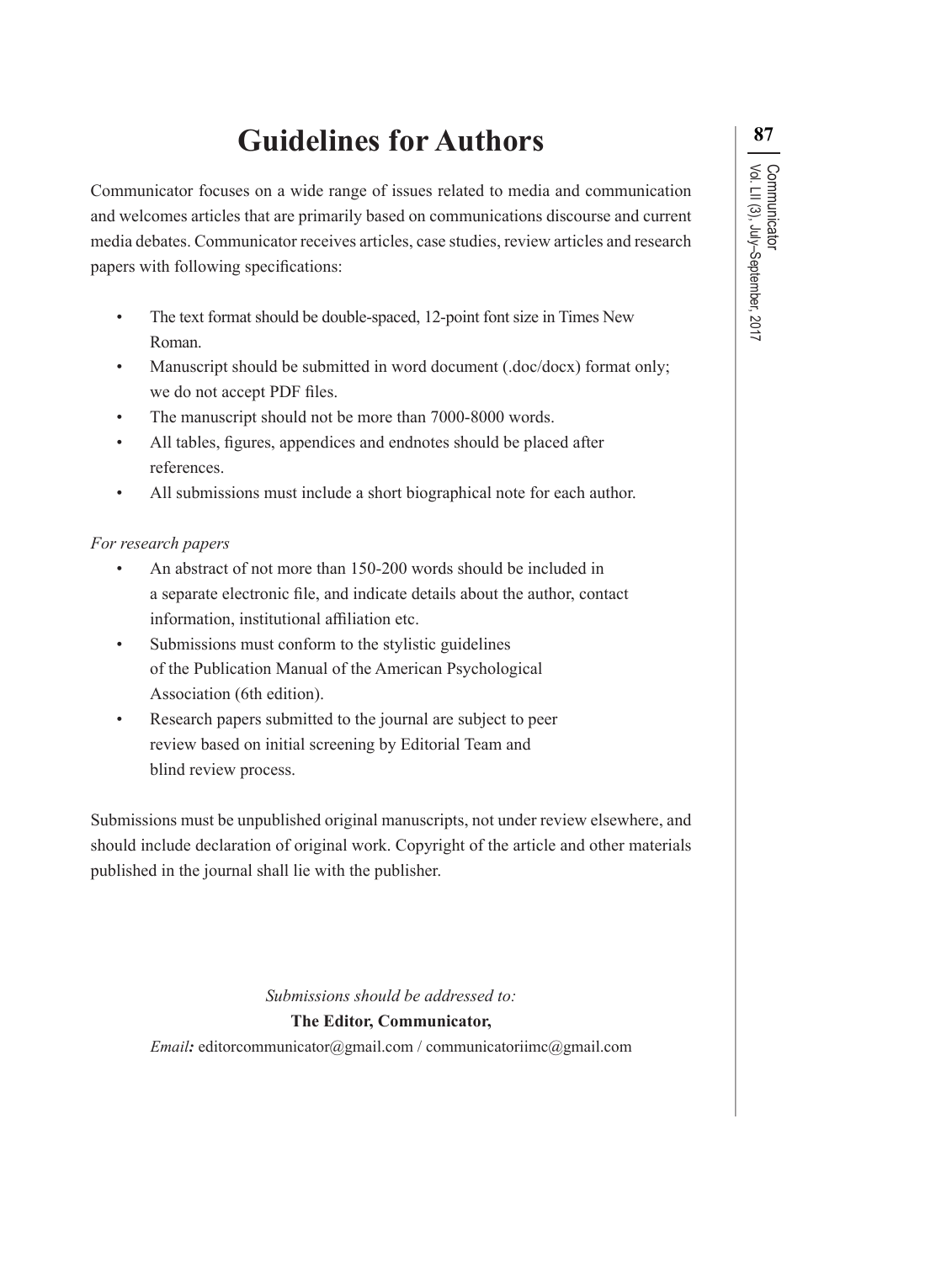# Guidelines for Authors

Communicator focuses on a wide range of issues related to media and communication and welcomes articles that are primarily based on communications discourse and current media debates. Communicator receives articles, case studies, review articles and research papers with following specifications:

- The text format should be double-spaced, 12-point font size in Times New Roman.
- Manuscript should be submitted in word document (.doc/docx) format only; we do not accept PDF files.
- The manuscript should not be more than 7000-8000 words.
- All tables, figures, appendices and endnotes should be placed after references.
- All submissions must include a short biographical note for each author.

*For research papers*

- An abstract of not more than 150-200 words should be included in a separate electronic file, and indicate details about the author, contact information, institutional affiliation etc.
- Submissions must conform to the stylistic guidelines of the Publication Manual of the American Psychological Association (6th edition).
- Research papers submitted to the journal are subject to peer review based on initial screening by Editorial Team and blind review process.

Submissions must be unpublished original manuscripts, not under review elsewhere, and should include declaration of original work. Copyright of the article and other materials published in the journal shall lie with the publisher.

*Submissions should be addressed to:*

**The Editor, Communicator,**

*Email:* editorcommunicator@gmail.com / communicatoriimc@gmail.com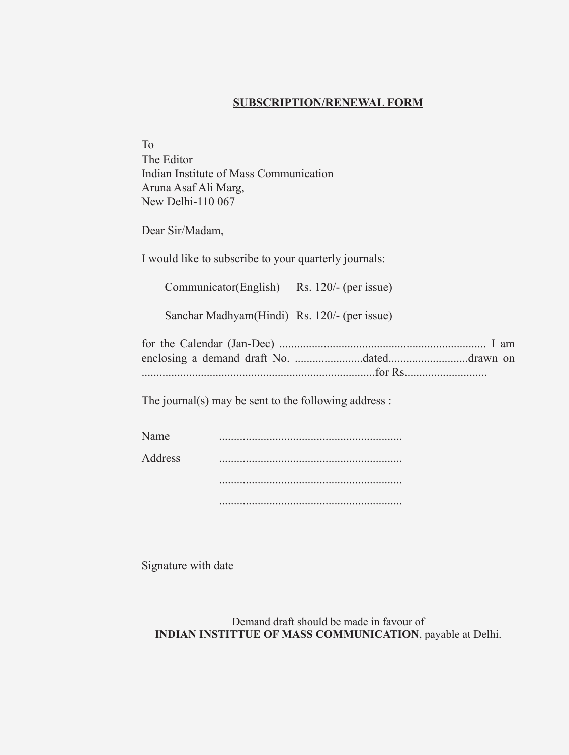## SUBSCRIPTION/RENEWAL FORM

To
The Editor
Indian Institute of Mass Communication
Aruna Asaf Ali Marg,
New Delhi-110 067

Dear Sir/Madam,

I would like to subscribe to your quarterly journals:

Communicator(English) Rs. 120/- (per issue)

Sanchar Madhyam(Hindi) Rs. 120/- (per issue)

for the Calendar (Jan-Dec) ..................................................................... I am enclosing a demand draft No. .......................dated...........................drawn on .............................................................................for Rs............................

The journal(s) may be sent to the following address :

Name .............................................................

Address .............................................................

.............................................................

.............................................................

Signature with date

Demand draft should be made in favour of
**INDIAN INSTITTUE OF MASS COMMUNICATION**, payable at Delhi.